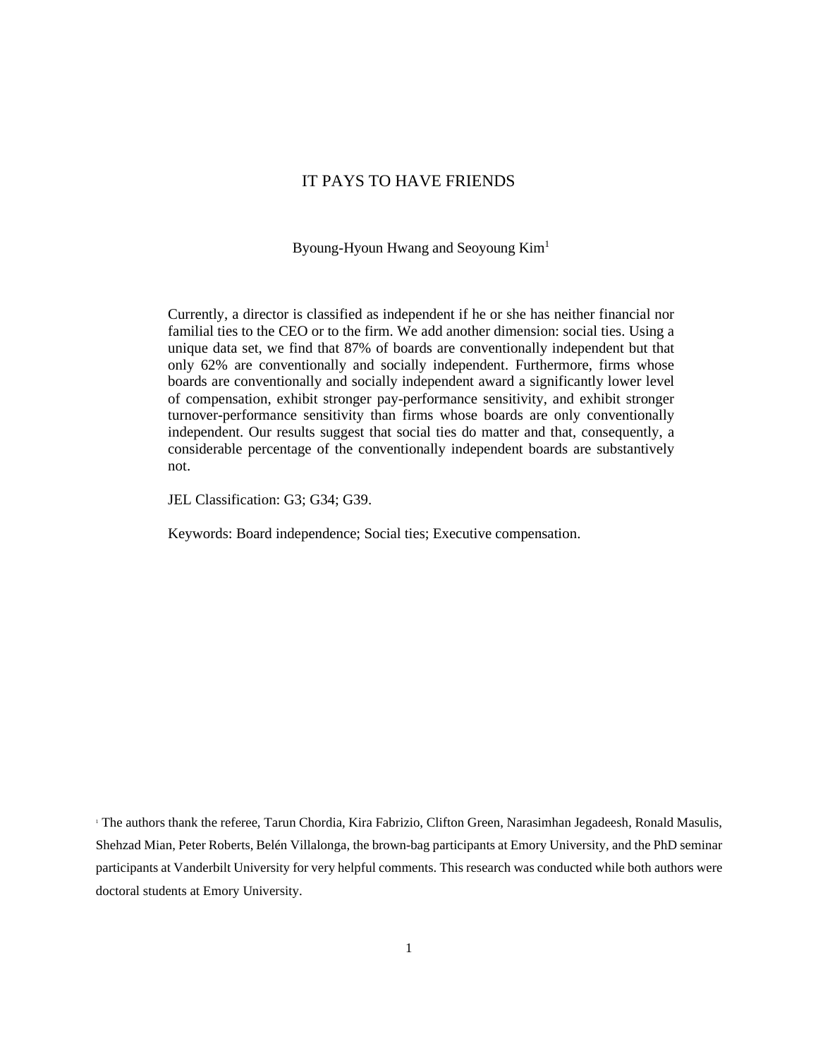# IT PAYS TO HAVE FRIENDS

Byoung-Hyoun Hwang and Seoyoung Kim[1]

Currently, a director is classified as independent if he or she has neither financial nor familial ties to the CEO or to the firm. We add another dimension: social ties. Using a unique data set, we find that 87% of boards are conventionally independent but that only 62% are conventionally and socially independent. Furthermore, firms whose boards are conventionally and socially independent award a significantly lower level of compensation, exhibit stronger pay-performance sensitivity, and exhibit stronger turnover-performance sensitivity than firms whose boards are only conventionally independent. Our results suggest that social ties do matter and that, consequently, a considerable percentage of the conventionally independent boards are substantively not.

JEL Classification: G3; G34; G39.

Keywords: Board independence; Social ties; Executive compensation.

[1] The authors thank the referee, Tarun Chordia, Kira Fabrizio, Clifton Green, Narasimhan Jegadeesh, Ronald Masulis, Shehzad Mian, Peter Roberts, Belén Villalonga, the brown-bag participants at Emory University, and the PhD seminar participants at Vanderbilt University for very helpful comments. This research was conducted while both authors were doctoral students at Emory University.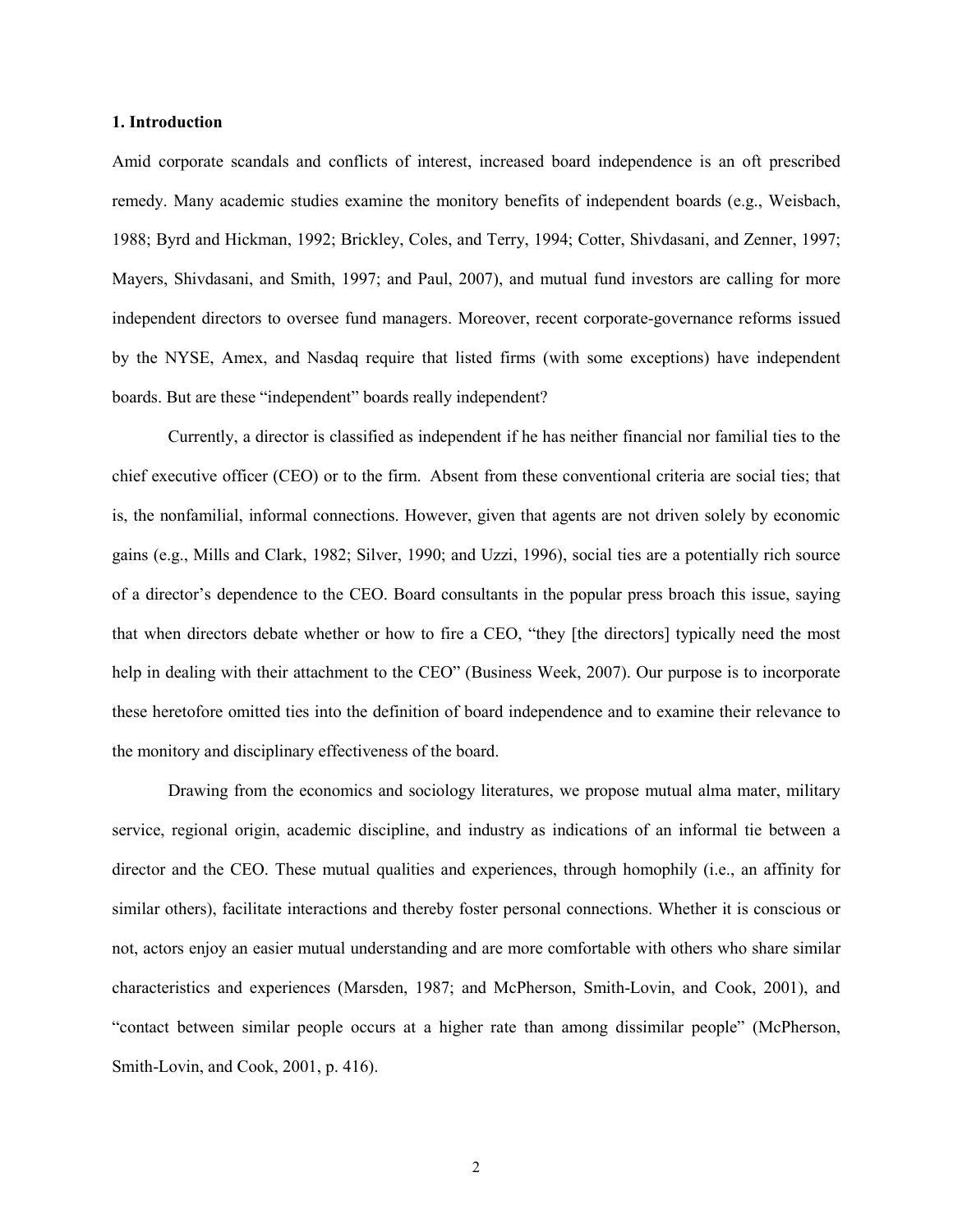## 1. Introduction

Amid corporate scandals and conflicts of interest, increased board independence is an oft prescribed remedy. Many academic studies examine the monitory benefits of independent boards (e.g., Weisbach, 1988; Byrd and Hickman, 1992; Brickley, Coles, and Terry, 1994; Cotter, Shivdasani, and Zenner, 1997; Mayers, Shivdasani, and Smith, 1997; and Paul, 2007), and mutual fund investors are calling for more independent directors to oversee fund managers. Moreover, recent corporate-governance reforms issued by the NYSE, Amex, and Nasdaq require that listed firms (with some exceptions) have independent boards. But are these "independent" boards really independent?

Currently, a director is classified as independent if he has neither financial nor familial ties to the chief executive officer (CEO) or to the firm. Absent from these conventional criteria are social ties; that is, the nonfamilial, informal connections. However, given that agents are not driven solely by economic gains (e.g., Mills and Clark, 1982; Silver, 1990; and Uzzi, 1996), social ties are a potentially rich source of a director's dependence to the CEO. Board consultants in the popular press broach this issue, saying that when directors debate whether or how to fire a CEO, "they [the directors] typically need the most help in dealing with their attachment to the CEO" (Business Week, 2007). Our purpose is to incorporate these heretofore omitted ties into the definition of board independence and to examine their relevance to the monitory and disciplinary effectiveness of the board.

Drawing from the economics and sociology literatures, we propose mutual alma mater, military service, regional origin, academic discipline, and industry as indications of an informal tie between a director and the CEO. These mutual qualities and experiences, through homophily (i.e., an affinity for similar others), facilitate interactions and thereby foster personal connections. Whether it is conscious or not, actors enjoy an easier mutual understanding and are more comfortable with others who share similar characteristics and experiences (Marsden, 1987; and McPherson, Smith-Lovin, and Cook, 2001), and "contact between similar people occurs at a higher rate than among dissimilar people" (McPherson, Smith-Lovin, and Cook, 2001, p. 416).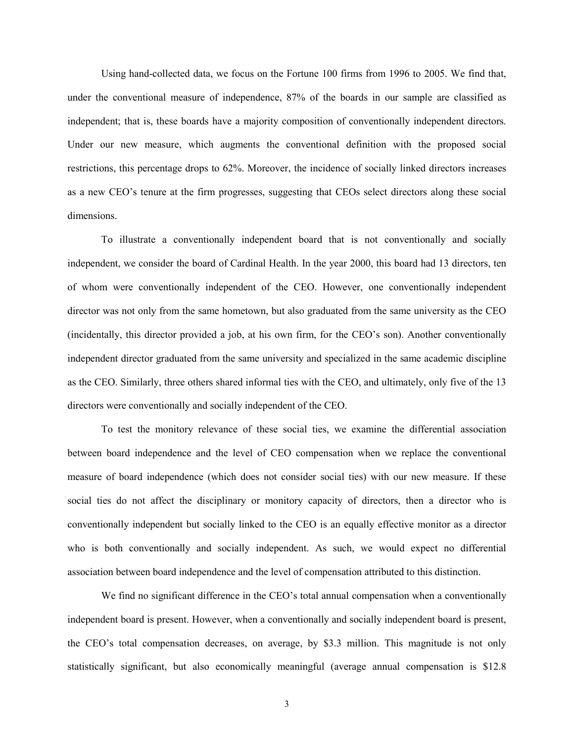Using hand-collected data, we focus on the Fortune 100 firms from 1996 to 2005. We find that, under the conventional measure of independence, 87% of the boards in our sample are classified as independent; that is, these boards have a majority composition of conventionally independent directors. Under our new measure, which augments the conventional definition with the proposed social restrictions, this percentage drops to 62%. Moreover, the incidence of socially linked directors increases as a new CEO's tenure at the firm progresses, suggesting that CEOs select directors along these social dimensions.

To illustrate a conventionally independent board that is not conventionally and socially independent, we consider the board of Cardinal Health. In the year 2000, this board had 13 directors, ten of whom were conventionally independent of the CEO. However, one conventionally independent director was not only from the same hometown, but also graduated from the same university as the CEO (incidentally, this director provided a job, at his own firm, for the CEO's son). Another conventionally independent director graduated from the same university and specialized in the same academic discipline as the CEO. Similarly, three others shared informal ties with the CEO, and ultimately, only five of the 13 directors were conventionally and socially independent of the CEO.

To test the monitory relevance of these social ties, we examine the differential association between board independence and the level of CEO compensation when we replace the conventional measure of board independence (which does not consider social ties) with our new measure. If these social ties do not affect the disciplinary or monitory capacity of directors, then a director who is conventionally independent but socially linked to the CEO is an equally effective monitor as a director who is both conventionally and socially independent. As such, we would expect no differential association between board independence and the level of compensation attributed to this distinction.

We find no significant difference in the CEO's total annual compensation when a conventionally independent board is present. However, when a conventionally and socially independent board is present, the CEO's total compensation decreases, on average, by \$3.3 million. This magnitude is not only statistically significant, but also economically meaningful (average annual compensation is \$12.8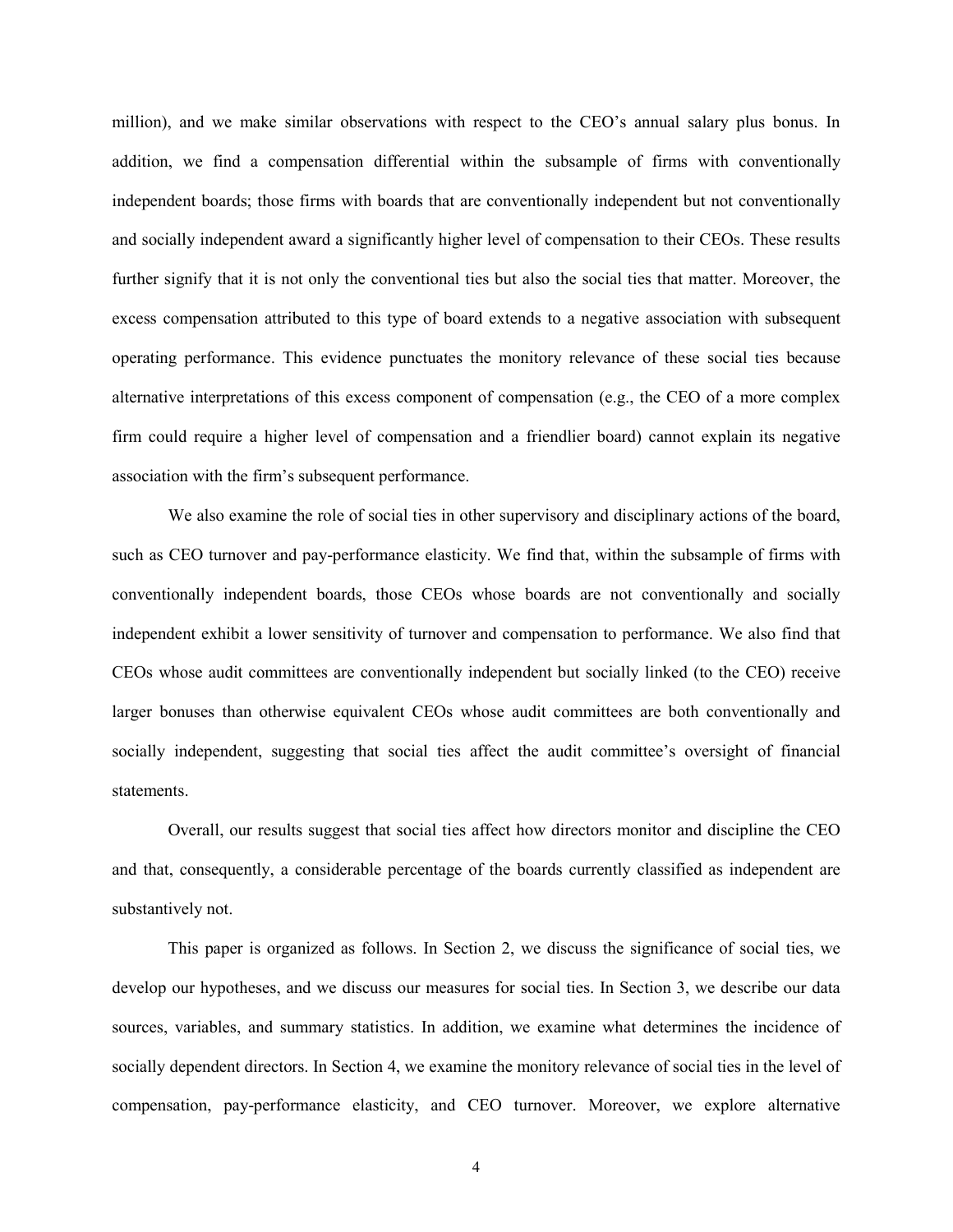million), and we make similar observations with respect to the CEO's annual salary plus bonus. In addition, we find a compensation differential within the subsample of firms with conventionally independent boards; those firms with boards that are conventionally independent but not conventionally and socially independent award a significantly higher level of compensation to their CEOs. These results further signify that it is not only the conventional ties but also the social ties that matter. Moreover, the excess compensation attributed to this type of board extends to a negative association with subsequent operating performance. This evidence punctuates the monitory relevance of these social ties because alternative interpretations of this excess component of compensation (e.g., the CEO of a more complex firm could require a higher level of compensation and a friendlier board) cannot explain its negative association with the firm's subsequent performance.

We also examine the role of social ties in other supervisory and disciplinary actions of the board, such as CEO turnover and pay-performance elasticity. We find that, within the subsample of firms with conventionally independent boards, those CEOs whose boards are not conventionally and socially independent exhibit a lower sensitivity of turnover and compensation to performance. We also find that CEOs whose audit committees are conventionally independent but socially linked (to the CEO) receive larger bonuses than otherwise equivalent CEOs whose audit committees are both conventionally and socially independent, suggesting that social ties affect the audit committee's oversight of financial statements.

Overall, our results suggest that social ties affect how directors monitor and discipline the CEO and that, consequently, a considerable percentage of the boards currently classified as independent are substantively not.

This paper is organized as follows. In Section 2, we discuss the significance of social ties, we develop our hypotheses, and we discuss our measures for social ties. In Section 3, we describe our data sources, variables, and summary statistics. In addition, we examine what determines the incidence of socially dependent directors. In Section 4, we examine the monitory relevance of social ties in the level of compensation, pay-performance elasticity, and CEO turnover. Moreover, we explore alternative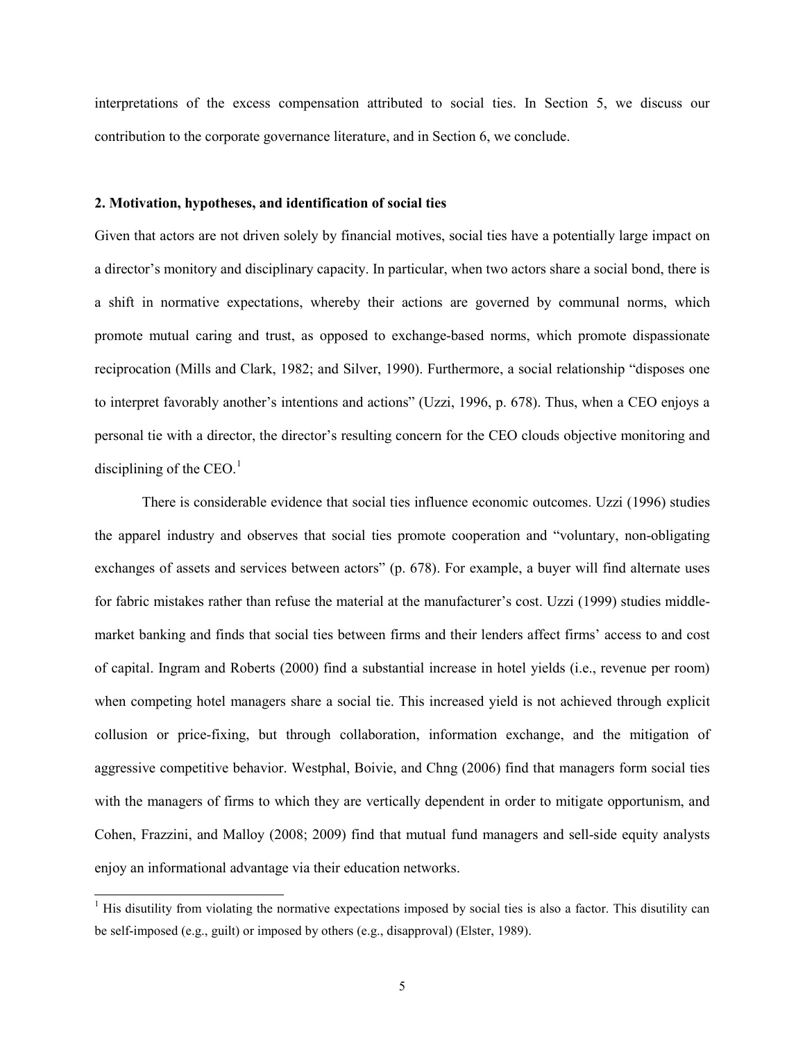interpretations of the excess compensation attributed to social ties. In Section 5, we discuss our contribution to the corporate governance literature, and in Section 6, we conclude.

## 2. Motivation, hypotheses, and identification of social ties

Given that actors are not driven solely by financial motives, social ties have a potentially large impact on a director's monitory and disciplinary capacity. In particular, when two actors share a social bond, there is a shift in normative expectations, whereby their actions are governed by communal norms, which promote mutual caring and trust, as opposed to exchange-based norms, which promote dispassionate reciprocation (Mills and Clark, 1982; and Silver, 1990). Furthermore, a social relationship "disposes one to interpret favorably another's intentions and actions" (Uzzi, 1996, p. 678). Thus, when a CEO enjoys a personal tie with a director, the director's resulting concern for the CEO clouds objective monitoring and disciplining of the CEO.[1]

There is considerable evidence that social ties influence economic outcomes. Uzzi (1996) studies the apparel industry and observes that social ties promote cooperation and "voluntary, non-obligating exchanges of assets and services between actors" (p. 678). For example, a buyer will find alternate uses for fabric mistakes rather than refuse the material at the manufacturer's cost. Uzzi (1999) studies middle-market banking and finds that social ties between firms and their lenders affect firms' access to and cost of capital. Ingram and Roberts (2000) find a substantial increase in hotel yields (i.e., revenue per room) when competing hotel managers share a social tie. This increased yield is not achieved through explicit collusion or price-fixing, but through collaboration, information exchange, and the mitigation of aggressive competitive behavior. Westphal, Boivie, and Chng (2006) find that managers form social ties with the managers of firms to which they are vertically dependent in order to mitigate opportunism, and Cohen, Frazzini, and Malloy (2008; 2009) find that mutual fund managers and sell-side equity analysts enjoy an informational advantage via their education networks.

[1] His disutility from violating the normative expectations imposed by social ties is also a factor. This disutility can be self-imposed (e.g., guilt) or imposed by others (e.g., disapproval) (Elster, 1989).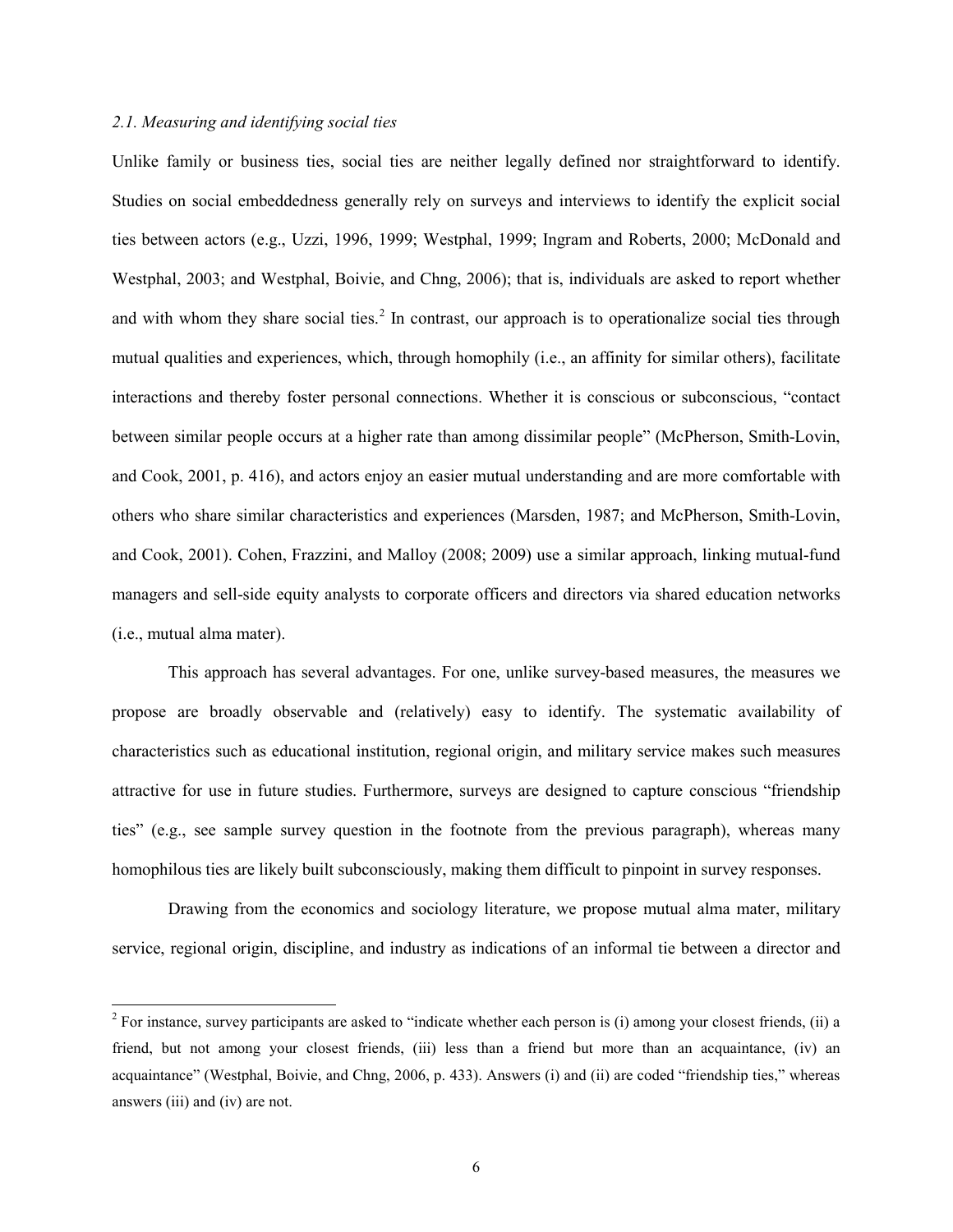### *2.1. Measuring and identifying social ties*

Unlike family or business ties, social ties are neither legally defined nor straightforward to identify. Studies on social embeddedness generally rely on surveys and interviews to identify the explicit social ties between actors (e.g., Uzzi, 1996, 1999; Westphal, 1999; Ingram and Roberts, 2000; McDonald and Westphal, 2003; and Westphal, Boivie, and Chng, 2006); that is, individuals are asked to report whether and with whom they share social ties.[2] In contrast, our approach is to operationalize social ties through mutual qualities and experiences, which, through homophily (i.e., an affinity for similar others), facilitate interactions and thereby foster personal connections. Whether it is conscious or subconscious, "contact between similar people occurs at a higher rate than among dissimilar people" (McPherson, Smith-Lovin, and Cook, 2001, p. 416), and actors enjoy an easier mutual understanding and are more comfortable with others who share similar characteristics and experiences (Marsden, 1987; and McPherson, Smith-Lovin, and Cook, 2001). Cohen, Frazzini, and Malloy (2008; 2009) use a similar approach, linking mutual-fund managers and sell-side equity analysts to corporate officers and directors via shared education networks (i.e., mutual alma mater).

This approach has several advantages. For one, unlike survey-based measures, the measures we propose are broadly observable and (relatively) easy to identify. The systematic availability of characteristics such as educational institution, regional origin, and military service makes such measures attractive for use in future studies. Furthermore, surveys are designed to capture conscious "friendship ties" (e.g., see sample survey question in the footnote from the previous paragraph), whereas many homophilous ties are likely built subconsciously, making them difficult to pinpoint in survey responses.

Drawing from the economics and sociology literature, we propose mutual alma mater, military service, regional origin, discipline, and industry as indications of an informal tie between a director and

[2] For instance, survey participants are asked to "indicate whether each person is (i) among your closest friends, (ii) a friend, but not among your closest friends, (iii) less than a friend but more than an acquaintance, (iv) an acquaintance" (Westphal, Boivie, and Chng, 2006, p. 433). Answers (i) and (ii) are coded "friendship ties," whereas answers (iii) and (iv) are not.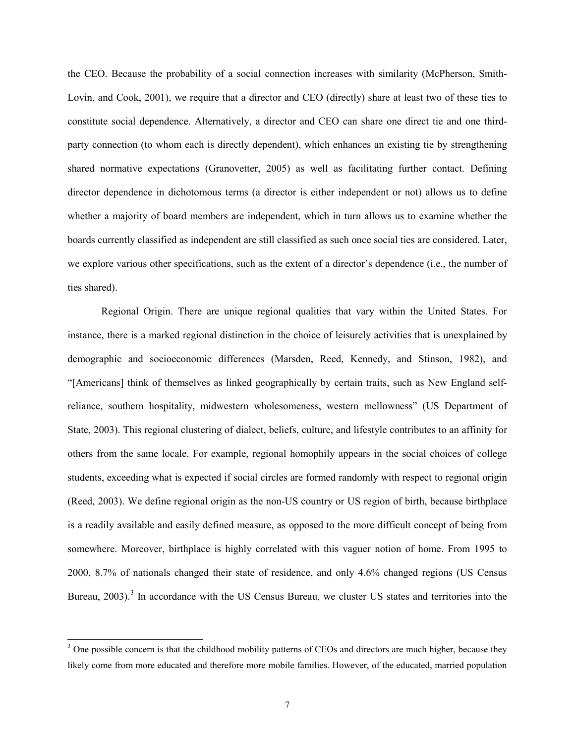the CEO. Because the probability of a social connection increases with similarity (McPherson, Smith-Lovin, and Cook, 2001), we require that a director and CEO (directly) share at least two of these ties to constitute social dependence. Alternatively, a director and CEO can share one direct tie and one third-party connection (to whom each is directly dependent), which enhances an existing tie by strengthening shared normative expectations (Granovetter, 2005) as well as facilitating further contact. Defining director dependence in dichotomous terms (a director is either independent or not) allows us to define whether a majority of board members are independent, which in turn allows us to examine whether the boards currently classified as independent are still classified as such once social ties are considered. Later, we explore various other specifications, such as the extent of a director's dependence (i.e., the number of ties shared).

Regional Origin. There are unique regional qualities that vary within the United States. For instance, there is a marked regional distinction in the choice of leisurely activities that is unexplained by demographic and socioeconomic differences (Marsden, Reed, Kennedy, and Stinson, 1982), and "[Americans] think of themselves as linked geographically by certain traits, such as New England self-reliance, southern hospitality, midwestern wholesomeness, western mellowness" (US Department of State, 2003). This regional clustering of dialect, beliefs, culture, and lifestyle contributes to an affinity for others from the same locale. For example, regional homophily appears in the social choices of college students, exceeding what is expected if social circles are formed randomly with respect to regional origin (Reed, 2003). We define regional origin as the non-US country or US region of birth, because birthplace is a readily available and easily defined measure, as opposed to the more difficult concept of being from somewhere. Moreover, birthplace is highly correlated with this vaguer notion of home. From 1995 to 2000, 8.7% of nationals changed their state of residence, and only 4.6% changed regions (US Census Bureau, 2003).[3] In accordance with the US Census Bureau, we cluster US states and territories into the

[3] One possible concern is that the childhood mobility patterns of CEOs and directors are much higher, because they likely come from more educated and therefore more mobile families. However, of the educated, married population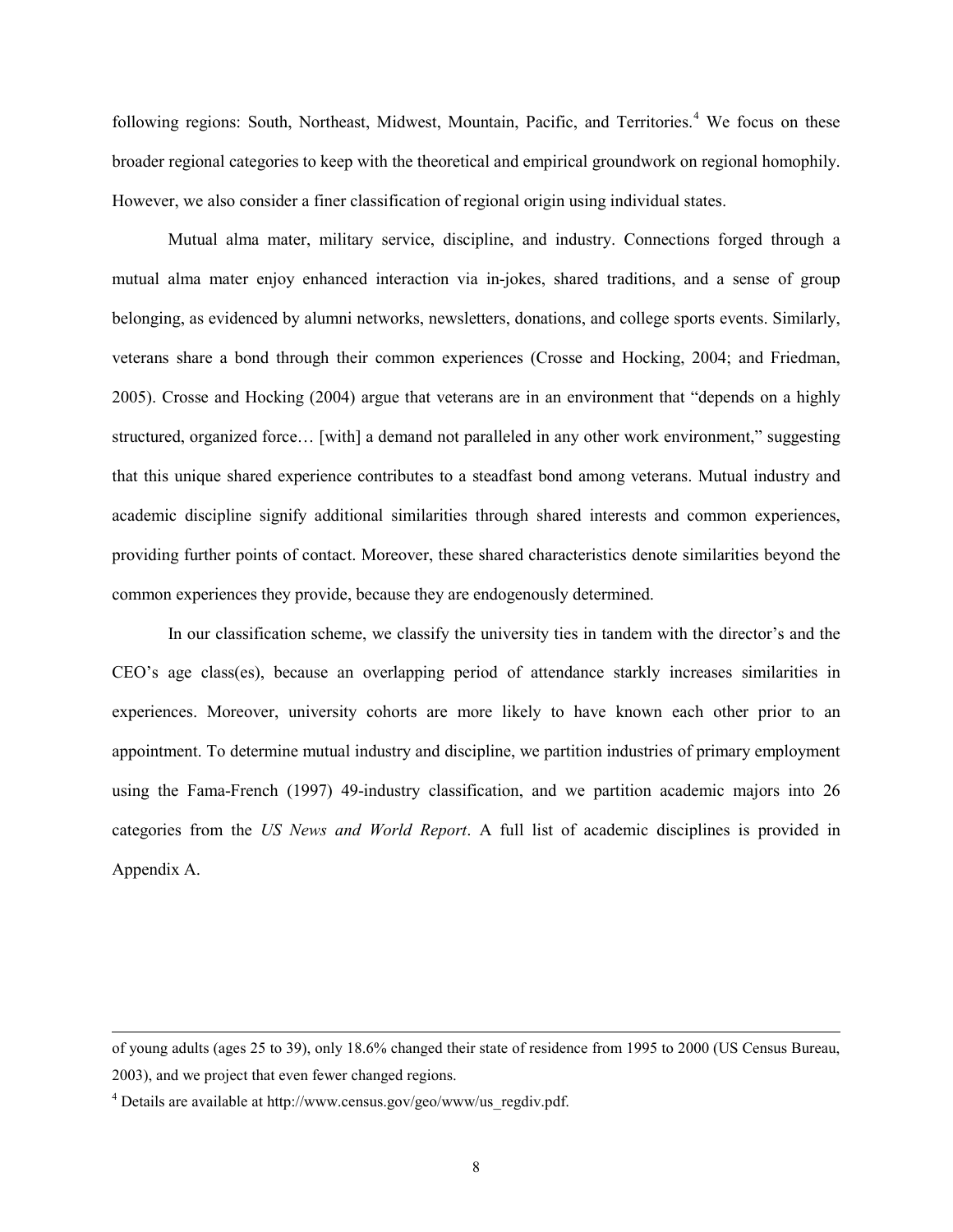following regions: South, Northeast, Midwest, Mountain, Pacific, and Territories.[4] We focus on these broader regional categories to keep with the theoretical and empirical groundwork on regional homophily. However, we also consider a finer classification of regional origin using individual states.

Mutual alma mater, military service, discipline, and industry. Connections forged through a mutual alma mater enjoy enhanced interaction via in-jokes, shared traditions, and a sense of group belonging, as evidenced by alumni networks, newsletters, donations, and college sports events. Similarly, veterans share a bond through their common experiences (Crosse and Hocking, 2004; and Friedman, 2005). Crosse and Hocking (2004) argue that veterans are in an environment that "depends on a highly structured, organized force… [with] a demand not paralleled in any other work environment," suggesting that this unique shared experience contributes to a steadfast bond among veterans. Mutual industry and academic discipline signify additional similarities through shared interests and common experiences, providing further points of contact. Moreover, these shared characteristics denote similarities beyond the common experiences they provide, because they are endogenously determined.

In our classification scheme, we classify the university ties in tandem with the director's and the CEO's age class(es), because an overlapping period of attendance starkly increases similarities in experiences. Moreover, university cohorts are more likely to have known each other prior to an appointment. To determine mutual industry and discipline, we partition industries of primary employment using the Fama-French (1997) 49-industry classification, and we partition academic majors into 26 categories from the *US News and World Report*. A full list of academic disciplines is provided in Appendix A.

---

of young adults (ages 25 to 39), only 18.6% changed their state of residence from 1995 to 2000 (US Census Bureau, 2003), and we project that even fewer changed regions.

[4] Details are available at http://www.census.gov/geo/www/us_regdiv.pdf.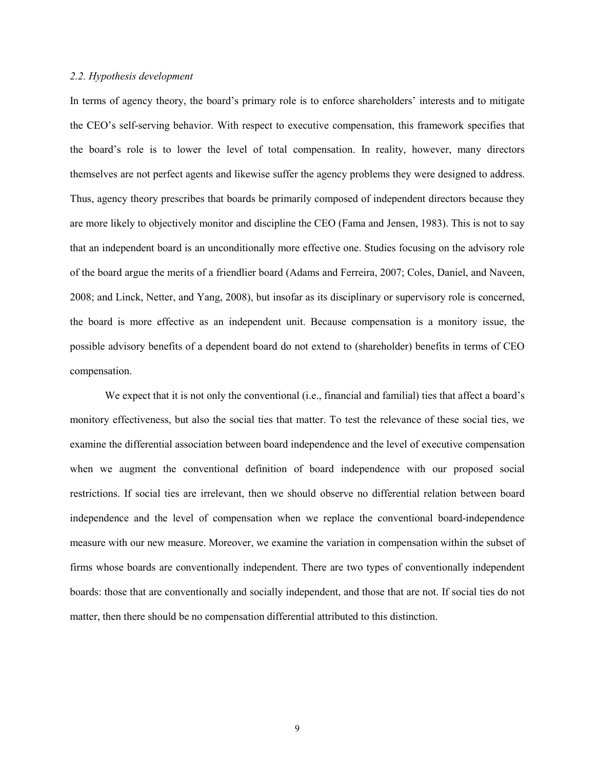*2.2. Hypothesis development*

In terms of agency theory, the board's primary role is to enforce shareholders' interests and to mitigate the CEO's self-serving behavior. With respect to executive compensation, this framework specifies that the board's role is to lower the level of total compensation. In reality, however, many directors themselves are not perfect agents and likewise suffer the agency problems they were designed to address. Thus, agency theory prescribes that boards be primarily composed of independent directors because they are more likely to objectively monitor and discipline the CEO (Fama and Jensen, 1983). This is not to say that an independent board is an unconditionally more effective one. Studies focusing on the advisory role of the board argue the merits of a friendlier board (Adams and Ferreira, 2007; Coles, Daniel, and Naveen, 2008; and Linck, Netter, and Yang, 2008), but insofar as its disciplinary or supervisory role is concerned, the board is more effective as an independent unit. Because compensation is a monitory issue, the possible advisory benefits of a dependent board do not extend to (shareholder) benefits in terms of CEO compensation.

We expect that it is not only the conventional (i.e., financial and familial) ties that affect a board's monitory effectiveness, but also the social ties that matter. To test the relevance of these social ties, we examine the differential association between board independence and the level of executive compensation when we augment the conventional definition of board independence with our proposed social restrictions. If social ties are irrelevant, then we should observe no differential relation between board independence and the level of compensation when we replace the conventional board-independence measure with our new measure. Moreover, we examine the variation in compensation within the subset of firms whose boards are conventionally independent. There are two types of conventionally independent boards: those that are conventionally and socially independent, and those that are not. If social ties do not matter, then there should be no compensation differential attributed to this distinction.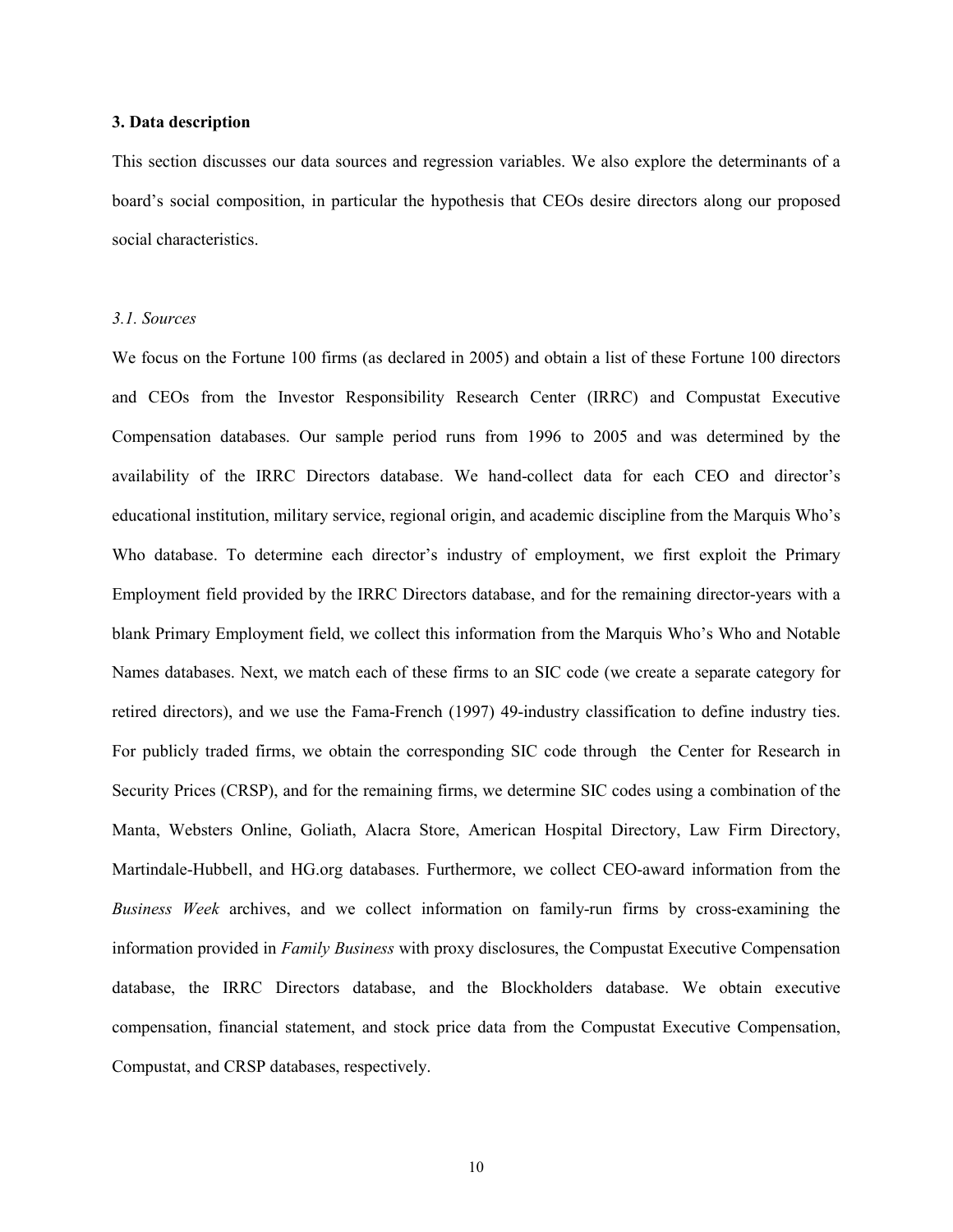### 3. Data description

This section discusses our data sources and regression variables. We also explore the determinants of a board's social composition, in particular the hypothesis that CEOs desire directors along our proposed social characteristics.

#### *3.1. Sources*

We focus on the Fortune 100 firms (as declared in 2005) and obtain a list of these Fortune 100 directors and CEOs from the Investor Responsibility Research Center (IRRC) and Compustat Executive Compensation databases. Our sample period runs from 1996 to 2005 and was determined by the availability of the IRRC Directors database. We hand-collect data for each CEO and director's educational institution, military service, regional origin, and academic discipline from the Marquis Who's Who database. To determine each director's industry of employment, we first exploit the Primary Employment field provided by the IRRC Directors database, and for the remaining director-years with a blank Primary Employment field, we collect this information from the Marquis Who's Who and Notable Names databases. Next, we match each of these firms to an SIC code (we create a separate category for retired directors), and we use the Fama-French (1997) 49-industry classification to define industry ties. For publicly traded firms, we obtain the corresponding SIC code through the Center for Research in Security Prices (CRSP), and for the remaining firms, we determine SIC codes using a combination of the Manta, Websters Online, Goliath, Alacra Store, American Hospital Directory, Law Firm Directory, Martindale-Hubbell, and HG.org databases. Furthermore, we collect CEO-award information from the *Business Week* archives, and we collect information on family-run firms by cross-examining the information provided in *Family Business* with proxy disclosures, the Compustat Executive Compensation database, the IRRC Directors database, and the Blockholders database. We obtain executive compensation, financial statement, and stock price data from the Compustat Executive Compensation, Compustat, and CRSP databases, respectively.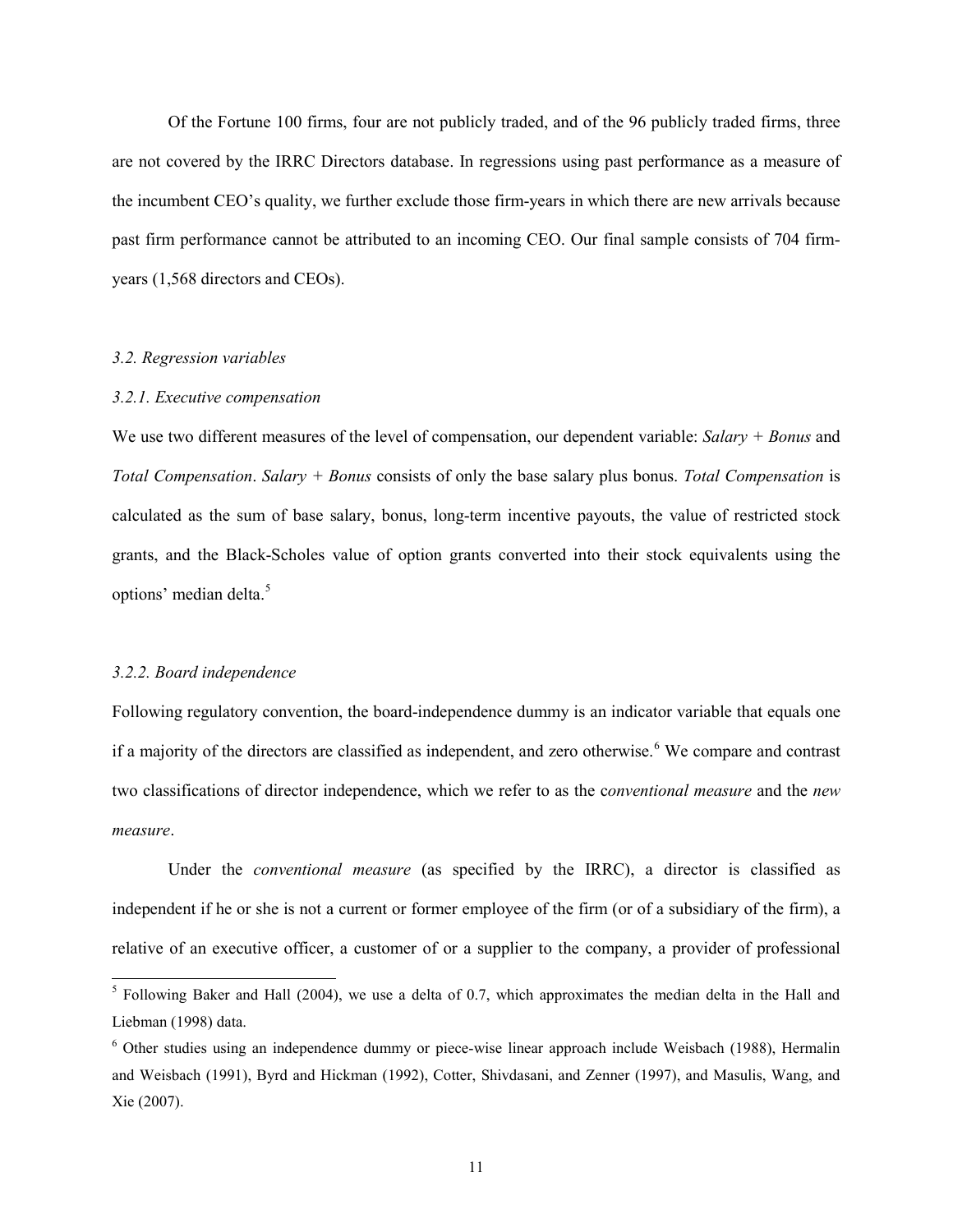Of the Fortune 100 firms, four are not publicly traded, and of the 96 publicly traded firms, three are not covered by the IRRC Directors database. In regressions using past performance as a measure of the incumbent CEO's quality, we further exclude those firm-years in which there are new arrivals because past firm performance cannot be attributed to an incoming CEO. Our final sample consists of 704 firm-years (1,568 directors and CEOs).

### *3.2. Regression variables*

#### *3.2.1. Executive compensation*

We use two different measures of the level of compensation, our dependent variable: *Salary + Bonus* and *Total Compensation*. *Salary + Bonus* consists of only the base salary plus bonus. *Total Compensation* is calculated as the sum of base salary, bonus, long-term incentive payouts, the value of restricted stock grants, and the Black-Scholes value of option grants converted into their stock equivalents using the options' median delta.[5]

#### *3.2.2. Board independence*

Following regulatory convention, the board-independence dummy is an indicator variable that equals one if a majority of the directors are classified as independent, and zero otherwise.[6] We compare and contrast two classifications of director independence, which we refer to as the *conventional measure* and the *new measure*.

Under the *conventional measure* (as specified by the IRRC), a director is classified as independent if he or she is not a current or former employee of the firm (or of a subsidiary of the firm), a relative of an executive officer, a customer of or a supplier to the company, a provider of professional

---

[5] Following Baker and Hall (2004), we use a delta of 0.7, which approximates the median delta in the Hall and Liebman (1998) data.

[6] Other studies using an independence dummy or piece-wise linear approach include Weisbach (1988), Hermalin and Weisbach (1991), Byrd and Hickman (1992), Cotter, Shivdasani, and Zenner (1997), and Masulis, Wang, and Xie (2007).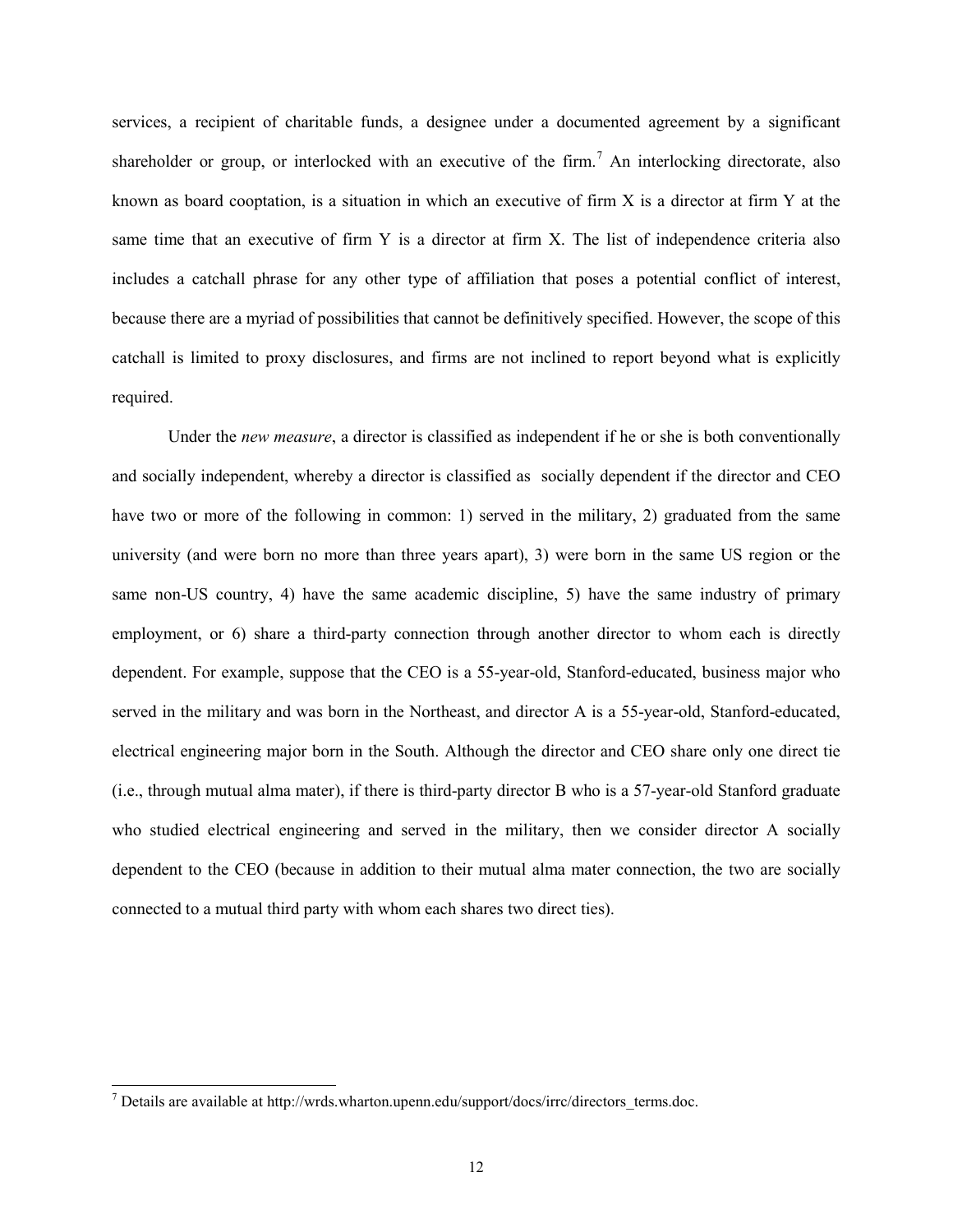services, a recipient of charitable funds, a designee under a documented agreement by a significant shareholder or group, or interlocked with an executive of the firm.[7] An interlocking directorate, also known as board cooptation, is a situation in which an executive of firm X is a director at firm Y at the same time that an executive of firm Y is a director at firm X. The list of independence criteria also includes a catchall phrase for any other type of affiliation that poses a potential conflict of interest, because there are a myriad of possibilities that cannot be definitively specified. However, the scope of this catchall is limited to proxy disclosures, and firms are not inclined to report beyond what is explicitly required.

Under the *new measure*, a director is classified as independent if he or she is both conventionally and socially independent, whereby a director is classified as socially dependent if the director and CEO have two or more of the following in common: 1) served in the military, 2) graduated from the same university (and were born no more than three years apart), 3) were born in the same US region or the same non-US country, 4) have the same academic discipline, 5) have the same industry of primary employment, or 6) share a third-party connection through another director to whom each is directly dependent. For example, suppose that the CEO is a 55-year-old, Stanford-educated, business major who served in the military and was born in the Northeast, and director A is a 55-year-old, Stanford-educated, electrical engineering major born in the South. Although the director and CEO share only one direct tie (i.e., through mutual alma mater), if there is third-party director B who is a 57-year-old Stanford graduate who studied electrical engineering and served in the military, then we consider director A socially dependent to the CEO (because in addition to their mutual alma mater connection, the two are socially connected to a mutual third party with whom each shares two direct ties).

[7] Details are available at http://wrds.wharton.upenn.edu/support/docs/irrc/directors_terms.doc.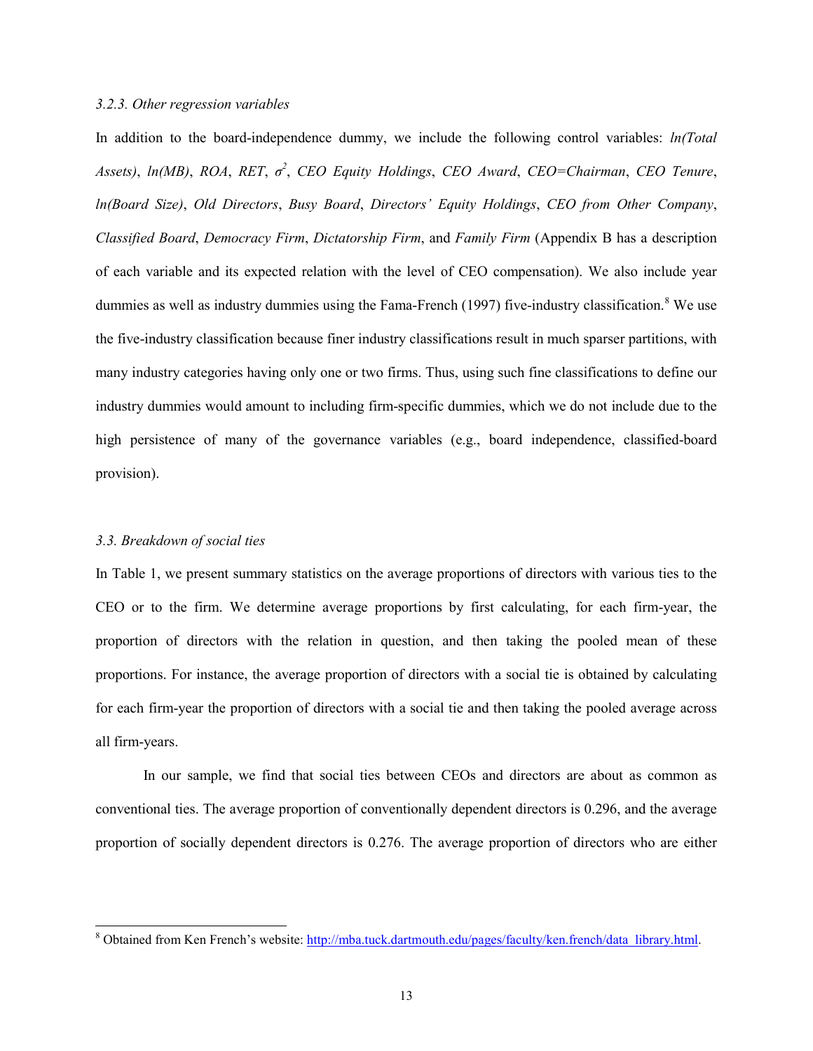#### 3.2.3. Other regression variables

In addition to the board-independence dummy, we include the following control variables: *ln(Total Assets)*, *ln(MB)*, *ROA*, *RET*, $\sigma^2$, *CEO Equity Holdings*, *CEO Award*, *CEO=Chairman*, *CEO Tenure*, *ln(Board Size)*, *Old Directors*, *Busy Board*, *Directors' Equity Holdings*, *CEO from Other Company*, *Classified Board*, *Democracy Firm*, *Dictatorship Firm*, and *Family Firm* (Appendix B has a description of each variable and its expected relation with the level of CEO compensation). We also include year dummies as well as industry dummies using the Fama-French (1997) five-industry classification.[8] We use the five-industry classification because finer industry classifications result in much sparser partitions, with many industry categories having only one or two firms. Thus, using such fine classifications to define our industry dummies would amount to including firm-specific dummies, which we do not include due to the high persistence of many of the governance variables (e.g., board independence, classified-board provision).

### 3.3. Breakdown of social ties

In Table 1, we present summary statistics on the average proportions of directors with various ties to the CEO or to the firm. We determine average proportions by first calculating, for each firm-year, the proportion of directors with the relation in question, and then taking the pooled mean of these proportions. For instance, the average proportion of directors with a social tie is obtained by calculating for each firm-year the proportion of directors with a social tie and then taking the pooled average across all firm-years.

In our sample, we find that social ties between CEOs and directors are about as common as conventional ties. The average proportion of conventionally dependent directors is 0.296, and the average proportion of socially dependent directors is 0.276. The average proportion of directors who are either

---

[8] Obtained from Ken French's website: http://mba.tuck.dartmouth.edu/pages/faculty/ken.french/data_library.html.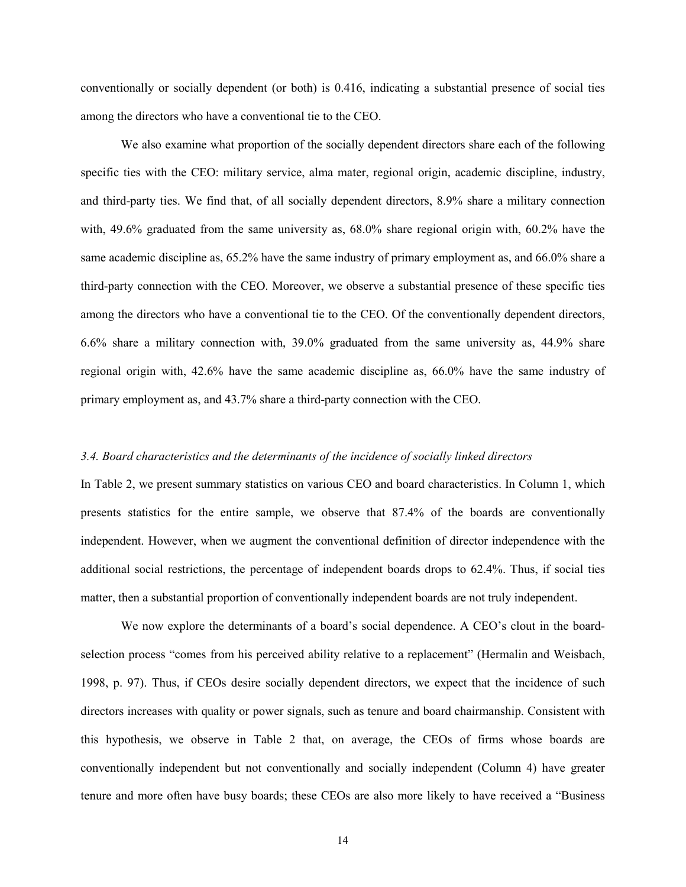conventionally or socially dependent (or both) is 0.416, indicating a substantial presence of social ties among the directors who have a conventional tie to the CEO.

We also examine what proportion of the socially dependent directors share each of the following specific ties with the CEO: military service, alma mater, regional origin, academic discipline, industry, and third-party ties. We find that, of all socially dependent directors, 8.9% share a military connection with, 49.6% graduated from the same university as, 68.0% share regional origin with, 60.2% have the same academic discipline as, 65.2% have the same industry of primary employment as, and 66.0% share a third-party connection with the CEO. Moreover, we observe a substantial presence of these specific ties among the directors who have a conventional tie to the CEO. Of the conventionally dependent directors, 6.6% share a military connection with, 39.0% graduated from the same university as, 44.9% share regional origin with, 42.6% have the same academic discipline as, 66.0% have the same industry of primary employment as, and 43.7% share a third-party connection with the CEO.

### *3.4. Board characteristics and the determinants of the incidence of socially linked directors*

In Table 2, we present summary statistics on various CEO and board characteristics. In Column 1, which presents statistics for the entire sample, we observe that 87.4% of the boards are conventionally independent. However, when we augment the conventional definition of director independence with the additional social restrictions, the percentage of independent boards drops to 62.4%. Thus, if social ties matter, then a substantial proportion of conventionally independent boards are not truly independent.

We now explore the determinants of a board's social dependence. A CEO's clout in the board-selection process "comes from his perceived ability relative to a replacement" (Hermalin and Weisbach, 1998, p. 97). Thus, if CEOs desire socially dependent directors, we expect that the incidence of such directors increases with quality or power signals, such as tenure and board chairmanship. Consistent with this hypothesis, we observe in Table 2 that, on average, the CEOs of firms whose boards are conventionally independent but not conventionally and socially independent (Column 4) have greater tenure and more often have busy boards; these CEOs are also more likely to have received a "Business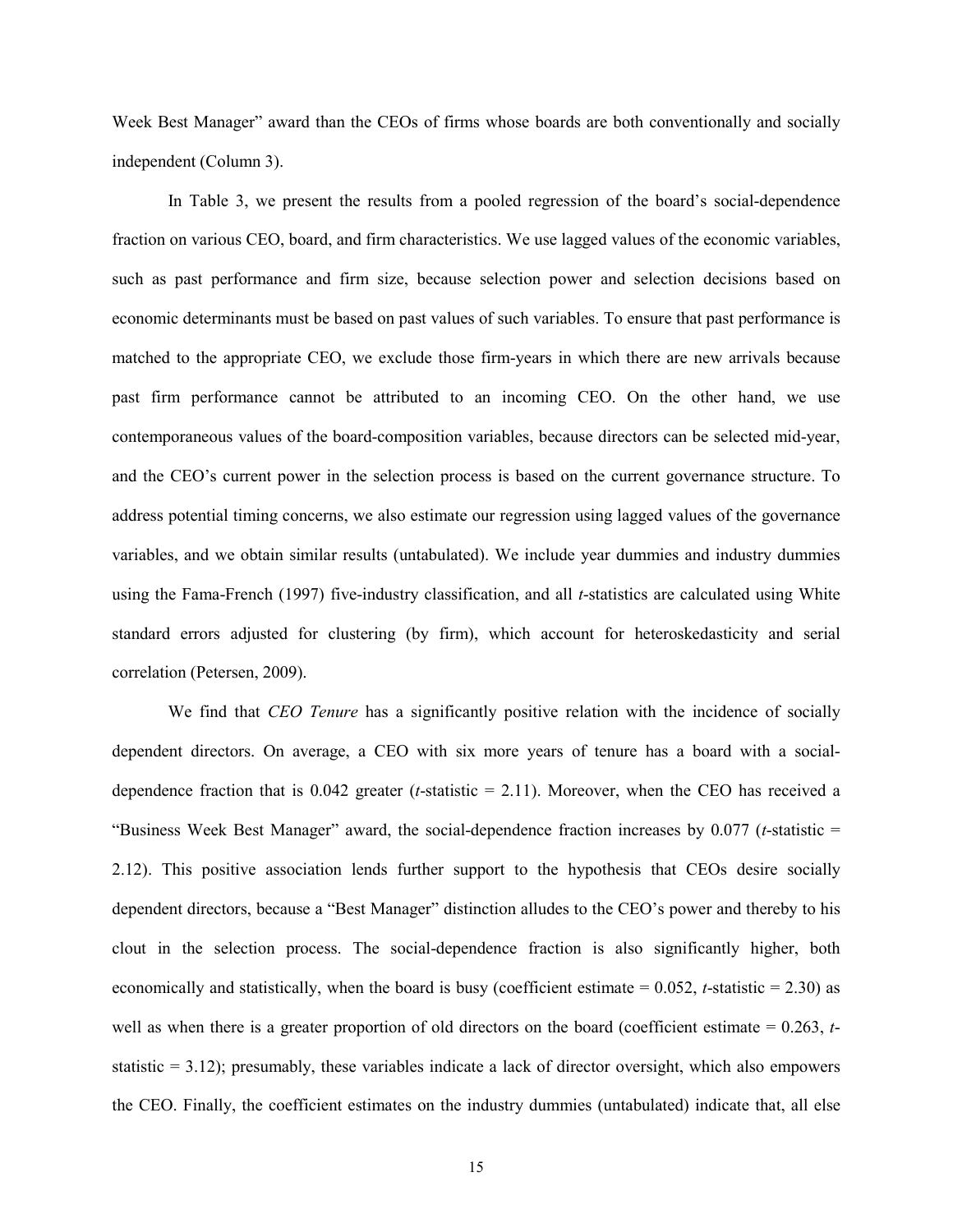Week Best Manager" award than the CEOs of firms whose boards are both conventionally and socially independent (Column 3).

In Table 3, we present the results from a pooled regression of the board's social-dependence fraction on various CEO, board, and firm characteristics. We use lagged values of the economic variables, such as past performance and firm size, because selection power and selection decisions based on economic determinants must be based on past values of such variables. To ensure that past performance is matched to the appropriate CEO, we exclude those firm-years in which there are new arrivals because past firm performance cannot be attributed to an incoming CEO. On the other hand, we use contemporaneous values of the board-composition variables, because directors can be selected mid-year, and the CEO's current power in the selection process is based on the current governance structure. To address potential timing concerns, we also estimate our regression using lagged values of the governance variables, and we obtain similar results (untabulated). We include year dummies and industry dummies using the Fama-French (1997) five-industry classification, and all *t*-statistics are calculated using White standard errors adjusted for clustering (by firm), which account for heteroskedasticity and serial correlation (Petersen, 2009).

We find that *CEO Tenure* has a significantly positive relation with the incidence of socially dependent directors. On average, a CEO with six more years of tenure has a board with a social-dependence fraction that is 0.042 greater (*t*-statistic = 2.11). Moreover, when the CEO has received a "Business Week Best Manager" award, the social-dependence fraction increases by 0.077 (*t*-statistic = 2.12). This positive association lends further support to the hypothesis that CEOs desire socially dependent directors, because a "Best Manager" distinction alludes to the CEO's power and thereby to his clout in the selection process. The social-dependence fraction is also significantly higher, both economically and statistically, when the board is busy (coefficient estimate = 0.052, *t*-statistic = 2.30) as well as when there is a greater proportion of old directors on the board (coefficient estimate = 0.263, *t*-statistic = 3.12); presumably, these variables indicate a lack of director oversight, which also empowers the CEO. Finally, the coefficient estimates on the industry dummies (untabulated) indicate that, all else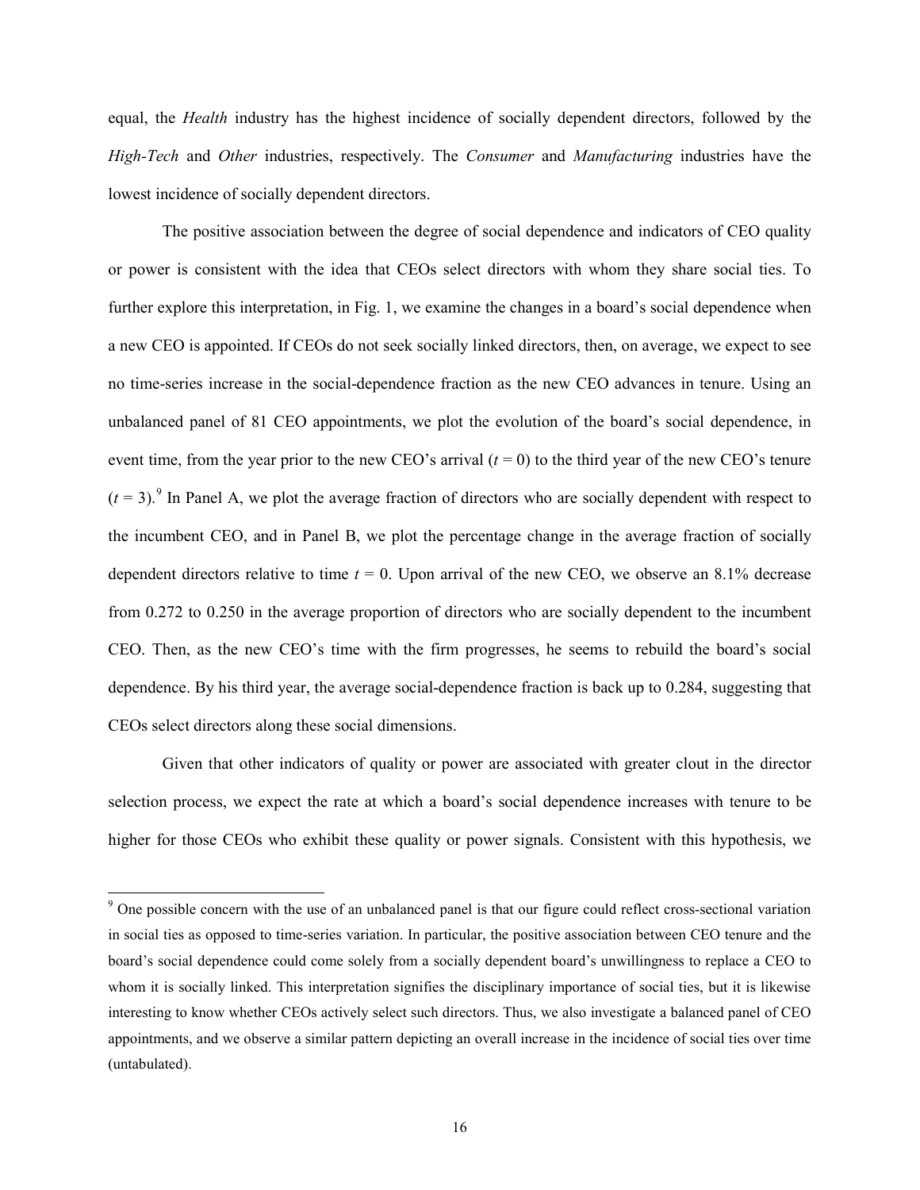equal, the *Health* industry has the highest incidence of socially dependent directors, followed by the *High-Tech* and *Other* industries, respectively. The *Consumer* and *Manufacturing* industries have the lowest incidence of socially dependent directors.

The positive association between the degree of social dependence and indicators of CEO quality or power is consistent with the idea that CEOs select directors with whom they share social ties. To further explore this interpretation, in Fig. 1, we examine the changes in a board's social dependence when a new CEO is appointed. If CEOs do not seek socially linked directors, then, on average, we expect to see no time-series increase in the social-dependence fraction as the new CEO advances in tenure. Using an unbalanced panel of 81 CEO appointments, we plot the evolution of the board's social dependence, in event time, from the year prior to the new CEO's arrival ($t = 0$) to the third year of the new CEO's tenure ($t = 3$).[9] In Panel A, we plot the average fraction of directors who are socially dependent with respect to the incumbent CEO, and in Panel B, we plot the percentage change in the average fraction of socially dependent directors relative to time $t = 0$. Upon arrival of the new CEO, we observe an 8.1% decrease from 0.272 to 0.250 in the average proportion of directors who are socially dependent to the incumbent CEO. Then, as the new CEO's time with the firm progresses, he seems to rebuild the board's social dependence. By his third year, the average social-dependence fraction is back up to 0.284, suggesting that CEOs select directors along these social dimensions.

Given that other indicators of quality or power are associated with greater clout in the director selection process, we expect the rate at which a board's social dependence increases with tenure to be higher for those CEOs who exhibit these quality or power signals. Consistent with this hypothesis, we

[9] One possible concern with the use of an unbalanced panel is that our figure could reflect cross-sectional variation in social ties as opposed to time-series variation. In particular, the positive association between CEO tenure and the board's social dependence could come solely from a socially dependent board's unwillingness to replace a CEO to whom it is socially linked. This interpretation signifies the disciplinary importance of social ties, but it is likewise interesting to know whether CEOs actively select such directors. Thus, we also investigate a balanced panel of CEO appointments, and we observe a similar pattern depicting an overall increase in the incidence of social ties over time (untabulated).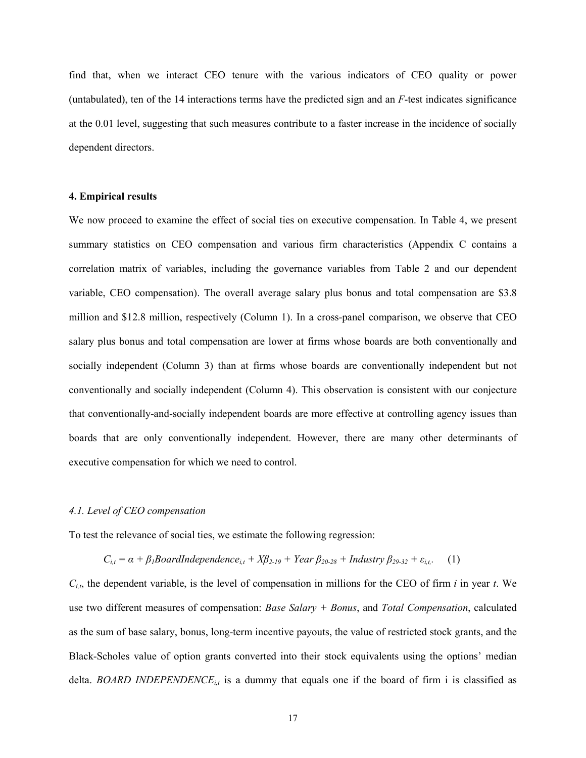find that, when we interact CEO tenure with the various indicators of CEO quality or power (untabulated), ten of the 14 interactions terms have the predicted sign and an *F*-test indicates significance at the 0.01 level, suggesting that such measures contribute to a faster increase in the incidence of socially dependent directors.

## 4. Empirical results

We now proceed to examine the effect of social ties on executive compensation. In Table 4, we present summary statistics on CEO compensation and various firm characteristics (Appendix C contains a correlation matrix of variables, including the governance variables from Table 2 and our dependent variable, CEO compensation). The overall average salary plus bonus and total compensation are $3.8 million and $12.8 million, respectively (Column 1). In a cross-panel comparison, we observe that CEO salary plus bonus and total compensation are lower at firms whose boards are both conventionally and socially independent (Column 3) than at firms whose boards are conventionally independent but not conventionally and socially independent (Column 4). This observation is consistent with our conjecture that conventionally-and-socially independent boards are more effective at controlling agency issues than boards that are only conventionally independent. However, there are many other determinants of executive compensation for which we need to control.

### *4.1. Level of CEO compensation*

To test the relevance of social ties, we estimate the following regression:

$$C_{i,t} = \alpha + \beta_1 BoardIndependence_{i,t} + X\beta_{2\text{-}19} + Year\ \beta_{20\text{-}28} + Industry\ \beta_{29\text{-}32} + \varepsilon_{i,t}. \quad (1)$$

$C_{i,t}$, the dependent variable, is the level of compensation in millions for the CEO of firm $i$ in year $t$. We use two different measures of compensation: *Base Salary + Bonus*, and *Total Compensation*, calculated as the sum of base salary, bonus, long-term incentive payouts, the value of restricted stock grants, and the Black-Scholes value of option grants converted into their stock equivalents using the options' median delta. $BOARD\ INDEPENDENCE_{i,t}$ is a dummy that equals one if the board of firm i is classified as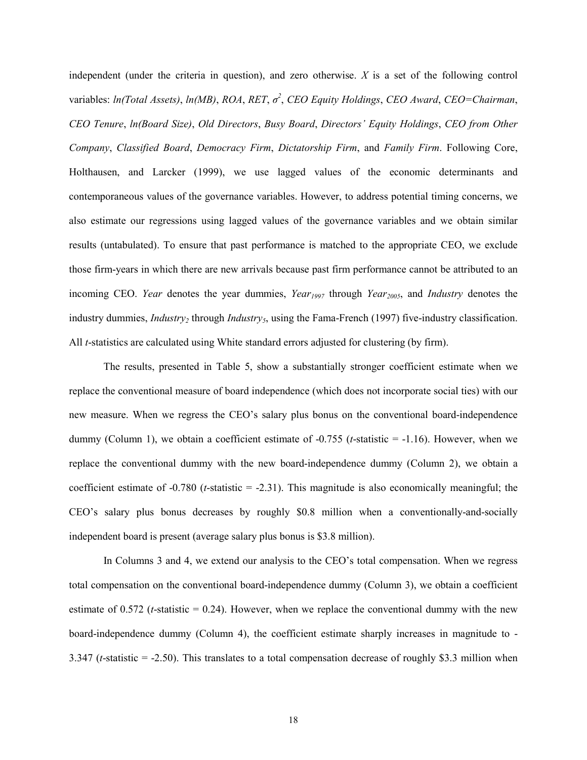independent (under the criteria in question), and zero otherwise. $X$ is a set of the following control variables: *ln(Total Assets)*, *ln(MB)*, *ROA*, *RET*, $\sigma^2$, *CEO Equity Holdings*, *CEO Award*, *CEO=Chairman*, *CEO Tenure*, *ln(Board Size)*, *Old Directors*, *Busy Board*, *Directors' Equity Holdings*, *CEO from Other Company*, *Classified Board*, *Democracy Firm*, *Dictatorship Firm*, and *Family Firm*. Following Core, Holthausen, and Larcker (1999), we use lagged values of the economic determinants and contemporaneous values of the governance variables. However, to address potential timing concerns, we also estimate our regressions using lagged values of the governance variables and we obtain similar results (untabulated). To ensure that past performance is matched to the appropriate CEO, we exclude those firm-years in which there are new arrivals because past firm performance cannot be attributed to an incoming CEO. *Year* denotes the year dummies, $Year_{1997}$ through $Year_{2005}$, and *Industry* denotes the industry dummies, $Industry_2$ through $Industry_5$, using the Fama-French (1997) five-industry classification. All *t*-statistics are calculated using White standard errors adjusted for clustering (by firm).

The results, presented in Table 5, show a substantially stronger coefficient estimate when we replace the conventional measure of board independence (which does not incorporate social ties) with our new measure. When we regress the CEO's salary plus bonus on the conventional board-independence dummy (Column 1), we obtain a coefficient estimate of -0.755 (*t*-statistic = -1.16). However, when we replace the conventional dummy with the new board-independence dummy (Column 2), we obtain a coefficient estimate of -0.780 (*t*-statistic = -2.31). This magnitude is also economically meaningful; the CEO's salary plus bonus decreases by roughly \$0.8 million when a conventionally-and-socially independent board is present (average salary plus bonus is \$3.8 million).

In Columns 3 and 4, we extend our analysis to the CEO's total compensation. When we regress total compensation on the conventional board-independence dummy (Column 3), we obtain a coefficient estimate of 0.572 (*t*-statistic = 0.24). However, when we replace the conventional dummy with the new board-independence dummy (Column 4), the coefficient estimate sharply increases in magnitude to -3.347 (*t*-statistic = -2.50). This translates to a total compensation decrease of roughly \$3.3 million when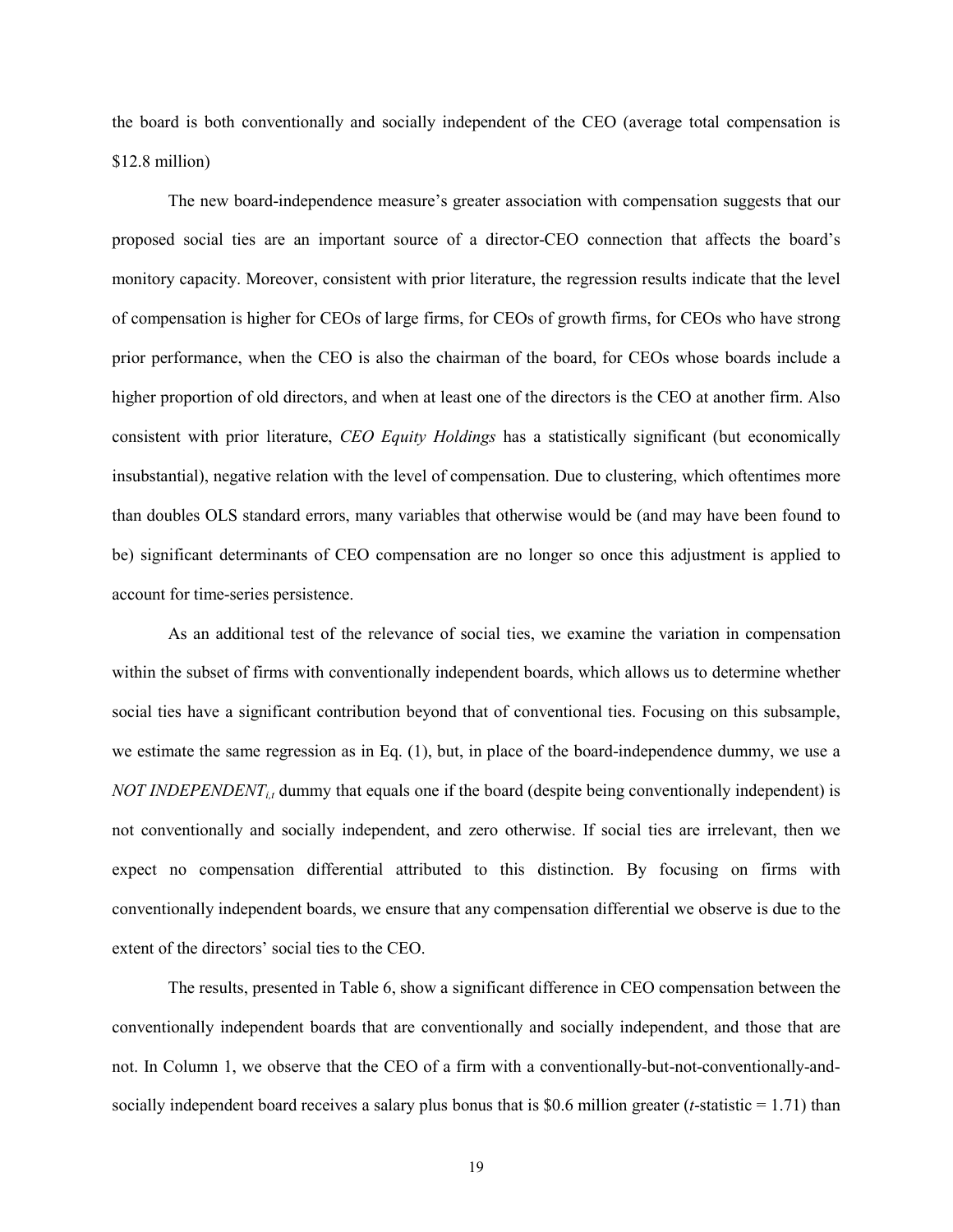the board is both conventionally and socially independent of the CEO (average total compensation is $12.8 million)

The new board-independence measure's greater association with compensation suggests that our proposed social ties are an important source of a director-CEO connection that affects the board's monitory capacity. Moreover, consistent with prior literature, the regression results indicate that the level of compensation is higher for CEOs of large firms, for CEOs of growth firms, for CEOs who have strong prior performance, when the CEO is also the chairman of the board, for CEOs whose boards include a higher proportion of old directors, and when at least one of the directors is the CEO at another firm. Also consistent with prior literature, *CEO Equity Holdings* has a statistically significant (but economically insubstantial), negative relation with the level of compensation. Due to clustering, which oftentimes more than doubles OLS standard errors, many variables that otherwise would be (and may have been found to be) significant determinants of CEO compensation are no longer so once this adjustment is applied to account for time-series persistence.

As an additional test of the relevance of social ties, we examine the variation in compensation within the subset of firms with conventionally independent boards, which allows us to determine whether social ties have a significant contribution beyond that of conventional ties. Focusing on this subsample, we estimate the same regression as in Eq. (1), but, in place of the board-independence dummy, we use a $NOT\ INDEPENDENT_{i,t}$ dummy that equals one if the board (despite being conventionally independent) is not conventionally and socially independent, and zero otherwise. If social ties are irrelevant, then we expect no compensation differential attributed to this distinction. By focusing on firms with conventionally independent boards, we ensure that any compensation differential we observe is due to the extent of the directors' social ties to the CEO.

The results, presented in Table 6, show a significant difference in CEO compensation between the conventionally independent boards that are conventionally and socially independent, and those that are not. In Column 1, we observe that the CEO of a firm with a conventionally-but-not-conventionally-and-socially independent board receives a salary plus bonus that is $0.6 million greater ($t$-statistic = 1.71) than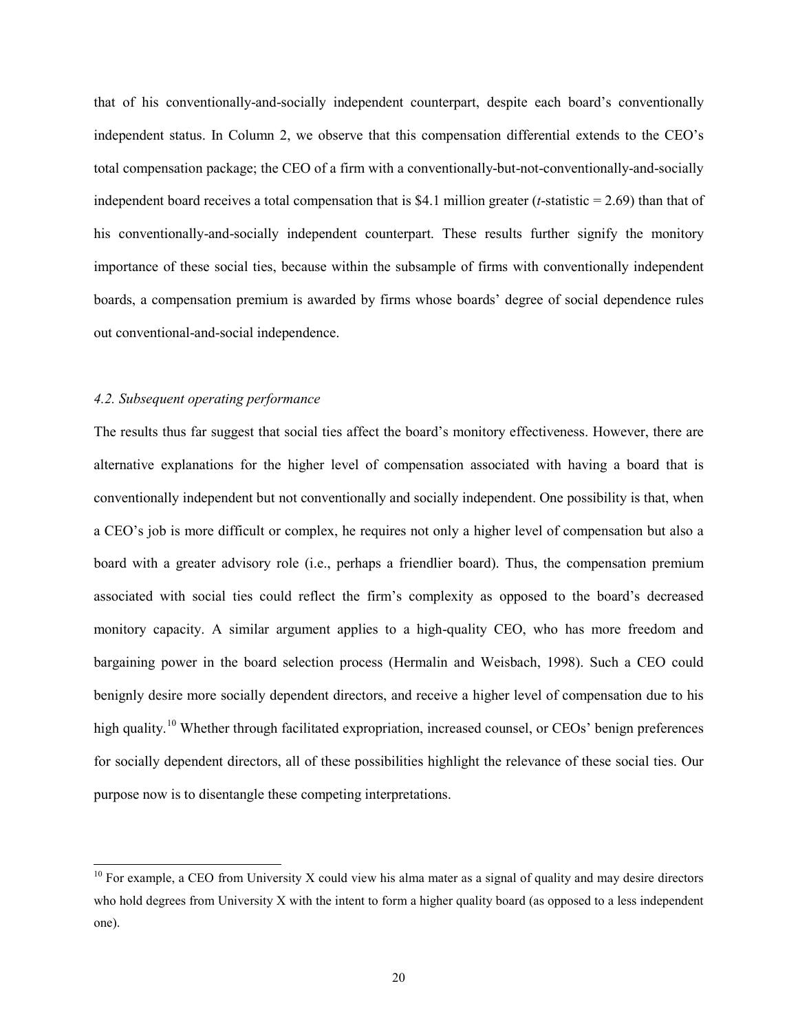that of his conventionally-and-socially independent counterpart, despite each board's conventionally independent status. In Column 2, we observe that this compensation differential extends to the CEO's total compensation package; the CEO of a firm with a conventionally-but-not-conventionally-and-socially independent board receives a total compensation that is \$4.1 million greater (*t*-statistic = 2.69) than that of his conventionally-and-socially independent counterpart. These results further signify the monitory importance of these social ties, because within the subsample of firms with conventionally independent boards, a compensation premium is awarded by firms whose boards' degree of social dependence rules out conventional-and-social independence.

### *4.2. Subsequent operating performance*

The results thus far suggest that social ties affect the board's monitory effectiveness. However, there are alternative explanations for the higher level of compensation associated with having a board that is conventionally independent but not conventionally and socially independent. One possibility is that, when a CEO's job is more difficult or complex, he requires not only a higher level of compensation but also a board with a greater advisory role (i.e., perhaps a friendlier board). Thus, the compensation premium associated with social ties could reflect the firm's complexity as opposed to the board's decreased monitory capacity. A similar argument applies to a high-quality CEO, who has more freedom and bargaining power in the board selection process (Hermalin and Weisbach, 1998). Such a CEO could benignly desire more socially dependent directors, and receive a higher level of compensation due to his high quality.[10] Whether through facilitated expropriation, increased counsel, or CEOs' benign preferences for socially dependent directors, all of these possibilities highlight the relevance of these social ties. Our purpose now is to disentangle these competing interpretations.

[10] For example, a CEO from University X could view his alma mater as a signal of quality and may desire directors who hold degrees from University X with the intent to form a higher quality board (as opposed to a less independent one).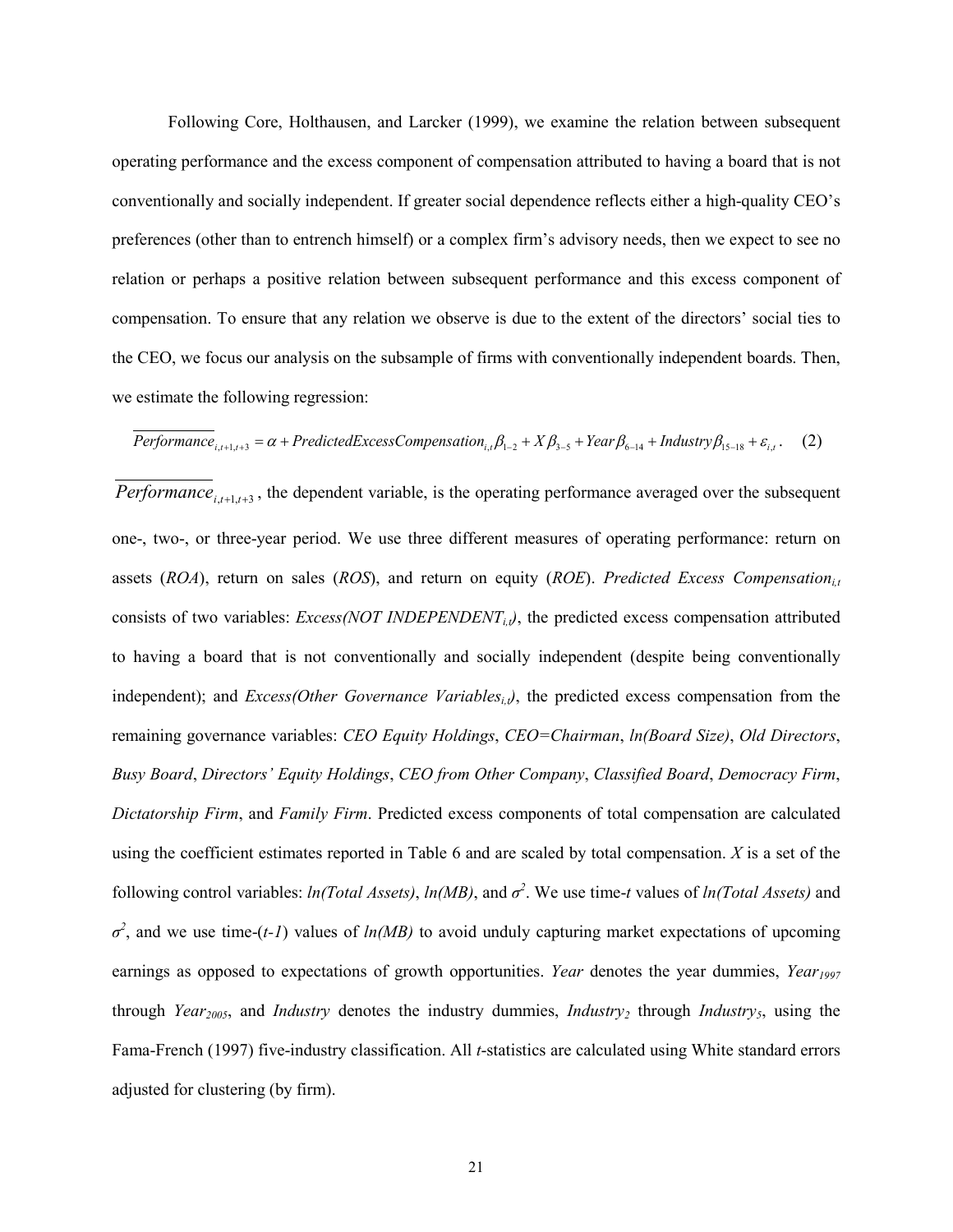Following Core, Holthausen, and Larcker (1999), we examine the relation between subsequent operating performance and the excess component of compensation attributed to having a board that is not conventionally and socially independent. If greater social dependence reflects either a high-quality CEO's preferences (other than to entrench himself) or a complex firm's advisory needs, then we expect to see no relation or perhaps a positive relation between subsequent performance and this excess component of compensation. To ensure that any relation we observe is due to the extent of the directors' social ties to the CEO, we focus our analysis on the subsample of firms with conventionally independent boards. Then, we estimate the following regression:

$$\overline{Performance}_{i,t+1,t+3} = \alpha + PredictedExcessCompensation_{i,t}\beta_{1-2} + X\beta_{3-5} + Year\beta_{6-14} + Industry\beta_{15-18} + \varepsilon_{i,t}. \quad (2)$$

$\overline{Performance}_{i,t+1,t+3}$, the dependent variable, is the operating performance averaged over the subsequent one-, two-, or three-year period. We use three different measures of operating performance: return on assets (*ROA*), return on sales (*ROS*), and return on equity (*ROE*). *Predicted Excess Compensation*$_{i,t}$ consists of two variables: *Excess(NOT INDEPENDENT*$_{i,t}$*)*, the predicted excess compensation attributed to having a board that is not conventionally and socially independent (despite being conventionally independent); and *Excess(Other Governance Variables*$_{i,t}$*)*, the predicted excess compensation from the remaining governance variables: *CEO Equity Holdings*, *CEO=Chairman*, *ln(Board Size)*, *Old Directors*, *Busy Board*, *Directors' Equity Holdings*, *CEO from Other Company*, *Classified Board*, *Democracy Firm*, *Dictatorship Firm*, and *Family Firm*. Predicted excess components of total compensation are calculated using the coefficient estimates reported in Table 6 and are scaled by total compensation. *X* is a set of the following control variables: *ln(Total Assets)*, *ln(MB)*, and $\sigma^2$. We use time-*t* values of *ln(Total Assets)* and $\sigma^2$, and we use time-(*t-1*) values of *ln(MB)* to avoid unduly capturing market expectations of upcoming earnings as opposed to expectations of growth opportunities. *Year* denotes the year dummies, $Year_{1997}$ through $Year_{2005}$, and *Industry* denotes the industry dummies, $Industry_2$ through $Industry_5$, using the Fama-French (1997) five-industry classification. All *t*-statistics are calculated using White standard errors adjusted for clustering (by firm).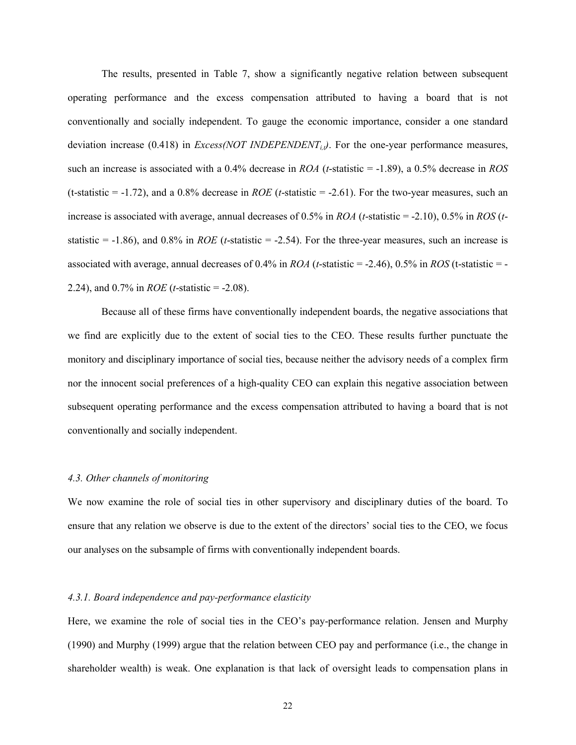The results, presented in Table 7, show a significantly negative relation between subsequent operating performance and the excess compensation attributed to having a board that is not conventionally and socially independent. To gauge the economic importance, consider a one standard deviation increase (0.418) in *Excess(NOT INDEPENDENT$_{i,t}$)*. For the one-year performance measures, such an increase is associated with a 0.4% decrease in *ROA* (*t*-statistic = -1.89), a 0.5% decrease in *ROS* (t-statistic = -1.72), and a 0.8% decrease in *ROE* (*t*-statistic = -2.61). For the two-year measures, such an increase is associated with average, annual decreases of 0.5% in *ROA* (*t*-statistic = -2.10), 0.5% in *ROS* (*t*-statistic = -1.86), and 0.8% in *ROE* (*t*-statistic = -2.54). For the three-year measures, such an increase is associated with average, annual decreases of 0.4% in *ROA* (*t*-statistic = -2.46), 0.5% in *ROS* (t-statistic = -2.24), and 0.7% in *ROE* (*t*-statistic = -2.08).

Because all of these firms have conventionally independent boards, the negative associations that we find are explicitly due to the extent of social ties to the CEO. These results further punctuate the monitory and disciplinary importance of social ties, because neither the advisory needs of a complex firm nor the innocent social preferences of a high-quality CEO can explain this negative association between subsequent operating performance and the excess compensation attributed to having a board that is not conventionally and socially independent.

### *4.3. Other channels of monitoring*

We now examine the role of social ties in other supervisory and disciplinary duties of the board. To ensure that any relation we observe is due to the extent of the directors' social ties to the CEO, we focus our analyses on the subsample of firms with conventionally independent boards.

#### *4.3.1. Board independence and pay-performance elasticity*

Here, we examine the role of social ties in the CEO's pay-performance relation. Jensen and Murphy (1990) and Murphy (1999) argue that the relation between CEO pay and performance (i.e., the change in shareholder wealth) is weak. One explanation is that lack of oversight leads to compensation plans in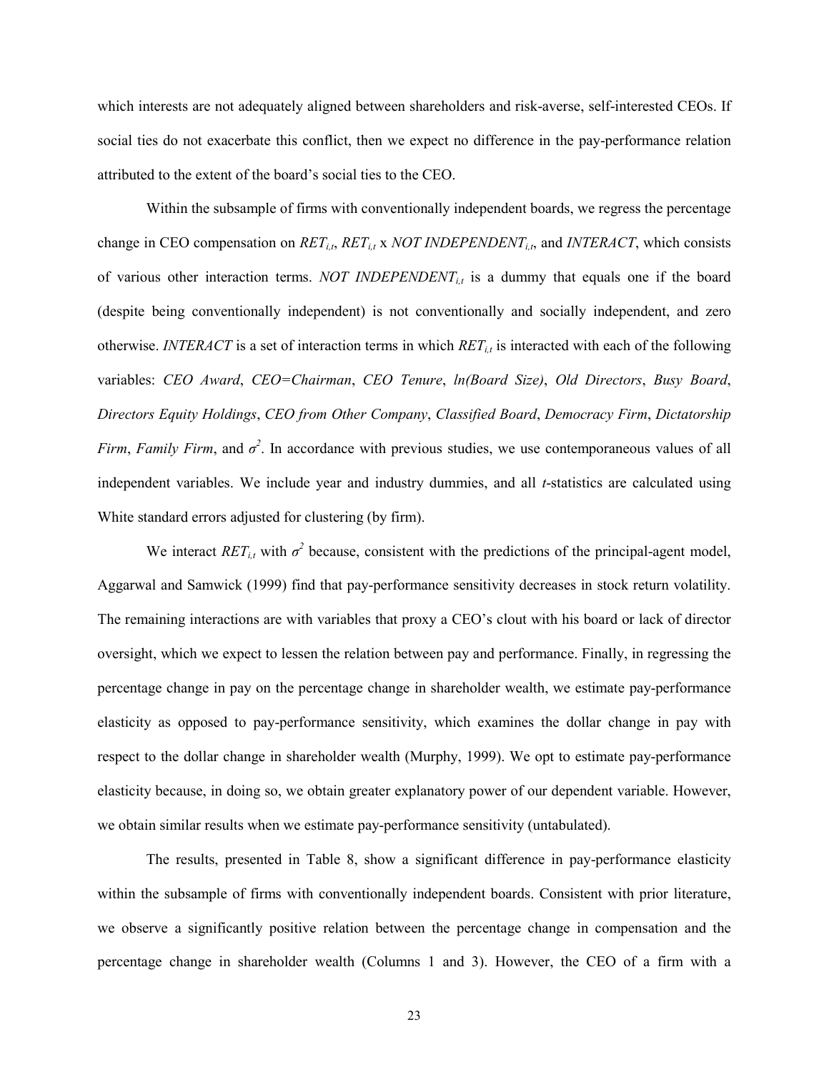which interests are not adequately aligned between shareholders and risk-averse, self-interested CEOs. If social ties do not exacerbate this conflict, then we expect no difference in the pay-performance relation attributed to the extent of the board's social ties to the CEO.

Within the subsample of firms with conventionally independent boards, we regress the percentage change in CEO compensation on $RET_{i,t}$, $RET_{i,t}$ x $NOT\ INDEPENDENT_{i,t}$, and *INTERACT*, which consists of various other interaction terms. $NOT\ INDEPENDENT_{i,t}$ is a dummy that equals one if the board (despite being conventionally independent) is not conventionally and socially independent, and zero otherwise. *INTERACT* is a set of interaction terms in which $RET_{i,t}$ is interacted with each of the following variables: *CEO Award*, *CEO=Chairman*, *CEO Tenure*, *ln(Board Size)*, *Old Directors*, *Busy Board*, *Directors Equity Holdings*, *CEO from Other Company*, *Classified Board*, *Democracy Firm*, *Dictatorship Firm*, *Family Firm*, and $\sigma^2$. In accordance with previous studies, we use contemporaneous values of all independent variables. We include year and industry dummies, and all *t*-statistics are calculated using White standard errors adjusted for clustering (by firm).

We interact $RET_{i,t}$ with $\sigma^2$ because, consistent with the predictions of the principal-agent model, Aggarwal and Samwick (1999) find that pay-performance sensitivity decreases in stock return volatility. The remaining interactions are with variables that proxy a CEO's clout with his board or lack of director oversight, which we expect to lessen the relation between pay and performance. Finally, in regressing the percentage change in pay on the percentage change in shareholder wealth, we estimate pay-performance elasticity as opposed to pay-performance sensitivity, which examines the dollar change in pay with respect to the dollar change in shareholder wealth (Murphy, 1999). We opt to estimate pay-performance elasticity because, in doing so, we obtain greater explanatory power of our dependent variable. However, we obtain similar results when we estimate pay-performance sensitivity (untabulated).

The results, presented in Table 8, show a significant difference in pay-performance elasticity within the subsample of firms with conventionally independent boards. Consistent with prior literature, we observe a significantly positive relation between the percentage change in compensation and the percentage change in shareholder wealth (Columns 1 and 3). However, the CEO of a firm with a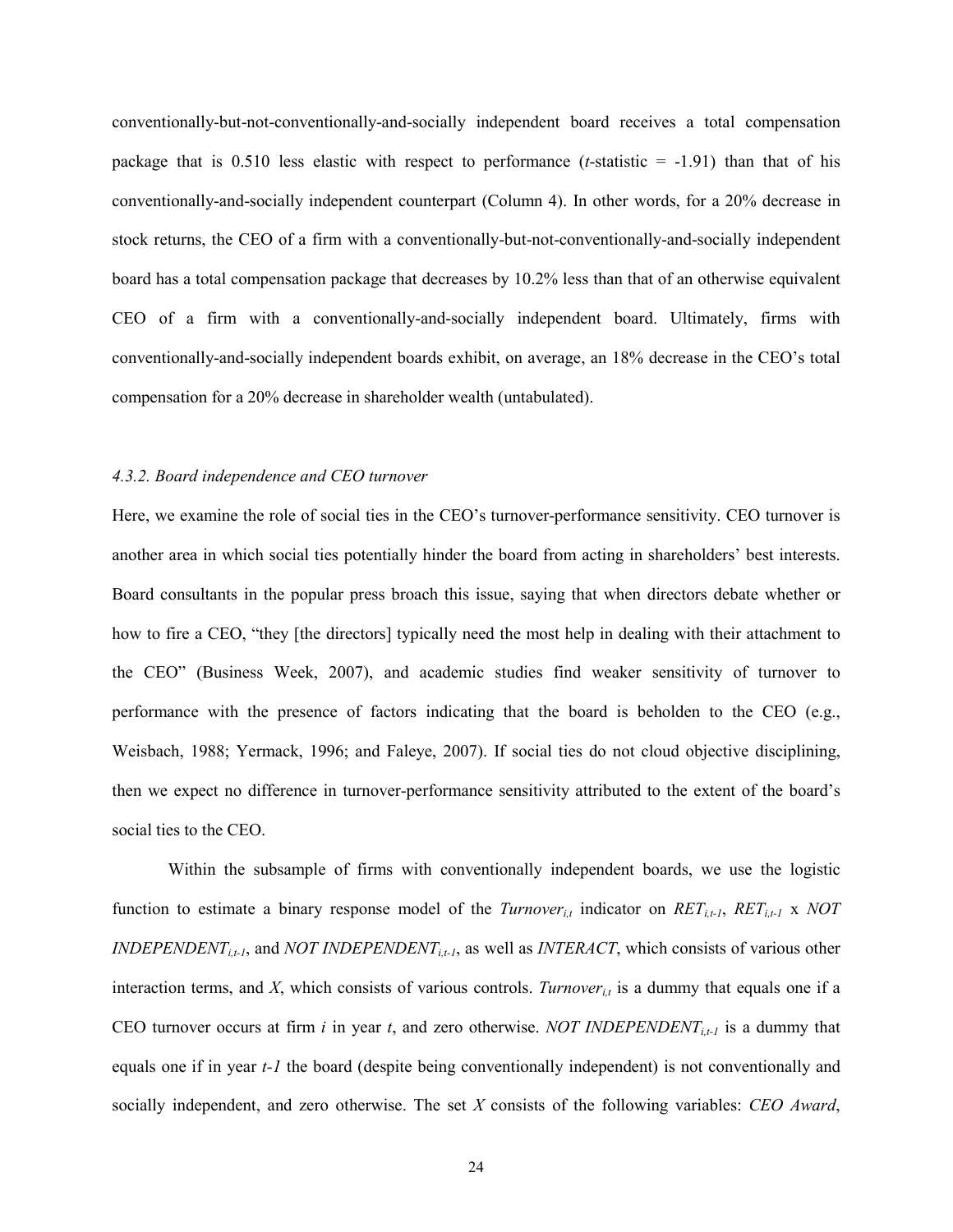conventionally-but-not-conventionally-and-socially independent board receives a total compensation package that is 0.510 less elastic with respect to performance (*t*-statistic = -1.91) than that of his conventionally-and-socially independent counterpart (Column 4). In other words, for a 20% decrease in stock returns, the CEO of a firm with a conventionally-but-not-conventionally-and-socially independent board has a total compensation package that decreases by 10.2% less than that of an otherwise equivalent CEO of a firm with a conventionally-and-socially independent board. Ultimately, firms with conventionally-and-socially independent boards exhibit, on average, an 18% decrease in the CEO's total compensation for a 20% decrease in shareholder wealth (untabulated).

#### *4.3.2. Board independence and CEO turnover*

Here, we examine the role of social ties in the CEO's turnover-performance sensitivity. CEO turnover is another area in which social ties potentially hinder the board from acting in shareholders' best interests. Board consultants in the popular press broach this issue, saying that when directors debate whether or how to fire a CEO, "they [the directors] typically need the most help in dealing with their attachment to the CEO" (Business Week, 2007), and academic studies find weaker sensitivity of turnover to performance with the presence of factors indicating that the board is beholden to the CEO (e.g., Weisbach, 1988; Yermack, 1996; and Faleye, 2007). If social ties do not cloud objective disciplining, then we expect no difference in turnover-performance sensitivity attributed to the extent of the board's social ties to the CEO.

Within the subsample of firms with conventionally independent boards, we use the logistic function to estimate a binary response model of the $Turnover_{i,t}$ indicator on $RET_{i,t-1}$, $RET_{i,t-1}$ x $NOT\ INDEPENDENT_{i,t-1}$, and $NOT\ INDEPENDENT_{i,t-1}$, as well as *INTERACT*, which consists of various other interaction terms, and *X*, which consists of various controls. $Turnover_{i,t}$ is a dummy that equals one if a CEO turnover occurs at firm *i* in year *t*, and zero otherwise. $NOT\ INDEPENDENT_{i,t-1}$ is a dummy that equals one if in year *t-1* the board (despite being conventionally independent) is not conventionally and socially independent, and zero otherwise. The set *X* consists of the following variables: *CEO Award*,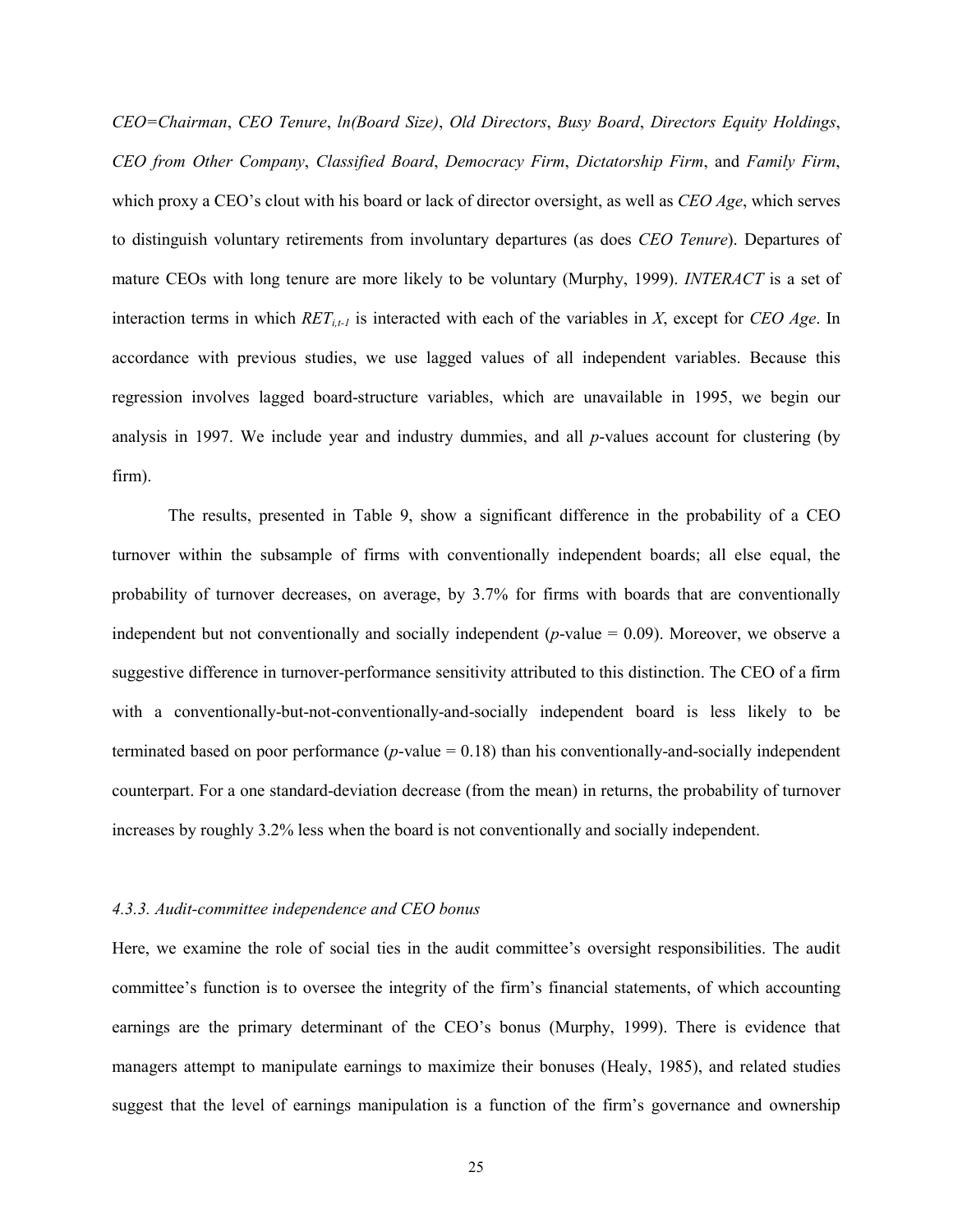*CEO=Chairman*, *CEO Tenure*, *ln(Board Size)*, *Old Directors*, *Busy Board*, *Directors Equity Holdings*, *CEO from Other Company*, *Classified Board*, *Democracy Firm*, *Dictatorship Firm*, and *Family Firm*, which proxy a CEO's clout with his board or lack of director oversight, as well as *CEO Age*, which serves to distinguish voluntary retirements from involuntary departures (as does *CEO Tenure*). Departures of mature CEOs with long tenure are more likely to be voluntary (Murphy, 1999). *INTERACT* is a set of interaction terms in which $RET_{i,t-1}$ is interacted with each of the variables in *X*, except for *CEO Age*. In accordance with previous studies, we use lagged values of all independent variables. Because this regression involves lagged board-structure variables, which are unavailable in 1995, we begin our analysis in 1997. We include year and industry dummies, and all *p*-values account for clustering (by firm).

The results, presented in Table 9, show a significant difference in the probability of a CEO turnover within the subsample of firms with conventionally independent boards; all else equal, the probability of turnover decreases, on average, by 3.7% for firms with boards that are conventionally independent but not conventionally and socially independent (*p*-value = 0.09). Moreover, we observe a suggestive difference in turnover-performance sensitivity attributed to this distinction. The CEO of a firm with a conventionally-but-not-conventionally-and-socially independent board is less likely to be terminated based on poor performance (*p*-value = 0.18) than his conventionally-and-socially independent counterpart. For a one standard-deviation decrease (from the mean) in returns, the probability of turnover increases by roughly 3.2% less when the board is not conventionally and socially independent.

### *4.3.3. Audit-committee independence and CEO bonus*

Here, we examine the role of social ties in the audit committee's oversight responsibilities. The audit committee's function is to oversee the integrity of the firm's financial statements, of which accounting earnings are the primary determinant of the CEO's bonus (Murphy, 1999). There is evidence that managers attempt to manipulate earnings to maximize their bonuses (Healy, 1985), and related studies suggest that the level of earnings manipulation is a function of the firm's governance and ownership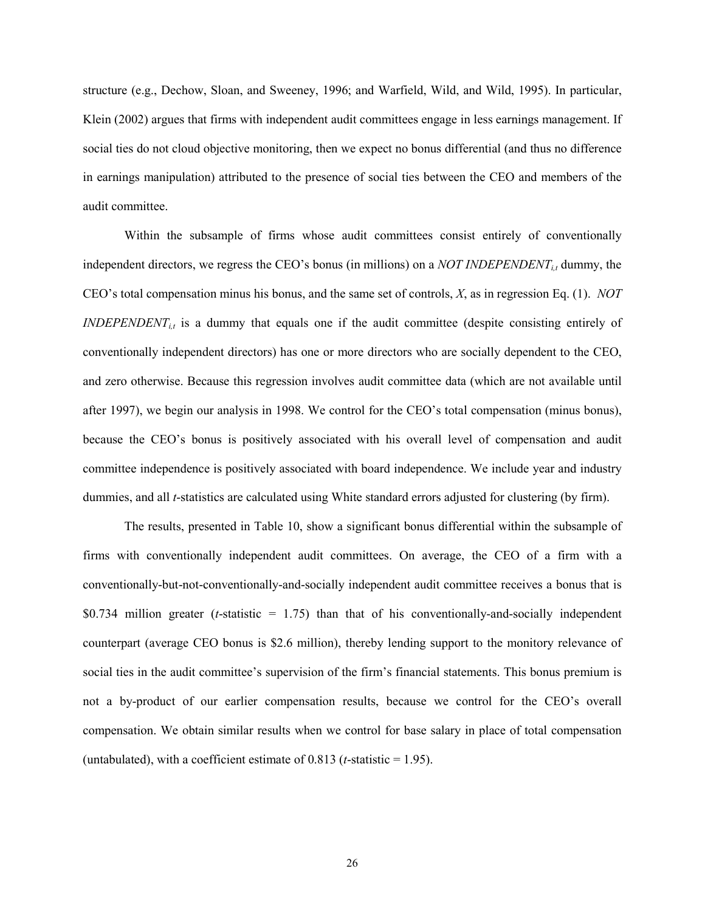structure (e.g., Dechow, Sloan, and Sweeney, 1996; and Warfield, Wild, and Wild, 1995). In particular, Klein (2002) argues that firms with independent audit committees engage in less earnings management. If social ties do not cloud objective monitoring, then we expect no bonus differential (and thus no difference in earnings manipulation) attributed to the presence of social ties between the CEO and members of the audit committee.

Within the subsample of firms whose audit committees consist entirely of conventionally independent directors, we regress the CEO's bonus (in millions) on a $NOT\ INDEPENDENT_{i,t}$ dummy, the CEO's total compensation minus his bonus, and the same set of controls, $X$, as in regression Eq. (1). $NOT\ INDEPENDENT_{i,t}$ is a dummy that equals one if the audit committee (despite consisting entirely of conventionally independent directors) has one or more directors who are socially dependent to the CEO, and zero otherwise. Because this regression involves audit committee data (which are not available until after 1997), we begin our analysis in 1998. We control for the CEO's total compensation (minus bonus), because the CEO's bonus is positively associated with his overall level of compensation and audit committee independence is positively associated with board independence. We include year and industry dummies, and all *t*-statistics are calculated using White standard errors adjusted for clustering (by firm).

The results, presented in Table 10, show a significant bonus differential within the subsample of firms with conventionally independent audit committees. On average, the CEO of a firm with a conventionally-but-not-conventionally-and-socially independent audit committee receives a bonus that is \$0.734 million greater (*t*-statistic = 1.75) than that of his conventionally-and-socially independent counterpart (average CEO bonus is \$2.6 million), thereby lending support to the monitory relevance of social ties in the audit committee's supervision of the firm's financial statements. This bonus premium is not a by-product of our earlier compensation results, because we control for the CEO's overall compensation. We obtain similar results when we control for base salary in place of total compensation (untabulated), with a coefficient estimate of 0.813 (*t*-statistic = 1.95).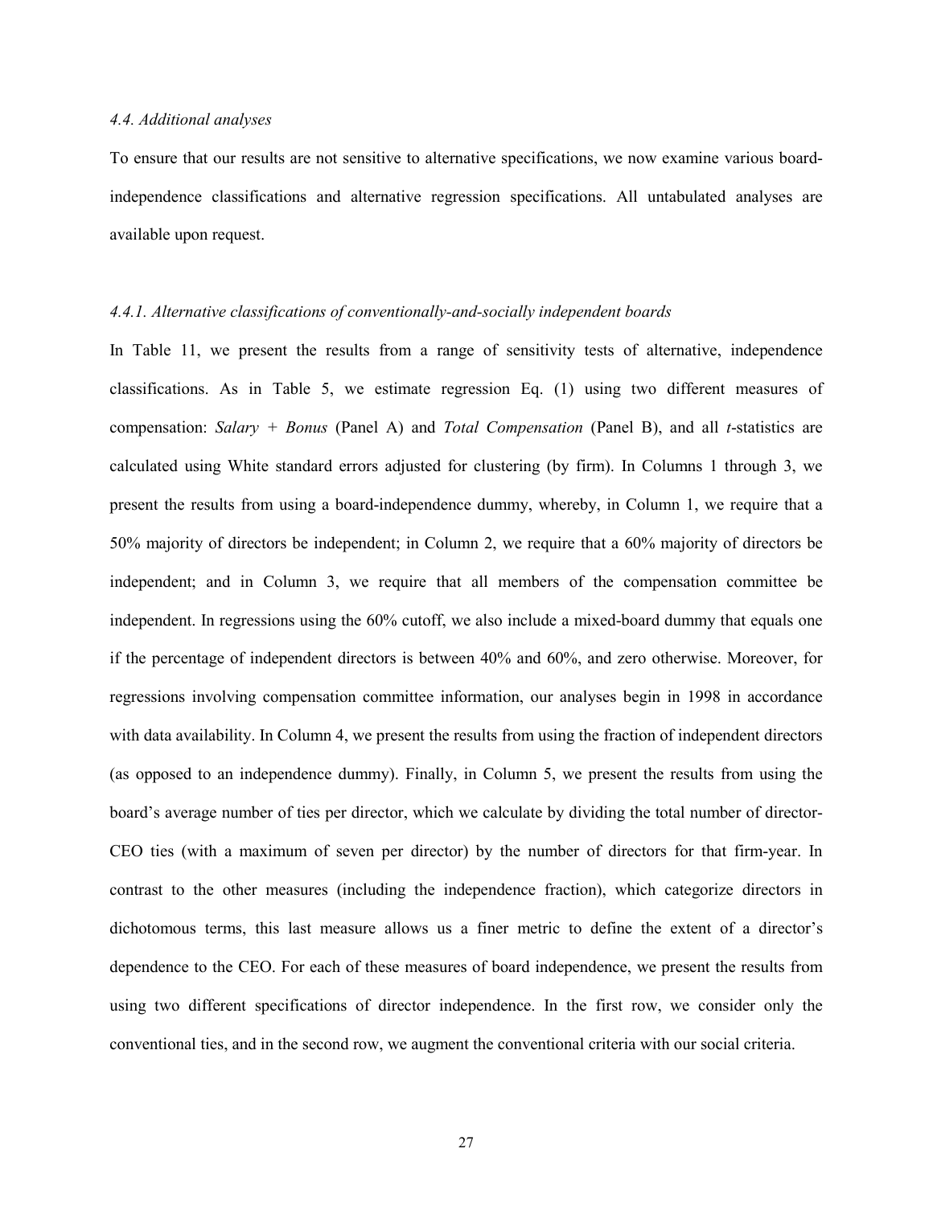### 4.4. Additional analyses

To ensure that our results are not sensitive to alternative specifications, we now examine various board-independence classifications and alternative regression specifications. All untabulated analyses are available upon request.

#### 4.4.1. Alternative classifications of conventionally-and-socially independent boards

In Table 11, we present the results from a range of sensitivity tests of alternative, independence classifications. As in Table 5, we estimate regression Eq. (1) using two different measures of compensation: *Salary + Bonus* (Panel A) and *Total Compensation* (Panel B), and all *t*-statistics are calculated using White standard errors adjusted for clustering (by firm). In Columns 1 through 3, we present the results from using a board-independence dummy, whereby, in Column 1, we require that a 50% majority of directors be independent; in Column 2, we require that a 60% majority of directors be independent; and in Column 3, we require that all members of the compensation committee be independent. In regressions using the 60% cutoff, we also include a mixed-board dummy that equals one if the percentage of independent directors is between 40% and 60%, and zero otherwise. Moreover, for regressions involving compensation committee information, our analyses begin in 1998 in accordance with data availability. In Column 4, we present the results from using the fraction of independent directors (as opposed to an independence dummy). Finally, in Column 5, we present the results from using the board's average number of ties per director, which we calculate by dividing the total number of director-CEO ties (with a maximum of seven per director) by the number of directors for that firm-year. In contrast to the other measures (including the independence fraction), which categorize directors in dichotomous terms, this last measure allows us a finer metric to define the extent of a director's dependence to the CEO. For each of these measures of board independence, we present the results from using two different specifications of director independence. In the first row, we consider only the conventional ties, and in the second row, we augment the conventional criteria with our social criteria.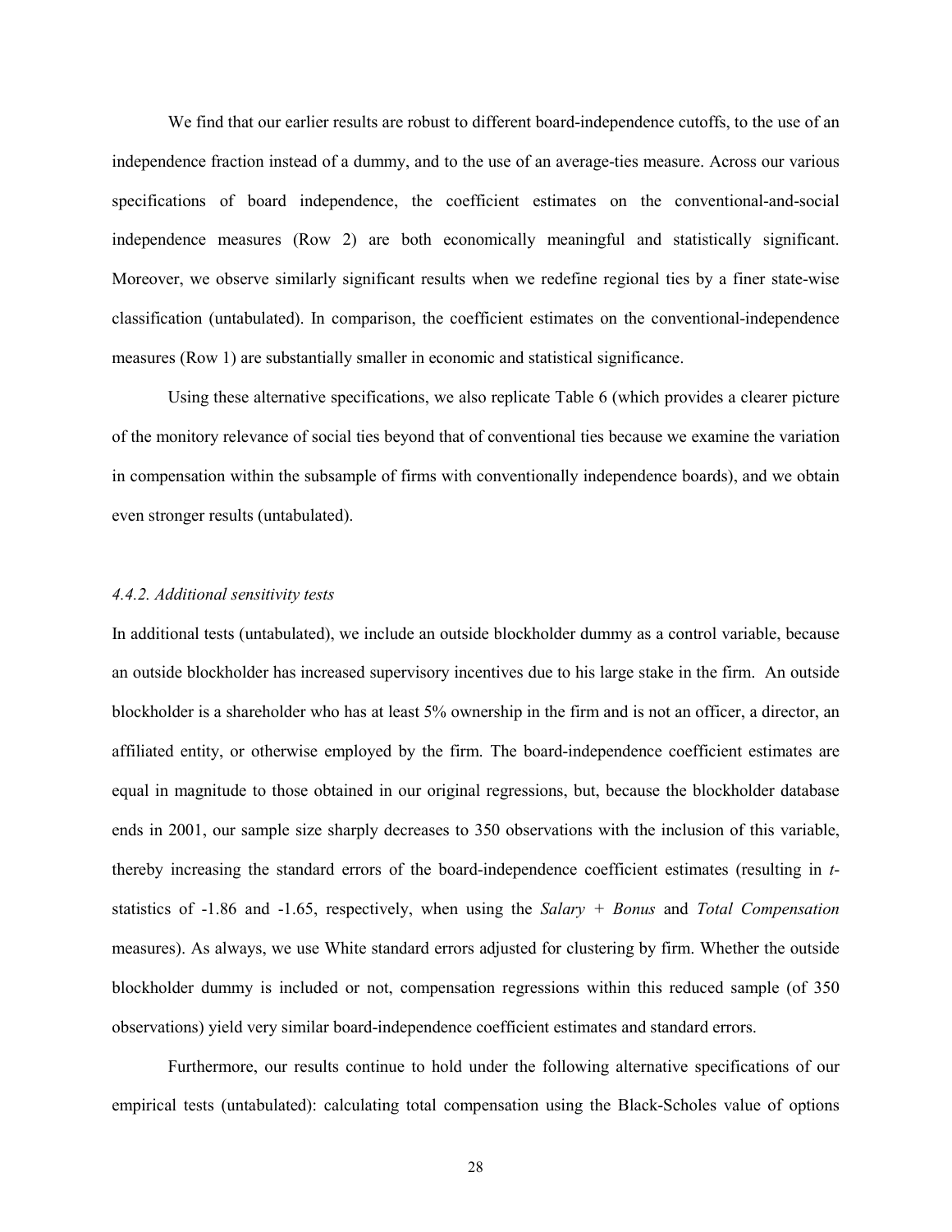We find that our earlier results are robust to different board-independence cutoffs, to the use of an independence fraction instead of a dummy, and to the use of an average-ties measure. Across our various specifications of board independence, the coefficient estimates on the conventional-and-social independence measures (Row 2) are both economically meaningful and statistically significant. Moreover, we observe similarly significant results when we redefine regional ties by a finer state-wise classification (untabulated). In comparison, the coefficient estimates on the conventional-independence measures (Row 1) are substantially smaller in economic and statistical significance.

Using these alternative specifications, we also replicate Table 6 (which provides a clearer picture of the monitory relevance of social ties beyond that of conventional ties because we examine the variation in compensation within the subsample of firms with conventionally independence boards), and we obtain even stronger results (untabulated).

*4.4.2. Additional sensitivity tests*

In additional tests (untabulated), we include an outside blockholder dummy as a control variable, because an outside blockholder has increased supervisory incentives due to his large stake in the firm. An outside blockholder is a shareholder who has at least 5% ownership in the firm and is not an officer, a director, an affiliated entity, or otherwise employed by the firm. The board-independence coefficient estimates are equal in magnitude to those obtained in our original regressions, but, because the blockholder database ends in 2001, our sample size sharply decreases to 350 observations with the inclusion of this variable, thereby increasing the standard errors of the board-independence coefficient estimates (resulting in *t*-statistics of -1.86 and -1.65, respectively, when using the *Salary + Bonus* and *Total Compensation* measures). As always, we use White standard errors adjusted for clustering by firm. Whether the outside blockholder dummy is included or not, compensation regressions within this reduced sample (of 350 observations) yield very similar board-independence coefficient estimates and standard errors.

Furthermore, our results continue to hold under the following alternative specifications of our empirical tests (untabulated): calculating total compensation using the Black-Scholes value of options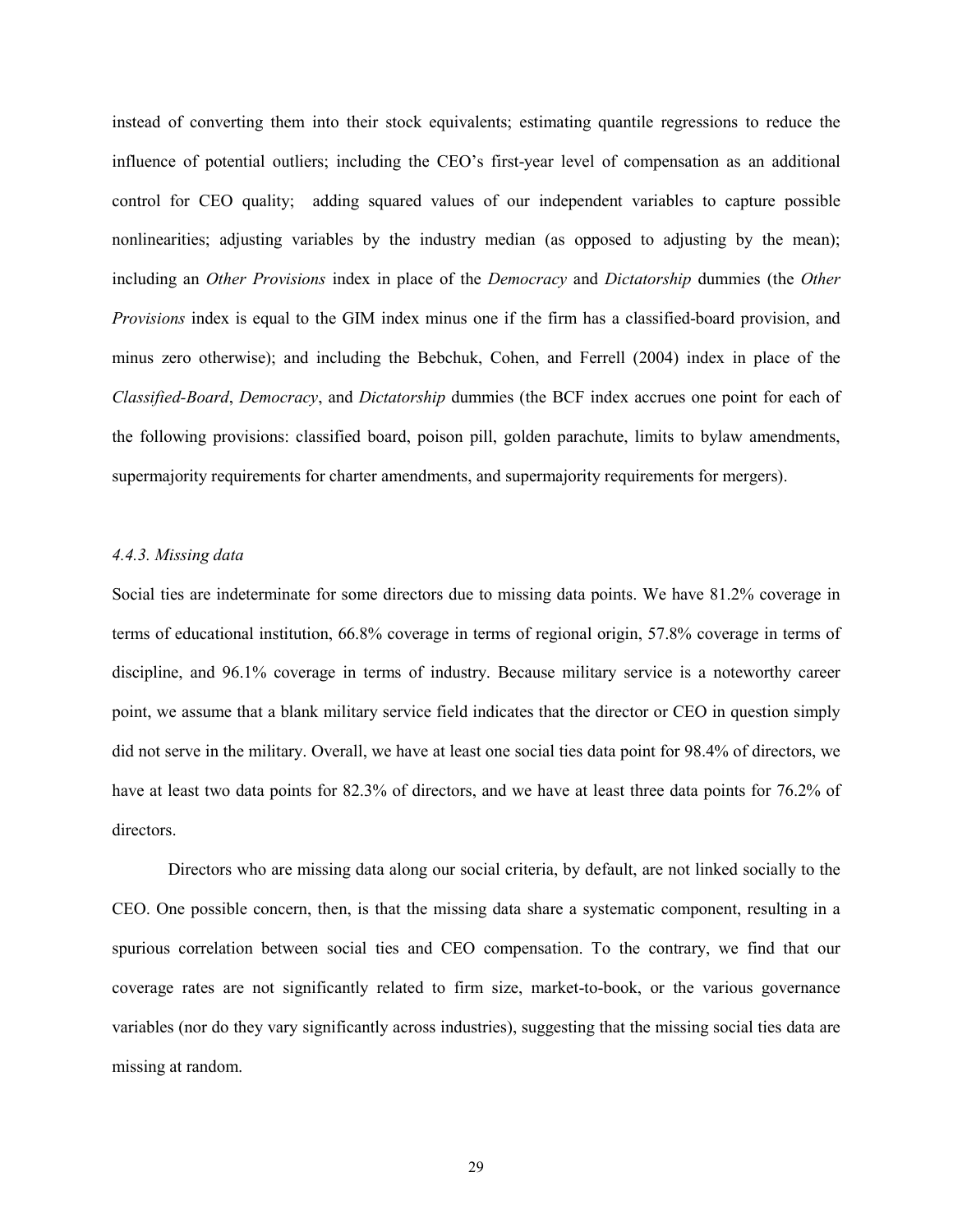instead of converting them into their stock equivalents; estimating quantile regressions to reduce the influence of potential outliers; including the CEO's first-year level of compensation as an additional control for CEO quality; adding squared values of our independent variables to capture possible nonlinearities; adjusting variables by the industry median (as opposed to adjusting by the mean); including an *Other Provisions* index in place of the *Democracy* and *Dictatorship* dummies (the *Other Provisions* index is equal to the GIM index minus one if the firm has a classified-board provision, and minus zero otherwise); and including the Bebchuk, Cohen, and Ferrell (2004) index in place of the *Classified-Board*, *Democracy*, and *Dictatorship* dummies (the BCF index accrues one point for each of the following provisions: classified board, poison pill, golden parachute, limits to bylaw amendments, supermajority requirements for charter amendments, and supermajority requirements for mergers).

#### *4.4.3. Missing data*

Social ties are indeterminate for some directors due to missing data points. We have 81.2% coverage in terms of educational institution, 66.8% coverage in terms of regional origin, 57.8% coverage in terms of discipline, and 96.1% coverage in terms of industry. Because military service is a noteworthy career point, we assume that a blank military service field indicates that the director or CEO in question simply did not serve in the military. Overall, we have at least one social ties data point for 98.4% of directors, we have at least two data points for 82.3% of directors, and we have at least three data points for 76.2% of directors.

Directors who are missing data along our social criteria, by default, are not linked socially to the CEO. One possible concern, then, is that the missing data share a systematic component, resulting in a spurious correlation between social ties and CEO compensation. To the contrary, we find that our coverage rates are not significantly related to firm size, market-to-book, or the various governance variables (nor do they vary significantly across industries), suggesting that the missing social ties data are missing at random.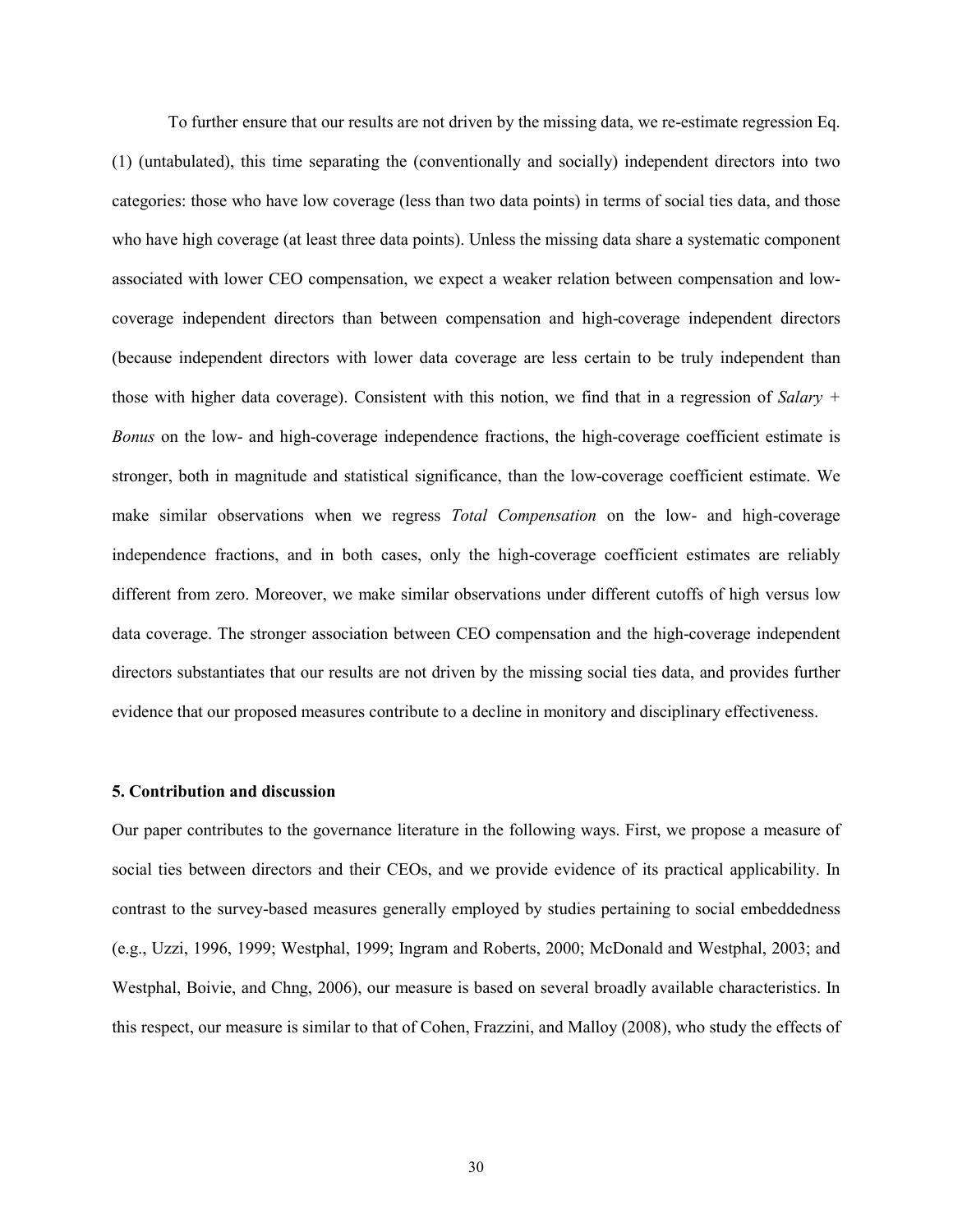To further ensure that our results are not driven by the missing data, we re-estimate regression Eq. (1) (untabulated), this time separating the (conventionally and socially) independent directors into two categories: those who have low coverage (less than two data points) in terms of social ties data, and those who have high coverage (at least three data points). Unless the missing data share a systematic component associated with lower CEO compensation, we expect a weaker relation between compensation and low-coverage independent directors than between compensation and high-coverage independent directors (because independent directors with lower data coverage are less certain to be truly independent than those with higher data coverage). Consistent with this notion, we find that in a regression of *Salary + Bonus* on the low- and high-coverage independence fractions, the high-coverage coefficient estimate is stronger, both in magnitude and statistical significance, than the low-coverage coefficient estimate. We make similar observations when we regress *Total Compensation* on the low- and high-coverage independence fractions, and in both cases, only the high-coverage coefficient estimates are reliably different from zero. Moreover, we make similar observations under different cutoffs of high versus low data coverage. The stronger association between CEO compensation and the high-coverage independent directors substantiates that our results are not driven by the missing social ties data, and provides further evidence that our proposed measures contribute to a decline in monitory and disciplinary effectiveness.

## 5. Contribution and discussion

Our paper contributes to the governance literature in the following ways. First, we propose a measure of social ties between directors and their CEOs, and we provide evidence of its practical applicability. In contrast to the survey-based measures generally employed by studies pertaining to social embeddedness (e.g., Uzzi, 1996, 1999; Westphal, 1999; Ingram and Roberts, 2000; McDonald and Westphal, 2003; and Westphal, Boivie, and Chng, 2006), our measure is based on several broadly available characteristics. In this respect, our measure is similar to that of Cohen, Frazzini, and Malloy (2008), who study the effects of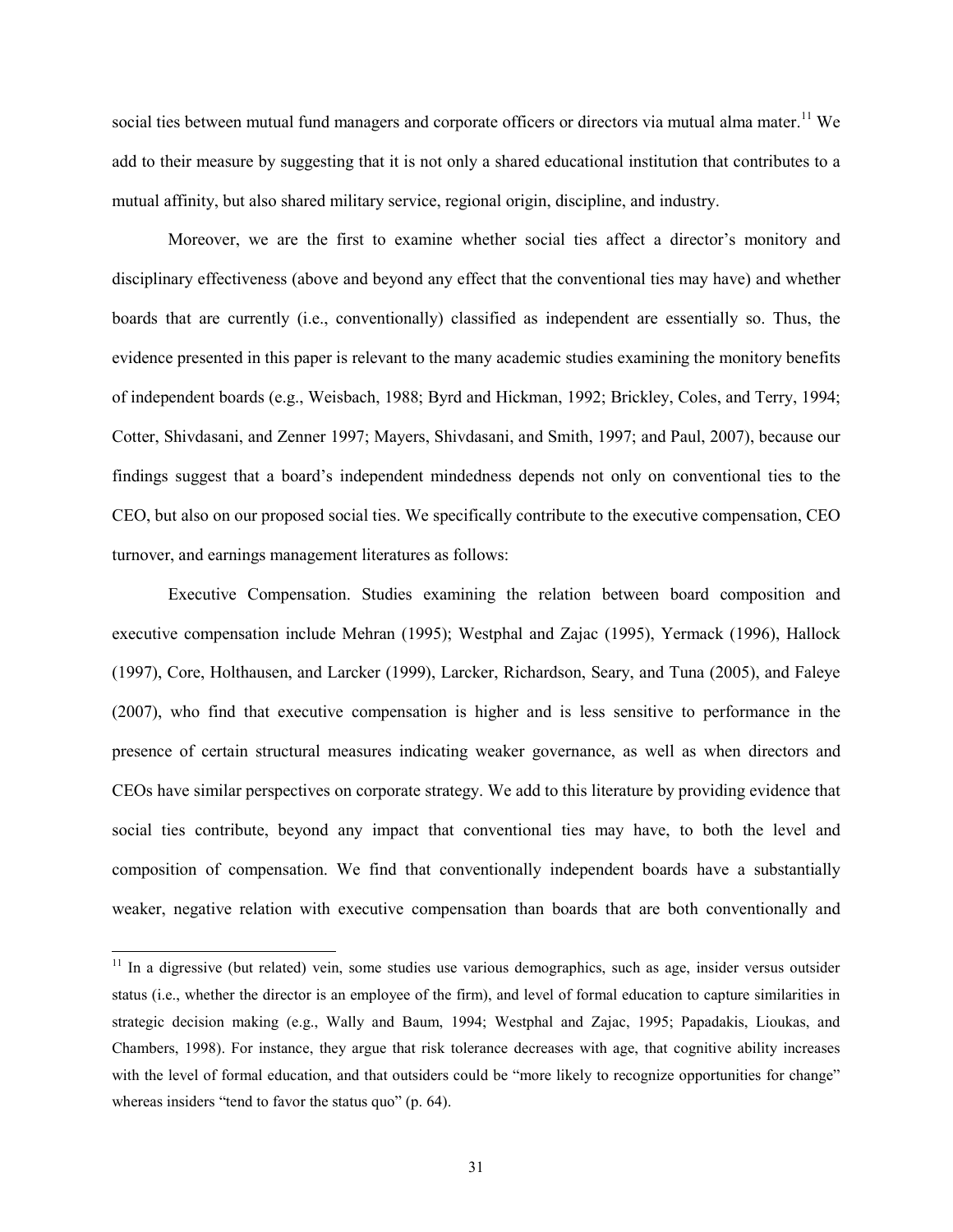social ties between mutual fund managers and corporate officers or directors via mutual alma mater.[11] We add to their measure by suggesting that it is not only a shared educational institution that contributes to a mutual affinity, but also shared military service, regional origin, discipline, and industry.

Moreover, we are the first to examine whether social ties affect a director's monitory and disciplinary effectiveness (above and beyond any effect that the conventional ties may have) and whether boards that are currently (i.e., conventionally) classified as independent are essentially so. Thus, the evidence presented in this paper is relevant to the many academic studies examining the monitory benefits of independent boards (e.g., Weisbach, 1988; Byrd and Hickman, 1992; Brickley, Coles, and Terry, 1994; Cotter, Shivdasani, and Zenner 1997; Mayers, Shivdasani, and Smith, 1997; and Paul, 2007), because our findings suggest that a board's independent mindedness depends not only on conventional ties to the CEO, but also on our proposed social ties. We specifically contribute to the executive compensation, CEO turnover, and earnings management literatures as follows:

Executive Compensation. Studies examining the relation between board composition and executive compensation include Mehran (1995); Westphal and Zajac (1995), Yermack (1996), Hallock (1997), Core, Holthausen, and Larcker (1999), Larcker, Richardson, Seary, and Tuna (2005), and Faleye (2007), who find that executive compensation is higher and is less sensitive to performance in the presence of certain structural measures indicating weaker governance, as well as when directors and CEOs have similar perspectives on corporate strategy. We add to this literature by providing evidence that social ties contribute, beyond any impact that conventional ties may have, to both the level and composition of compensation. We find that conventionally independent boards have a substantially weaker, negative relation with executive compensation than boards that are both conventionally and

[11] In a digressive (but related) vein, some studies use various demographics, such as age, insider versus outsider status (i.e., whether the director is an employee of the firm), and level of formal education to capture similarities in strategic decision making (e.g., Wally and Baum, 1994; Westphal and Zajac, 1995; Papadakis, Lioukas, and Chambers, 1998). For instance, they argue that risk tolerance decreases with age, that cognitive ability increases with the level of formal education, and that outsiders could be "more likely to recognize opportunities for change" whereas insiders "tend to favor the status quo" (p. 64).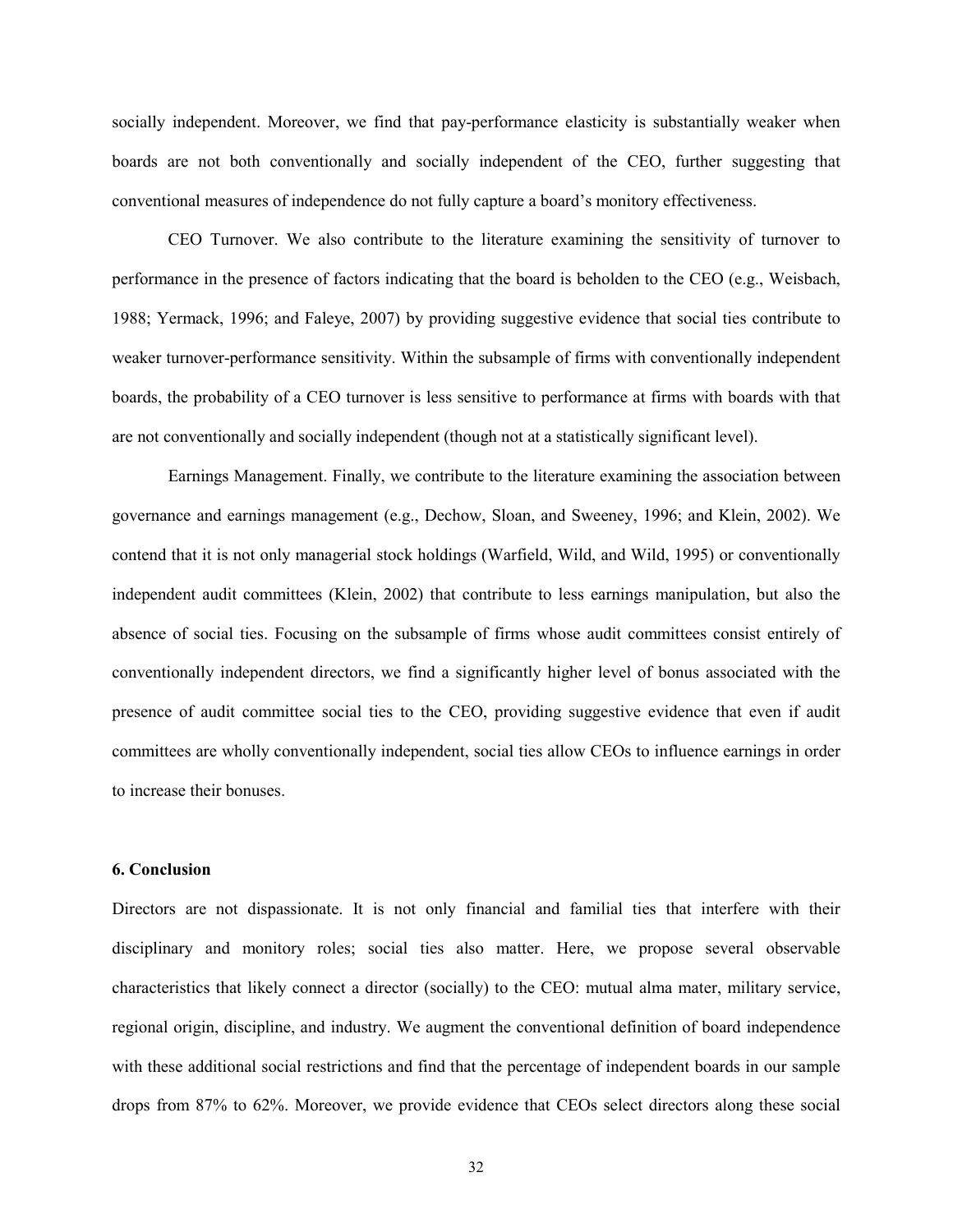socially independent. Moreover, we find that pay-performance elasticity is substantially weaker when boards are not both conventionally and socially independent of the CEO, further suggesting that conventional measures of independence do not fully capture a board's monitory effectiveness.

CEO Turnover. We also contribute to the literature examining the sensitivity of turnover to performance in the presence of factors indicating that the board is beholden to the CEO (e.g., Weisbach, 1988; Yermack, 1996; and Faleye, 2007) by providing suggestive evidence that social ties contribute to weaker turnover-performance sensitivity. Within the subsample of firms with conventionally independent boards, the probability of a CEO turnover is less sensitive to performance at firms with boards with that are not conventionally and socially independent (though not at a statistically significant level).

Earnings Management. Finally, we contribute to the literature examining the association between governance and earnings management (e.g., Dechow, Sloan, and Sweeney, 1996; and Klein, 2002). We contend that it is not only managerial stock holdings (Warfield, Wild, and Wild, 1995) or conventionally independent audit committees (Klein, 2002) that contribute to less earnings manipulation, but also the absence of social ties. Focusing on the subsample of firms whose audit committees consist entirely of conventionally independent directors, we find a significantly higher level of bonus associated with the presence of audit committee social ties to the CEO, providing suggestive evidence that even if audit committees are wholly conventionally independent, social ties allow CEOs to influence earnings in order to increase their bonuses.

## 6. Conclusion

Directors are not dispassionate. It is not only financial and familial ties that interfere with their disciplinary and monitory roles; social ties also matter. Here, we propose several observable characteristics that likely connect a director (socially) to the CEO: mutual alma mater, military service, regional origin, discipline, and industry. We augment the conventional definition of board independence with these additional social restrictions and find that the percentage of independent boards in our sample drops from 87% to 62%. Moreover, we provide evidence that CEOs select directors along these social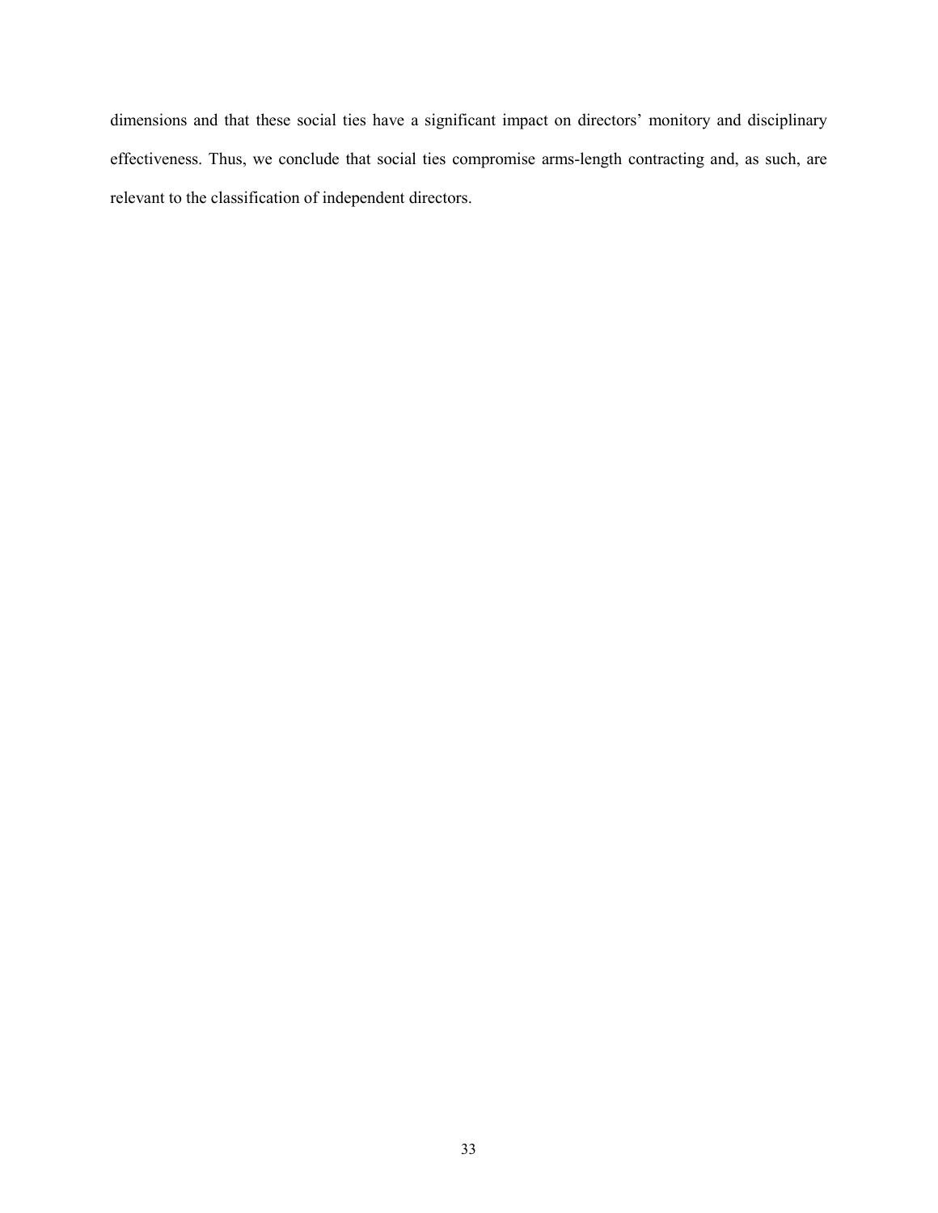dimensions and that these social ties have a significant impact on directors' monitory and disciplinary effectiveness. Thus, we conclude that social ties compromise arms-length contracting and, as such, are relevant to the classification of independent directors.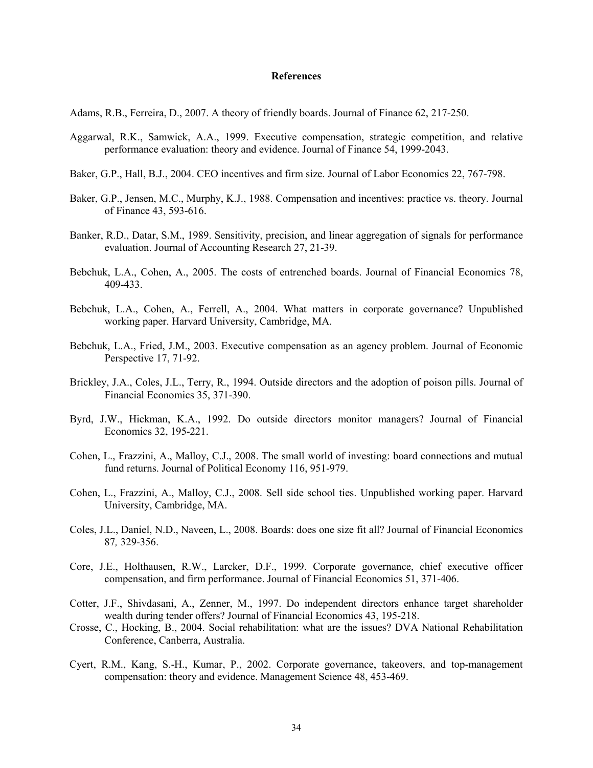## References

Adams, R.B., Ferreira, D., 2007. A theory of friendly boards. Journal of Finance 62, 217-250.

Aggarwal, R.K., Samwick, A.A., 1999. Executive compensation, strategic competition, and relative performance evaluation: theory and evidence. Journal of Finance 54, 1999-2043.

Baker, G.P., Hall, B.J., 2004. CEO incentives and firm size. Journal of Labor Economics 22, 767-798.

Baker, G.P., Jensen, M.C., Murphy, K.J., 1988. Compensation and incentives: practice vs. theory. Journal of Finance 43, 593-616.

Banker, R.D., Datar, S.M., 1989. Sensitivity, precision, and linear aggregation of signals for performance evaluation. Journal of Accounting Research 27, 21-39.

Bebchuk, L.A., Cohen, A., 2005. The costs of entrenched boards. Journal of Financial Economics 78, 409-433.

Bebchuk, L.A., Cohen, A., Ferrell, A., 2004. What matters in corporate governance? Unpublished working paper. Harvard University, Cambridge, MA.

Bebchuk, L.A., Fried, J.M., 2003. Executive compensation as an agency problem. Journal of Economic Perspective 17, 71-92.

Brickley, J.A., Coles, J.L., Terry, R., 1994. Outside directors and the adoption of poison pills. Journal of Financial Economics 35, 371-390.

Byrd, J.W., Hickman, K.A., 1992. Do outside directors monitor managers? Journal of Financial Economics 32, 195-221.

Cohen, L., Frazzini, A., Malloy, C.J., 2008. The small world of investing: board connections and mutual fund returns. Journal of Political Economy 116, 951-979.

Cohen, L., Frazzini, A., Malloy, C.J., 2008. Sell side school ties. Unpublished working paper. Harvard University, Cambridge, MA.

Coles, J.L., Daniel, N.D., Naveen, L., 2008. Boards: does one size fit all? Journal of Financial Economics 87*,* 329-356.

Core, J.E., Holthausen, R.W., Larcker, D.F., 1999. Corporate governance, chief executive officer compensation, and firm performance. Journal of Financial Economics 51, 371-406.

Cotter, J.F., Shivdasani, A., Zenner, M., 1997. Do independent directors enhance target shareholder wealth during tender offers? Journal of Financial Economics 43, 195-218.

Crosse, C., Hocking, B., 2004. Social rehabilitation: what are the issues? DVA National Rehabilitation Conference, Canberra, Australia.

Cyert, R.M., Kang, S.-H., Kumar, P., 2002. Corporate governance, takeovers, and top-management compensation: theory and evidence. Management Science 48, 453-469.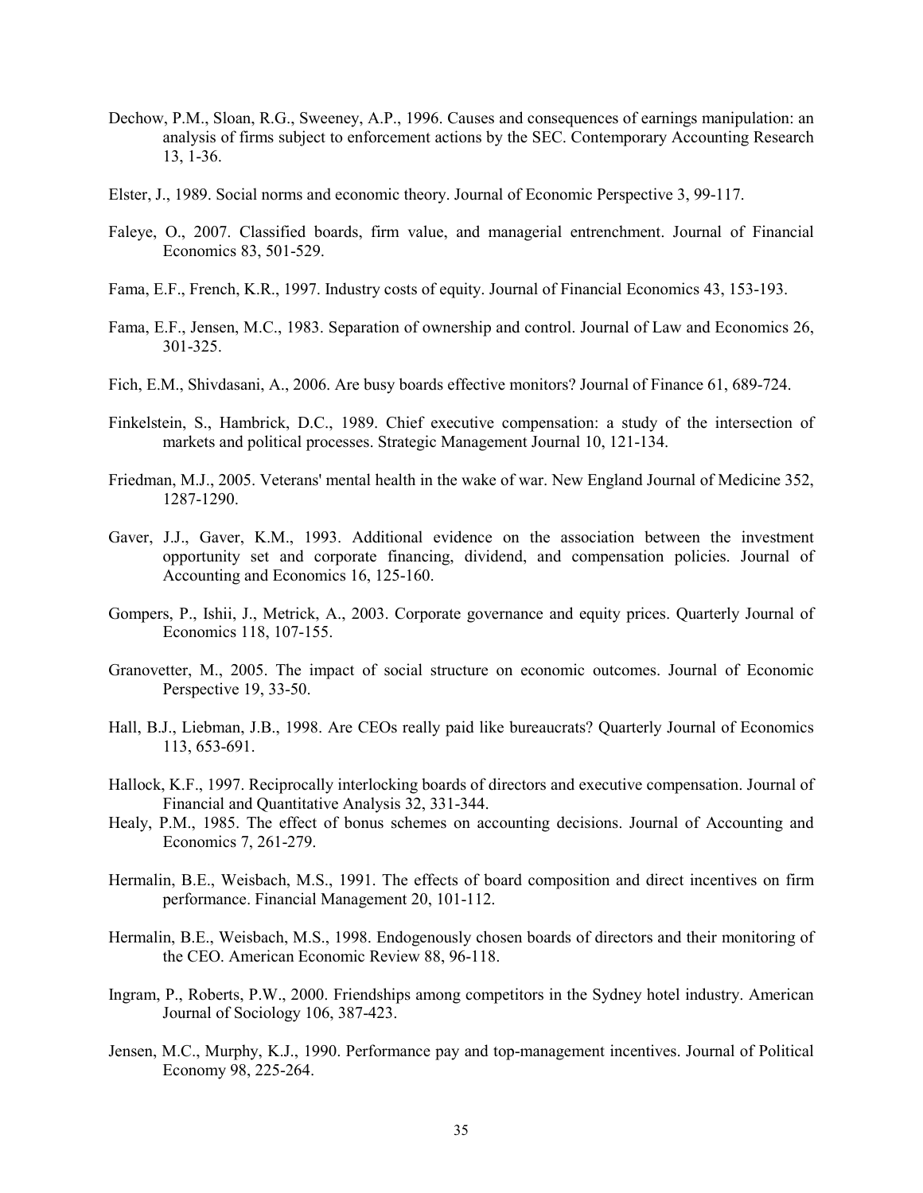Dechow, P.M., Sloan, R.G., Sweeney, A.P., 1996. Causes and consequences of earnings manipulation: an analysis of firms subject to enforcement actions by the SEC. Contemporary Accounting Research 13, 1-36.

Elster, J., 1989. Social norms and economic theory. Journal of Economic Perspective 3, 99-117.

Faleye, O., 2007. Classified boards, firm value, and managerial entrenchment. Journal of Financial Economics 83, 501-529.

Fama, E.F., French, K.R., 1997. Industry costs of equity. Journal of Financial Economics 43, 153-193.

Fama, E.F., Jensen, M.C., 1983. Separation of ownership and control. Journal of Law and Economics 26, 301-325.

Fich, E.M., Shivdasani, A., 2006. Are busy boards effective monitors? Journal of Finance 61, 689-724.

Finkelstein, S., Hambrick, D.C., 1989. Chief executive compensation: a study of the intersection of markets and political processes. Strategic Management Journal 10, 121-134.

Friedman, M.J., 2005. Veterans' mental health in the wake of war. New England Journal of Medicine 352, 1287-1290.

Gaver, J.J., Gaver, K.M., 1993. Additional evidence on the association between the investment opportunity set and corporate financing, dividend, and compensation policies. Journal of Accounting and Economics 16, 125-160.

Gompers, P., Ishii, J., Metrick, A., 2003. Corporate governance and equity prices. Quarterly Journal of Economics 118, 107-155.

Granovetter, M., 2005. The impact of social structure on economic outcomes. Journal of Economic Perspective 19, 33-50.

Hall, B.J., Liebman, J.B., 1998. Are CEOs really paid like bureaucrats? Quarterly Journal of Economics 113, 653-691.

Hallock, K.F., 1997. Reciprocally interlocking boards of directors and executive compensation. Journal of Financial and Quantitative Analysis 32, 331-344.

Healy, P.M., 1985. The effect of bonus schemes on accounting decisions. Journal of Accounting and Economics 7, 261-279.

Hermalin, B.E., Weisbach, M.S., 1991. The effects of board composition and direct incentives on firm performance. Financial Management 20, 101-112.

Hermalin, B.E., Weisbach, M.S., 1998. Endogenously chosen boards of directors and their monitoring of the CEO. American Economic Review 88, 96-118.

Ingram, P., Roberts, P.W., 2000. Friendships among competitors in the Sydney hotel industry. American Journal of Sociology 106, 387-423.

Jensen, M.C., Murphy, K.J., 1990. Performance pay and top-management incentives. Journal of Political Economy 98, 225-264.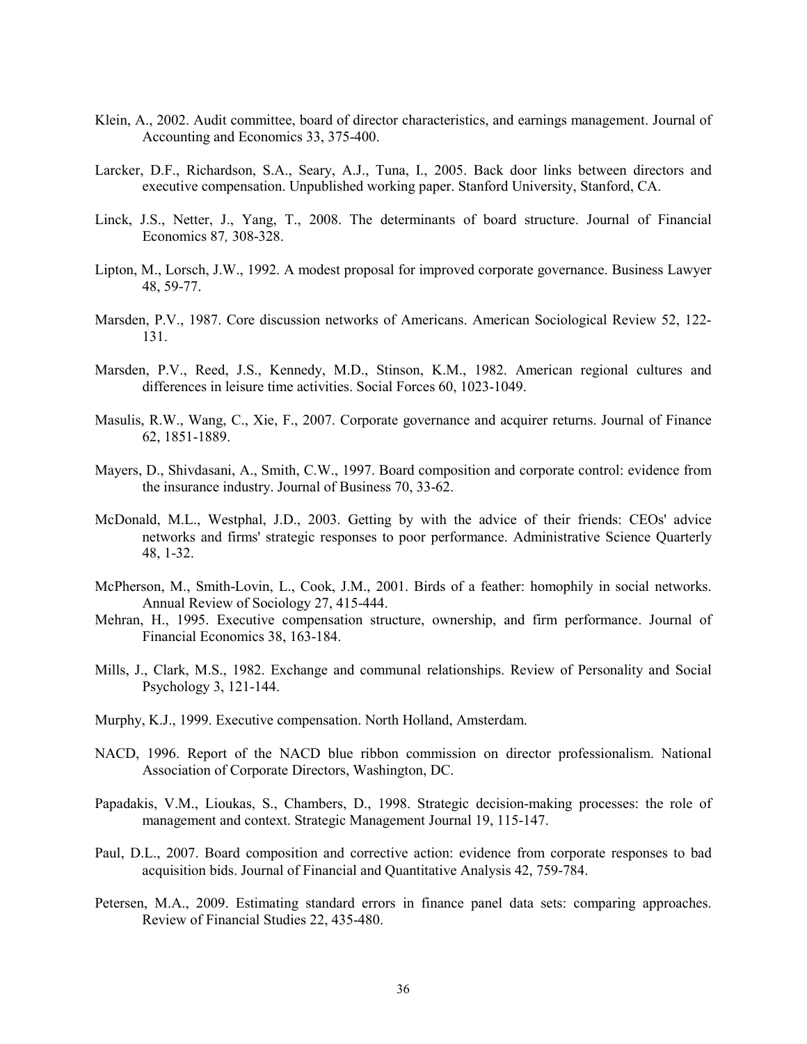Klein, A., 2002. Audit committee, board of director characteristics, and earnings management. Journal of Accounting and Economics 33, 375-400.

Larcker, D.F., Richardson, S.A., Seary, A.J., Tuna, I., 2005. Back door links between directors and executive compensation. Unpublished working paper. Stanford University, Stanford, CA.

Linck, J.S., Netter, J., Yang, T., 2008. The determinants of board structure. Journal of Financial Economics 87*,* 308-328.

Lipton, M., Lorsch, J.W., 1992. A modest proposal for improved corporate governance. Business Lawyer 48, 59-77.

Marsden, P.V., 1987. Core discussion networks of Americans. American Sociological Review 52, 122-131.

Marsden, P.V., Reed, J.S., Kennedy, M.D., Stinson, K.M., 1982. American regional cultures and differences in leisure time activities. Social Forces 60, 1023-1049.

Masulis, R.W., Wang, C., Xie, F., 2007. Corporate governance and acquirer returns. Journal of Finance 62, 1851-1889.

Mayers, D., Shivdasani, A., Smith, C.W., 1997. Board composition and corporate control: evidence from the insurance industry. Journal of Business 70, 33-62.

McDonald, M.L., Westphal, J.D., 2003. Getting by with the advice of their friends: CEOs' advice networks and firms' strategic responses to poor performance. Administrative Science Quarterly 48, 1-32.

McPherson, M., Smith-Lovin, L., Cook, J.M., 2001. Birds of a feather: homophily in social networks. Annual Review of Sociology 27, 415-444.

Mehran, H., 1995. Executive compensation structure, ownership, and firm performance. Journal of Financial Economics 38, 163-184.

Mills, J., Clark, M.S., 1982. Exchange and communal relationships. Review of Personality and Social Psychology 3, 121-144.

Murphy, K.J., 1999. Executive compensation. North Holland, Amsterdam.

NACD, 1996. Report of the NACD blue ribbon commission on director professionalism. National Association of Corporate Directors, Washington, DC.

Papadakis, V.M., Lioukas, S., Chambers, D., 1998. Strategic decision-making processes: the role of management and context. Strategic Management Journal 19, 115-147.

Paul, D.L., 2007. Board composition and corrective action: evidence from corporate responses to bad acquisition bids. Journal of Financial and Quantitative Analysis 42, 759-784.

Petersen, M.A., 2009. Estimating standard errors in finance panel data sets: comparing approaches. Review of Financial Studies 22, 435-480.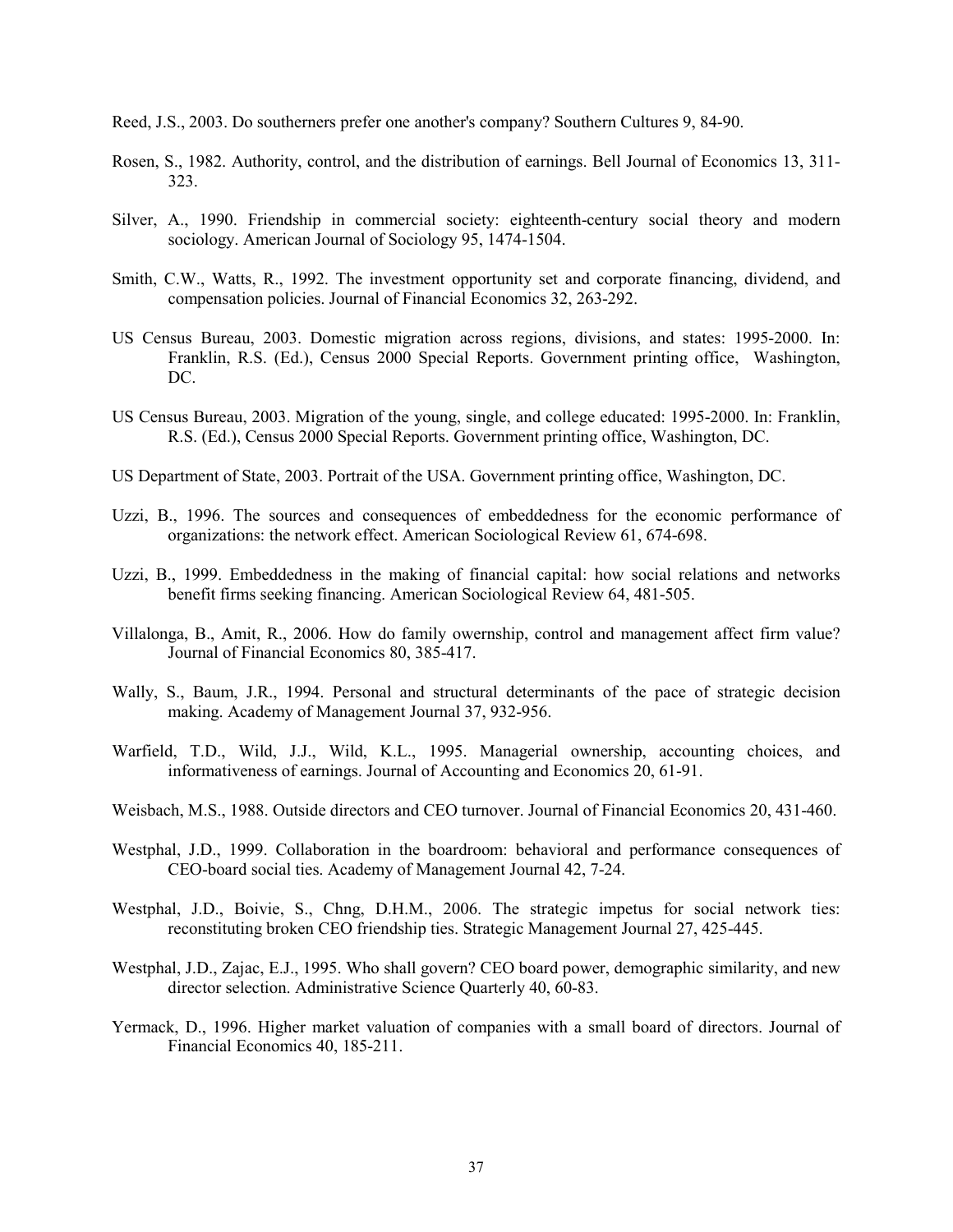Reed, J.S., 2003. Do southerners prefer one another's company? Southern Cultures 9, 84-90.

Rosen, S., 1982. Authority, control, and the distribution of earnings. Bell Journal of Economics 13, 311-323.

Silver, A., 1990. Friendship in commercial society: eighteenth-century social theory and modern sociology. American Journal of Sociology 95, 1474-1504.

Smith, C.W., Watts, R., 1992. The investment opportunity set and corporate financing, dividend, and compensation policies. Journal of Financial Economics 32, 263-292.

US Census Bureau, 2003. Domestic migration across regions, divisions, and states: 1995-2000. In: Franklin, R.S. (Ed.), Census 2000 Special Reports. Government printing office, Washington, DC.

US Census Bureau, 2003. Migration of the young, single, and college educated: 1995-2000. In: Franklin, R.S. (Ed.), Census 2000 Special Reports. Government printing office, Washington, DC.

US Department of State, 2003. Portrait of the USA. Government printing office, Washington, DC.

Uzzi, B., 1996. The sources and consequences of embeddedness for the economic performance of organizations: the network effect. American Sociological Review 61, 674-698.

Uzzi, B., 1999. Embeddedness in the making of financial capital: how social relations and networks benefit firms seeking financing. American Sociological Review 64, 481-505.

Villalonga, B., Amit, R., 2006. How do family owernship, control and management affect firm value? Journal of Financial Economics 80, 385-417.

Wally, S., Baum, J.R., 1994. Personal and structural determinants of the pace of strategic decision making. Academy of Management Journal 37, 932-956.

Warfield, T.D., Wild, J.J., Wild, K.L., 1995. Managerial ownership, accounting choices, and informativeness of earnings. Journal of Accounting and Economics 20, 61-91.

Weisbach, M.S., 1988. Outside directors and CEO turnover. Journal of Financial Economics 20, 431-460.

Westphal, J.D., 1999. Collaboration in the boardroom: behavioral and performance consequences of CEO-board social ties. Academy of Management Journal 42, 7-24.

Westphal, J.D., Boivie, S., Chng, D.H.M., 2006. The strategic impetus for social network ties: reconstituting broken CEO friendship ties. Strategic Management Journal 27, 425-445.

Westphal, J.D., Zajac, E.J., 1995. Who shall govern? CEO board power, demographic similarity, and new director selection. Administrative Science Quarterly 40, 60-83.

Yermack, D., 1996. Higher market valuation of companies with a small board of directors. Journal of Financial Economics 40, 185-211.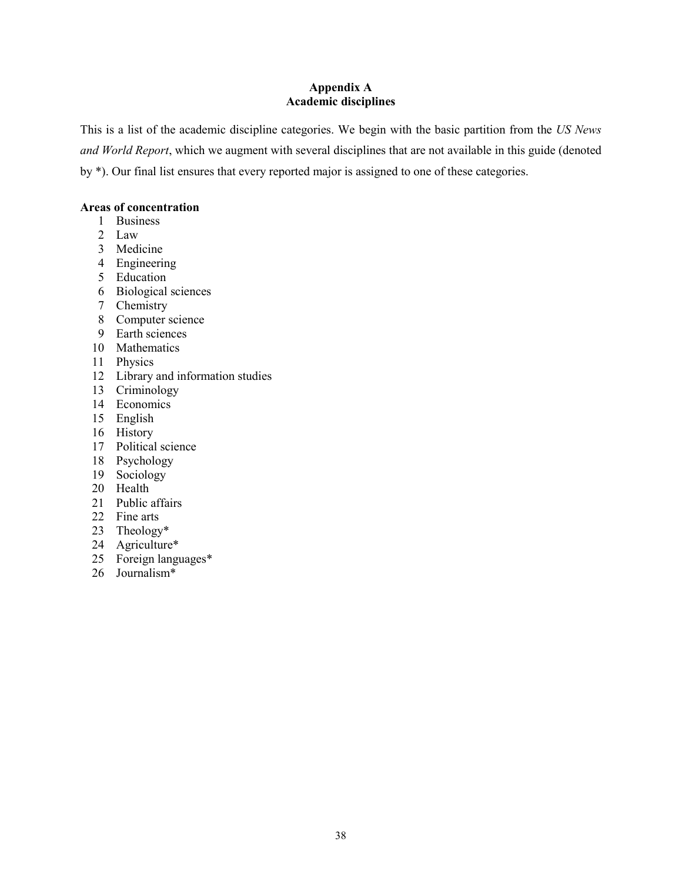## Appendix A
## Academic disciplines

This is a list of the academic discipline categories. We begin with the basic partition from the *US News and World Report*, which we augment with several disciplines that are not available in this guide (denoted by *). Our final list ensures that every reported major is assigned to one of these categories.

**Areas of concentration**

1. Business
2. Law
3. Medicine
4. Engineering
5. Education
6. Biological sciences
7. Chemistry
8. Computer science
9. Earth sciences
10. Mathematics
11. Physics
12. Library and information studies
13. Criminology
14. Economics
15. English
16. History
17. Political science
18. Psychology
19. Sociology
20. Health
21. Public affairs
22. Fine arts
23. Theology*
24. Agriculture*
25. Foreign languages*
26. Journalism*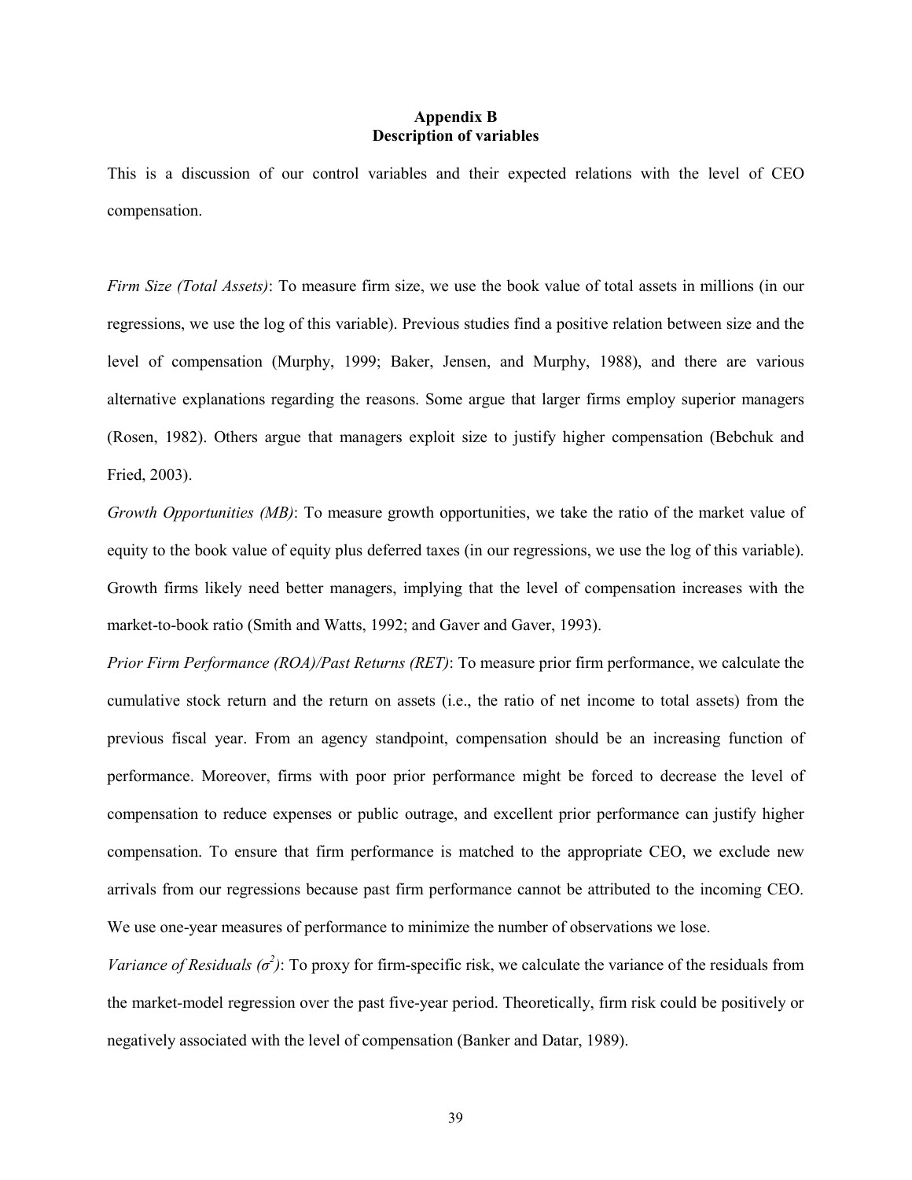## Appendix B
## Description of variables

This is a discussion of our control variables and their expected relations with the level of CEO compensation.

*Firm Size (Total Assets)*: To measure firm size, we use the book value of total assets in millions (in our regressions, we use the log of this variable). Previous studies find a positive relation between size and the level of compensation (Murphy, 1999; Baker, Jensen, and Murphy, 1988), and there are various alternative explanations regarding the reasons. Some argue that larger firms employ superior managers (Rosen, 1982). Others argue that managers exploit size to justify higher compensation (Bebchuk and Fried, 2003).

*Growth Opportunities (MB)*: To measure growth opportunities, we take the ratio of the market value of equity to the book value of equity plus deferred taxes (in our regressions, we use the log of this variable). Growth firms likely need better managers, implying that the level of compensation increases with the market-to-book ratio (Smith and Watts, 1992; and Gaver and Gaver, 1993).

*Prior Firm Performance (ROA)/Past Returns (RET)*: To measure prior firm performance, we calculate the cumulative stock return and the return on assets (i.e., the ratio of net income to total assets) from the previous fiscal year. From an agency standpoint, compensation should be an increasing function of performance. Moreover, firms with poor prior performance might be forced to decrease the level of compensation to reduce expenses or public outrage, and excellent prior performance can justify higher compensation. To ensure that firm performance is matched to the appropriate CEO, we exclude new arrivals from our regressions because past firm performance cannot be attributed to the incoming CEO. We use one-year measures of performance to minimize the number of observations we lose.

*Variance of Residuals ($\sigma^2$)*: To proxy for firm-specific risk, we calculate the variance of the residuals from the market-model regression over the past five-year period. Theoretically, firm risk could be positively or negatively associated with the level of compensation (Banker and Datar, 1989).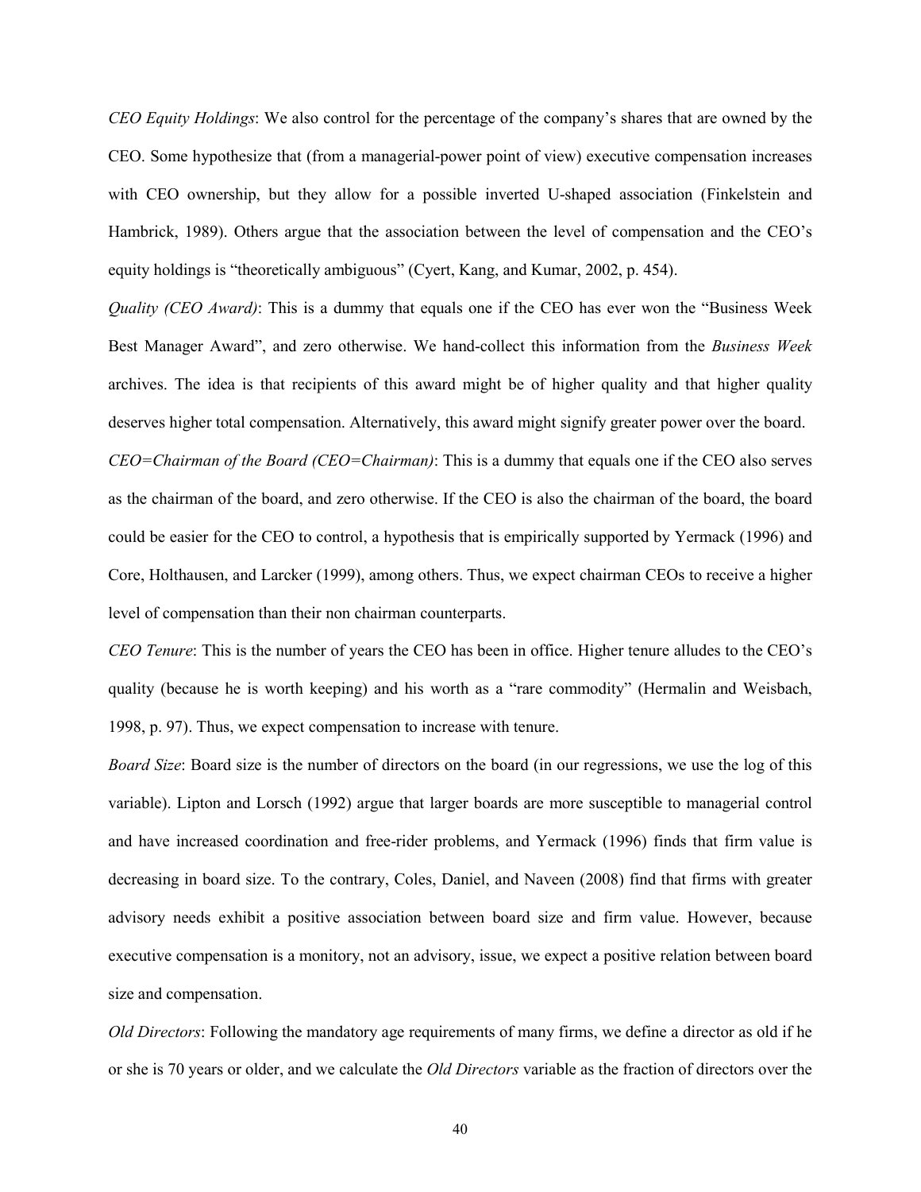*CEO Equity Holdings*: We also control for the percentage of the company's shares that are owned by the CEO. Some hypothesize that (from a managerial-power point of view) executive compensation increases with CEO ownership, but they allow for a possible inverted U-shaped association (Finkelstein and Hambrick, 1989). Others argue that the association between the level of compensation and the CEO's equity holdings is "theoretically ambiguous" (Cyert, Kang, and Kumar, 2002, p. 454).

*Quality (CEO Award)*: This is a dummy that equals one if the CEO has ever won the "Business Week Best Manager Award", and zero otherwise. We hand-collect this information from the *Business Week* archives. The idea is that recipients of this award might be of higher quality and that higher quality deserves higher total compensation. Alternatively, this award might signify greater power over the board.

*CEO=Chairman of the Board (CEO=Chairman)*: This is a dummy that equals one if the CEO also serves as the chairman of the board, and zero otherwise. If the CEO is also the chairman of the board, the board could be easier for the CEO to control, a hypothesis that is empirically supported by Yermack (1996) and Core, Holthausen, and Larcker (1999), among others. Thus, we expect chairman CEOs to receive a higher level of compensation than their non chairman counterparts.

*CEO Tenure*: This is the number of years the CEO has been in office. Higher tenure alludes to the CEO's quality (because he is worth keeping) and his worth as a "rare commodity" (Hermalin and Weisbach, 1998, p. 97). Thus, we expect compensation to increase with tenure.

*Board Size*: Board size is the number of directors on the board (in our regressions, we use the log of this variable). Lipton and Lorsch (1992) argue that larger boards are more susceptible to managerial control and have increased coordination and free-rider problems, and Yermack (1996) finds that firm value is decreasing in board size. To the contrary, Coles, Daniel, and Naveen (2008) find that firms with greater advisory needs exhibit a positive association between board size and firm value. However, because executive compensation is a monitory, not an advisory, issue, we expect a positive relation between board size and compensation.

*Old Directors*: Following the mandatory age requirements of many firms, we define a director as old if he or she is 70 years or older, and we calculate the *Old Directors* variable as the fraction of directors over the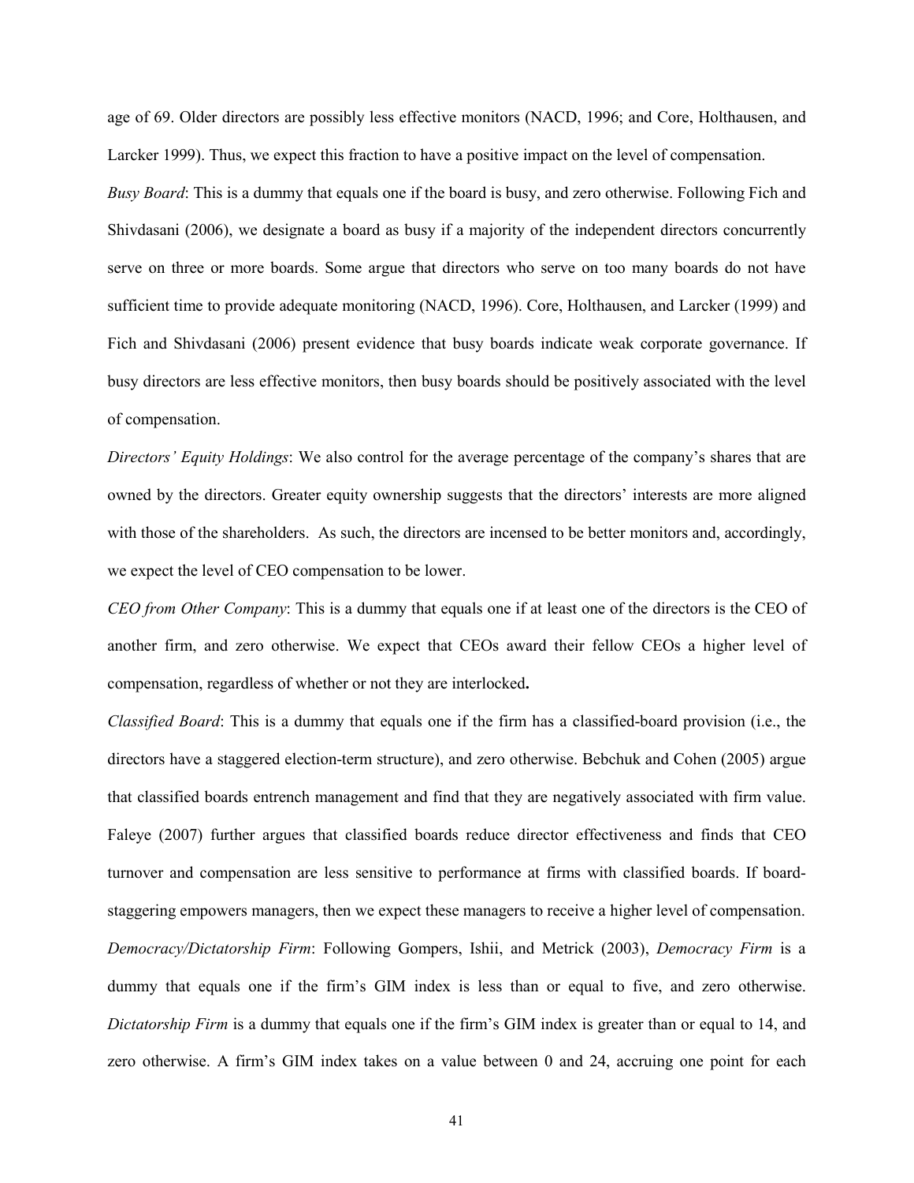age of 69. Older directors are possibly less effective monitors (NACD, 1996; and Core, Holthausen, and Larcker 1999). Thus, we expect this fraction to have a positive impact on the level of compensation.

*Busy Board*: This is a dummy that equals one if the board is busy, and zero otherwise. Following Fich and Shivdasani (2006), we designate a board as busy if a majority of the independent directors concurrently serve on three or more boards. Some argue that directors who serve on too many boards do not have sufficient time to provide adequate monitoring (NACD, 1996). Core, Holthausen, and Larcker (1999) and Fich and Shivdasani (2006) present evidence that busy boards indicate weak corporate governance. If busy directors are less effective monitors, then busy boards should be positively associated with the level of compensation.

*Directors' Equity Holdings*: We also control for the average percentage of the company's shares that are owned by the directors. Greater equity ownership suggests that the directors' interests are more aligned with those of the shareholders. As such, the directors are incensed to be better monitors and, accordingly, we expect the level of CEO compensation to be lower.

*CEO from Other Company*: This is a dummy that equals one if at least one of the directors is the CEO of another firm, and zero otherwise. We expect that CEOs award their fellow CEOs a higher level of compensation, regardless of whether or not they are interlocked**.**

*Classified Board*: This is a dummy that equals one if the firm has a classified-board provision (i.e., the directors have a staggered election-term structure), and zero otherwise. Bebchuk and Cohen (2005) argue that classified boards entrench management and find that they are negatively associated with firm value. Faleye (2007) further argues that classified boards reduce director effectiveness and finds that CEO turnover and compensation are less sensitive to performance at firms with classified boards. If board-staggering empowers managers, then we expect these managers to receive a higher level of compensation.

*Democracy/Dictatorship Firm*: Following Gompers, Ishii, and Metrick (2003), *Democracy Firm* is a dummy that equals one if the firm's GIM index is less than or equal to five, and zero otherwise. *Dictatorship Firm* is a dummy that equals one if the firm's GIM index is greater than or equal to 14, and zero otherwise. A firm's GIM index takes on a value between 0 and 24, accruing one point for each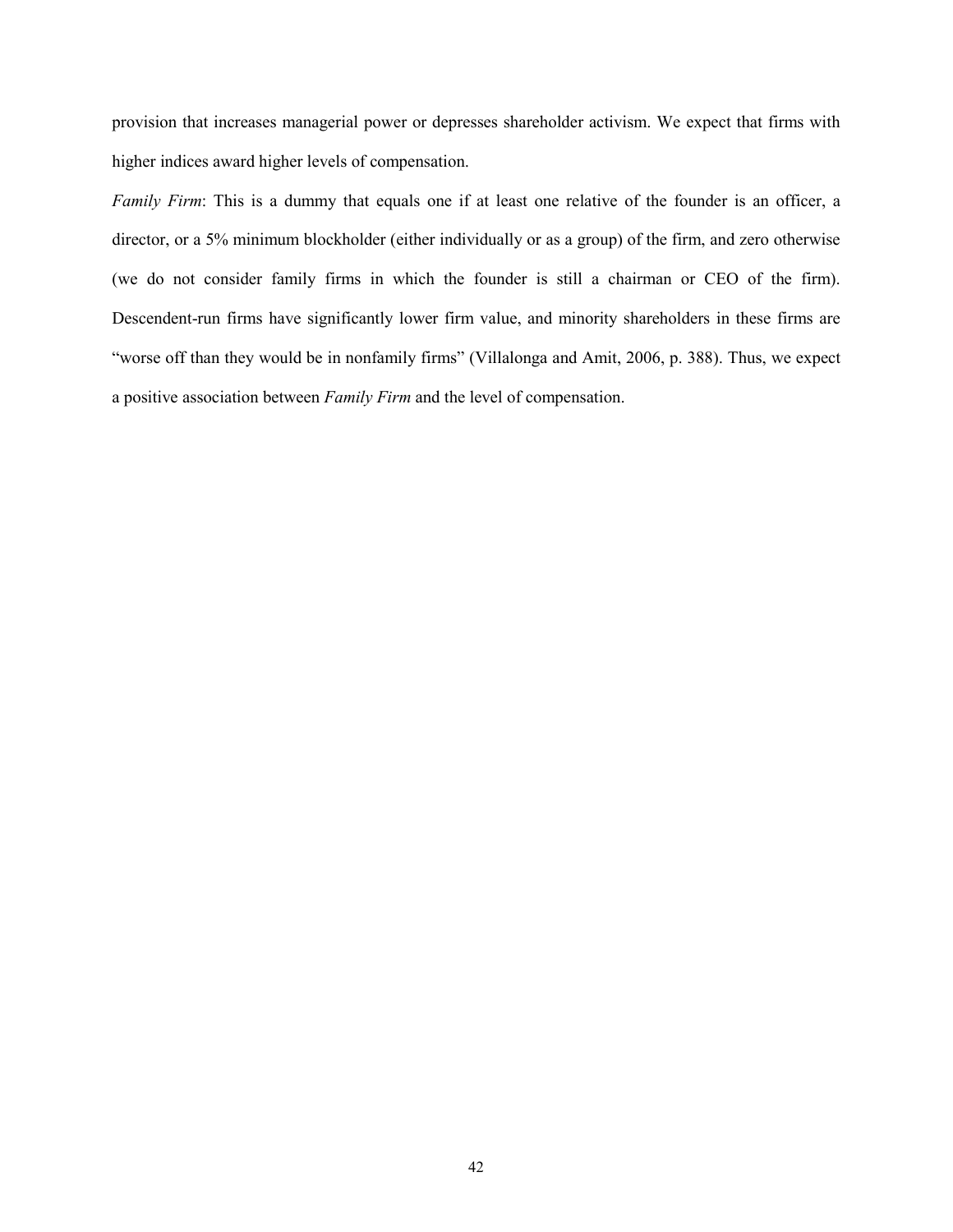provision that increases managerial power or depresses shareholder activism. We expect that firms with higher indices award higher levels of compensation.

*Family Firm*: This is a dummy that equals one if at least one relative of the founder is an officer, a director, or a 5% minimum blockholder (either individually or as a group) of the firm, and zero otherwise (we do not consider family firms in which the founder is still a chairman or CEO of the firm). Descendent-run firms have significantly lower firm value, and minority shareholders in these firms are "worse off than they would be in nonfamily firms" (Villalonga and Amit, 2006, p. 388). Thus, we expect a positive association between *Family Firm* and the level of compensation.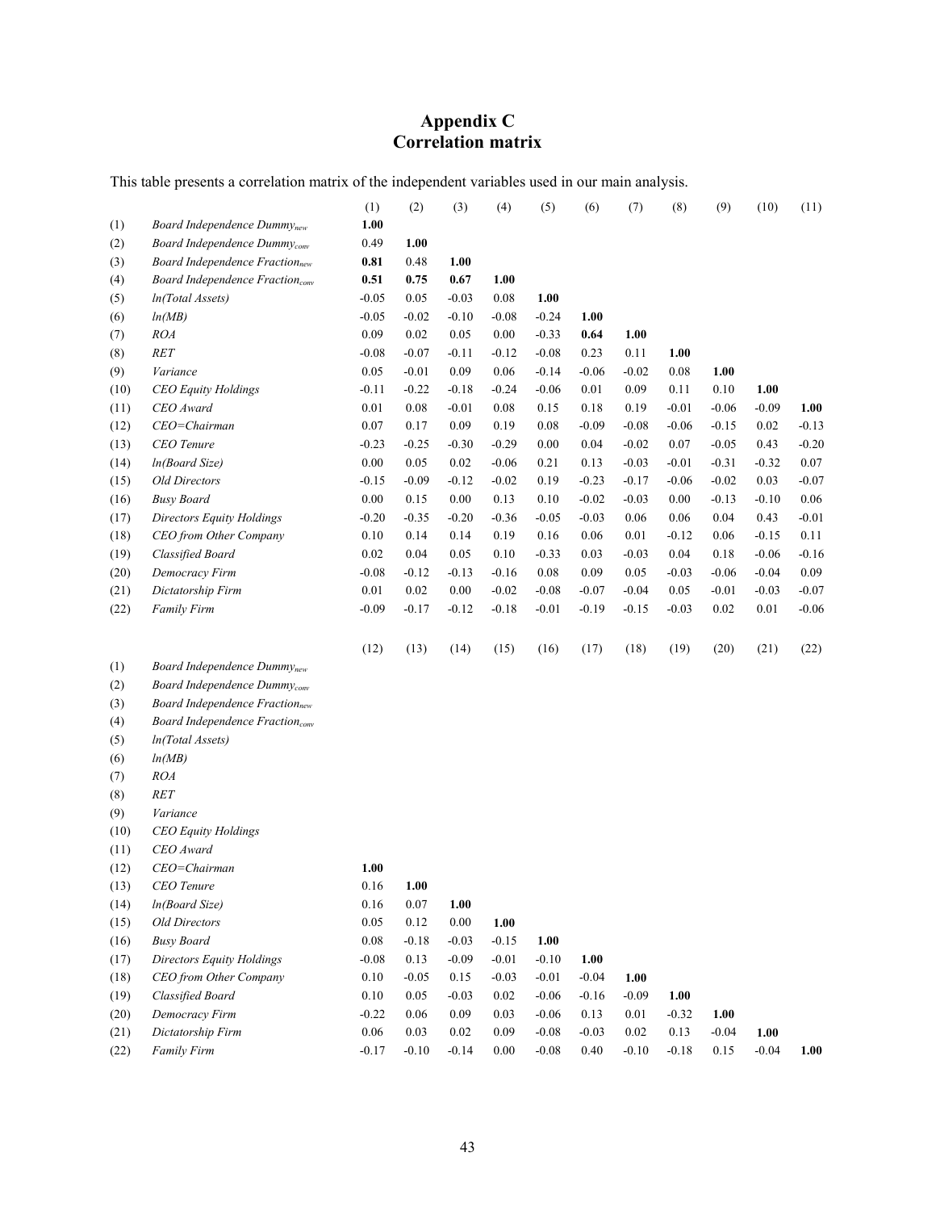# Appendix C
# Correlation matrix

This table presents a correlation matrix of the independent variables used in our main analysis.

| | | (1) | (2) | (3) | (4) | (5) | (6) | (7) | (8) | (9) | (10) | (11) |
|---|---|---|---|---|---|---|---|---|---|---|---|---|
| (1) | *Board Independence Dummy$_{new}$* | **1.00** | | | | | | | | | | |
| (2) | *Board Independence Dummy$_{conv}$* | 0.49 | **1.00** | | | | | | | | | |
| (3) | *Board Independence Fraction$_{new}$* | **0.81** | 0.48 | **1.00** | | | | | | | | |
| (4) | *Board Independence Fraction$_{conv}$* | **0.51** | **0.75** | **0.67** | **1.00** | | | | | | | |
| (5) | *ln(Total Assets)* | -0.05 | 0.05 | -0.03 | 0.08 | **1.00** | | | | | | |
| (6) | *ln(MB)* | -0.05 | -0.02 | -0.10 | -0.08 | -0.24 | **1.00** | | | | | |
| (7) | *ROA* | 0.09 | 0.02 | 0.05 | 0.00 | -0.33 | **0.64** | **1.00** | | | | |
| (8) | *RET* | -0.08 | -0.07 | -0.11 | -0.12 | -0.08 | 0.23 | 0.11 | **1.00** | | | |
| (9) | *Variance* | 0.05 | -0.01 | 0.09 | 0.06 | -0.14 | -0.06 | -0.02 | 0.08 | **1.00** | | |
| (10) | *CEO Equity Holdings* | -0.11 | -0.22 | -0.18 | -0.24 | -0.06 | 0.01 | 0.09 | 0.11 | 0.10 | **1.00** | |
| (11) | *CEO Award* | 0.01 | 0.08 | -0.01 | 0.08 | 0.15 | 0.18 | 0.19 | -0.01 | -0.06 | -0.09 | **1.00** |
| (12) | *CEO=Chairman* | 0.07 | 0.17 | 0.09 | 0.19 | 0.08 | -0.09 | -0.08 | -0.06 | -0.15 | 0.02 | -0.13 |
| (13) | *CEO Tenure* | -0.23 | -0.25 | -0.30 | -0.29 | 0.00 | 0.04 | -0.02 | 0.07 | -0.05 | 0.43 | -0.20 |
| (14) | *ln(Board Size)* | 0.00 | 0.05 | 0.02 | -0.06 | 0.21 | 0.13 | -0.03 | -0.01 | -0.31 | -0.32 | 0.07 |
| (15) | *Old Directors* | -0.15 | -0.09 | -0.12 | -0.02 | 0.19 | -0.23 | -0.17 | -0.06 | -0.02 | 0.03 | -0.07 |
| (16) | *Busy Board* | 0.00 | 0.15 | 0.00 | 0.13 | 0.10 | -0.02 | -0.03 | 0.00 | -0.13 | -0.10 | 0.06 |
| (17) | *Directors Equity Holdings* | -0.20 | -0.35 | -0.20 | -0.36 | -0.05 | -0.03 | 0.06 | 0.06 | 0.04 | 0.43 | -0.01 |
| (18) | *CEO from Other Company* | 0.10 | 0.14 | 0.14 | 0.19 | 0.16 | 0.06 | 0.01 | -0.12 | 0.06 | -0.15 | 0.11 |
| (19) | *Classified Board* | 0.02 | 0.04 | 0.05 | 0.10 | -0.33 | 0.03 | -0.03 | 0.04 | 0.18 | -0.06 | -0.16 |
| (20) | *Democracy Firm* | -0.08 | -0.12 | -0.13 | -0.16 | 0.08 | 0.09 | 0.05 | -0.03 | -0.06 | -0.04 | 0.09 |
| (21) | *Dictatorship Firm* | 0.01 | 0.02 | 0.00 | -0.02 | -0.08 | -0.07 | -0.04 | 0.05 | -0.01 | -0.03 | -0.07 |
| (22) | *Family Firm* | -0.09 | -0.17 | -0.12 | -0.18 | -0.01 | -0.19 | -0.15 | -0.03 | 0.02 | 0.01 | -0.06 |

| | | (12) | (13) | (14) | (15) | (16) | (17) | (18) | (19) | (20) | (21) | (22) |
|---|---|---|---|---|---|---|---|---|---|---|---|---|
| (1) | *Board Independence Dummy$_{new}$* | | | | | | | | | | | |
| (2) | *Board Independence Dummy$_{conv}$* | | | | | | | | | | | |
| (3) | *Board Independence Fraction$_{new}$* | | | | | | | | | | | |
| (4) | *Board Independence Fraction$_{conv}$* | | | | | | | | | | | |
| (5) | *ln(Total Assets)* | | | | | | | | | | | |
| (6) | *ln(MB)* | | | | | | | | | | | |
| (7) | *ROA* | | | | | | | | | | | |
| (8) | *RET* | | | | | | | | | | | |
| (9) | *Variance* | | | | | | | | | | | |
| (10) | *CEO Equity Holdings* | | | | | | | | | | | |
| (11) | *CEO Award* | | | | | | | | | | | |
| (12) | *CEO=Chairman* | **1.00** | | | | | | | | | | |
| (13) | *CEO Tenure* | 0.16 | **1.00** | | | | | | | | | |
| (14) | *ln(Board Size)* | 0.16 | 0.07 | **1.00** | | | | | | | | |
| (15) | *Old Directors* | 0.05 | 0.12 | 0.00 | **1.00** | | | | | | | |
| (16) | *Busy Board* | 0.08 | -0.18 | -0.03 | -0.15 | **1.00** | | | | | | |
| (17) | *Directors Equity Holdings* | -0.08 | 0.13 | -0.09 | -0.01 | -0.10 | **1.00** | | | | | |
| (18) | *CEO from Other Company* | 0.10 | -0.05 | 0.15 | -0.03 | -0.01 | -0.04 | **1.00** | | | | |
| (19) | *Classified Board* | 0.10 | 0.05 | -0.03 | 0.02 | -0.06 | -0.16 | -0.09 | **1.00** | | | |
| (20) | *Democracy Firm* | -0.22 | 0.06 | 0.09 | 0.03 | -0.06 | 0.13 | 0.01 | -0.32 | **1.00** | | |
| (21) | *Dictatorship Firm* | 0.06 | 0.03 | 0.02 | 0.09 | -0.08 | -0.03 | 0.02 | 0.13 | -0.04 | **1.00** | |
| (22) | *Family Firm* | -0.17 | -0.10 | -0.14 | 0.00 | -0.08 | 0.40 | -0.10 | -0.18 | 0.15 | -0.04 | **1.00** |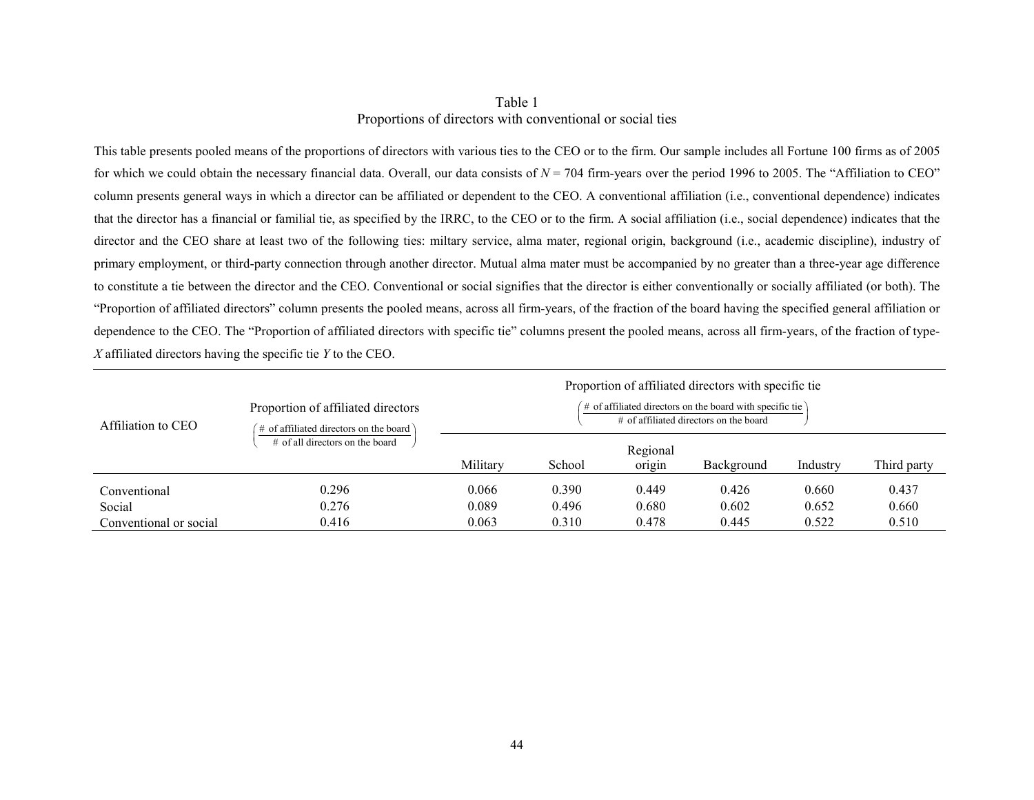# Table 1
## Proportions of directors with conventional or social ties

This table presents pooled means of the proportions of directors with various ties to the CEO or to the firm. Our sample includes all Fortune 100 firms as of 2005 for which we could obtain the necessary financial data. Overall, our data consists of $N$ = 704 firm-years over the period 1996 to 2005. The "Affiliation to CEO" column presents general ways in which a director can be affiliated or dependent to the CEO. A conventional affiliation (i.e., conventional dependence) indicates that the director has a financial or familial tie, as specified by the IRRC, to the CEO or to the firm. A social affiliation (i.e., social dependence) indicates that the director and the CEO share at least two of the following ties: miltary service, alma mater, regional origin, background (i.e., academic discipline), industry of primary employment, or third-party connection through another director. Mutual alma mater must be accompanied by no greater than a three-year age difference to constitute a tie between the director and the CEO. Conventional or social signifies that the director is either conventionally or socially affiliated (or both). The "Proportion of affiliated directors" column presents the pooled means, across all firm-years, of the fraction of the board having the specified general affiliation or dependence to the CEO. The "Proportion of affiliated directors with specific tie" columns present the pooled means, across all firm-years, of the fraction of type-*X* affiliated directors having the specific tie *Y* to the CEO.

| Affiliation to CEO | Proportion of affiliated directors $\left(\frac{\text{\# of affiliated directors on the board}}{\text{\# of all directors on the board}}\right)$ | Proportion of affiliated directors with specific tie $\left(\frac{\text{\# of affiliated directors on the board with specific tie}}{\text{\# of affiliated directors on the board}}\right)$ | | | | | |
|---|---|---|---|---|---|---|---|
| | | Military | School | Regional origin | Background | Industry | Third party |
| Conventional | 0.296 | 0.066 | 0.390 | 0.449 | 0.426 | 0.660 | 0.437 |
| Social | 0.276 | 0.089 | 0.496 | 0.680 | 0.602 | 0.652 | 0.660 |
| Conventional or social | 0.416 | 0.063 | 0.310 | 0.478 | 0.445 | 0.522 | 0.510 |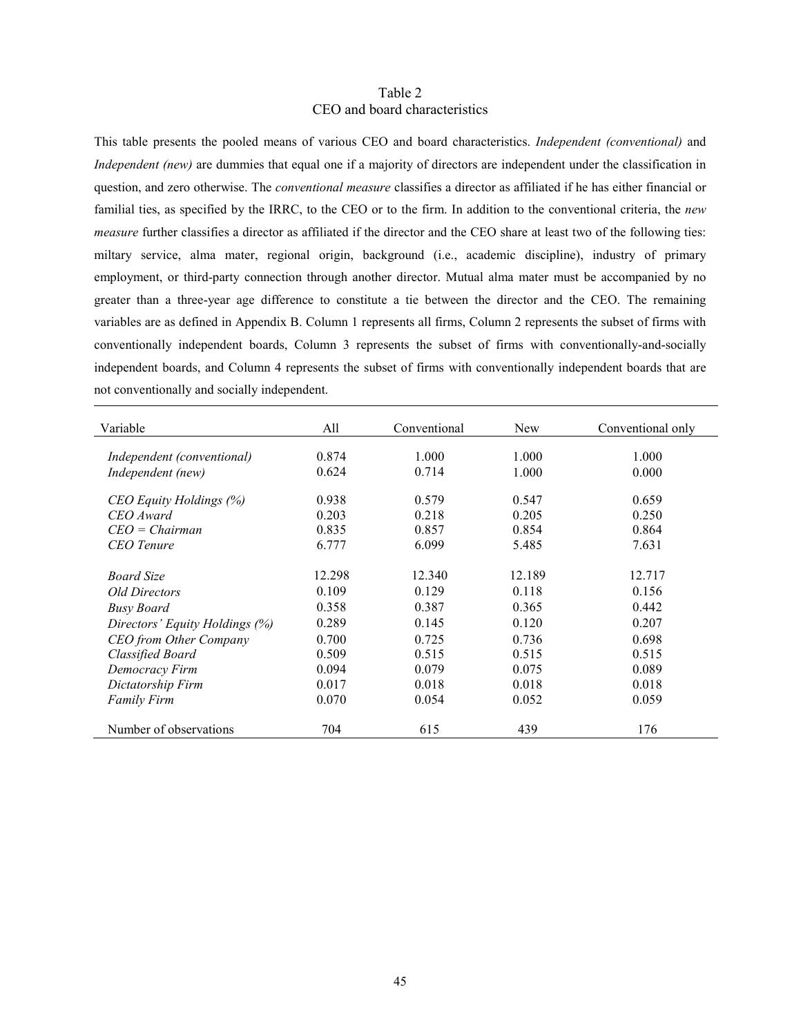Table 2
CEO and board characteristics

This table presents the pooled means of various CEO and board characteristics. *Independent (conventional)* and *Independent (new)* are dummies that equal one if a majority of directors are independent under the classification in question, and zero otherwise. The *conventional measure* classifies a director as affiliated if he has either financial or familial ties, as specified by the IRRC, to the CEO or to the firm. In addition to the conventional criteria, the *new measure* further classifies a director as affiliated if the director and the CEO share at least two of the following ties: miltary service, alma mater, regional origin, background (i.e., academic discipline), industry of primary employment, or third-party connection through another director. Mutual alma mater must be accompanied by no greater than a three-year age difference to constitute a tie between the director and the CEO. The remaining variables are as defined in Appendix B. Column 1 represents all firms, Column 2 represents the subset of firms with conventionally independent boards, Column 3 represents the subset of firms with conventionally-and-socially independent boards, and Column 4 represents the subset of firms with conventionally independent boards that are not conventionally and socially independent.

| Variable | All | Conventional | New | Conventional only |
|---|---|---|---|---|
| *Independent (conventional)* | 0.874 | 1.000 | 1.000 | 1.000 |
| *Independent (new)* | 0.624 | 0.714 | 1.000 | 0.000 |
| *CEO Equity Holdings (%)* | 0.938 | 0.579 | 0.547 | 0.659 |
| *CEO Award* | 0.203 | 0.218 | 0.205 | 0.250 |
| *CEO = Chairman* | 0.835 | 0.857 | 0.854 | 0.864 |
| *CEO Tenure* | 6.777 | 6.099 | 5.485 | 7.631 |
| *Board Size* | 12.298 | 12.340 | 12.189 | 12.717 |
| *Old Directors* | 0.109 | 0.129 | 0.118 | 0.156 |
| *Busy Board* | 0.358 | 0.387 | 0.365 | 0.442 |
| *Directors' Equity Holdings (%)* | 0.289 | 0.145 | 0.120 | 0.207 |
| *CEO from Other Company* | 0.700 | 0.725 | 0.736 | 0.698 |
| *Classified Board* | 0.509 | 0.515 | 0.515 | 0.515 |
| *Democracy Firm* | 0.094 | 0.079 | 0.075 | 0.089 |
| *Dictatorship Firm* | 0.017 | 0.018 | 0.018 | 0.018 |
| *Family Firm* | 0.070 | 0.054 | 0.052 | 0.059 |
| Number of observations | 704 | 615 | 439 | 176 |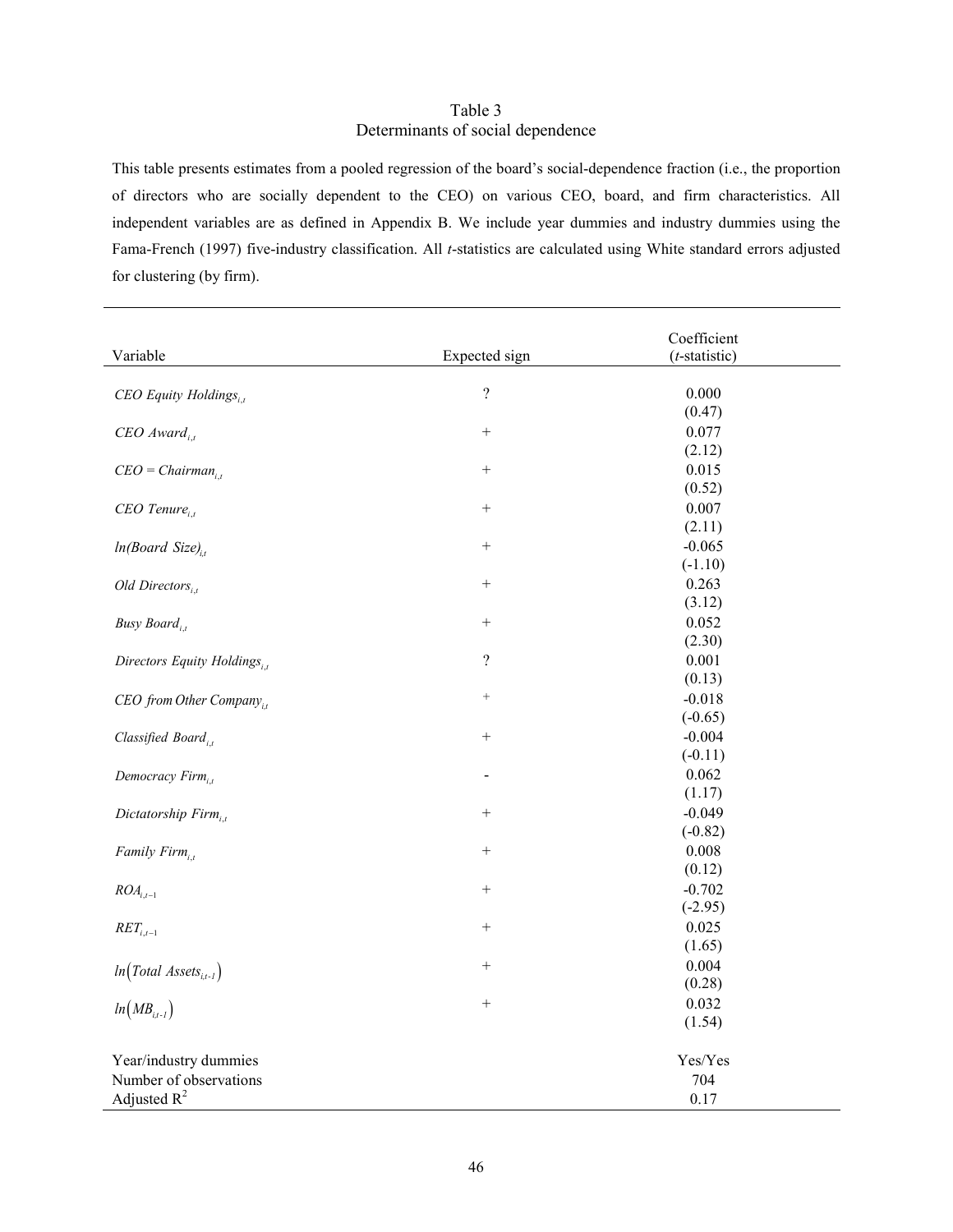# Table 3
## Determinants of social dependence

This table presents estimates from a pooled regression of the board's social-dependence fraction (i.e., the proportion of directors who are socially dependent to the CEO) on various CEO, board, and firm characteristics. All independent variables are as defined in Appendix B. We include year dummies and industry dummies using the Fama-French (1997) five-industry classification. All *t*-statistics are calculated using White standard errors adjusted for clustering (by firm).

| Variable | Expected sign | Coefficient (*t*-statistic) |
|---|---|---|
| $CEO\ Equity\ Holdings_{i,t}$ | ? | 0.000 (0.47) |
| $CEO\ Award_{i,t}$ | + | 0.077 (2.12) |
| $CEO = Chairman_{i,t}$ | + | 0.015 (0.52) |
| $CEO\ Tenure_{i,t}$ | + | 0.007 (2.11) |
| $ln(Board\ Size)_{i,t}$ | + | -0.065 (-1.10) |
| $Old\ Directors_{i,t}$ | + | 0.263 (3.12) |
| $Busy\ Board_{i,t}$ | + | 0.052 (2.30) |
| $Directors\ Equity\ Holdings_{i,t}$ | ? | 0.001 (0.13) |
| $CEO\ from\ Other\ Company_{i,t}$ | + | -0.018 (-0.65) |
| $Classified\ Board_{i,t}$ | + | -0.004 (-0.11) |
| $Democracy\ Firm_{i,t}$ | - | 0.062 (1.17) |
| $Dictatorship\ Firm_{i,t}$ | + | -0.049 (-0.82) |
| $Family\ Firm_{i,t}$ | + | 0.008 (0.12) |
| $ROA_{i,t-1}$ | + | -0.702 (-2.95) |
| $RET_{i,t-1}$ | + | 0.025 (1.65) |
| $ln\left(Total\ Assets_{i,t-1}\right)$ | + | 0.004 (0.28) |
| $ln\left(MB_{i,t-1}\right)$ | + | 0.032 (1.54) |
| Year/industry dummies | | Yes/Yes |
| Number of observations | | 704 |
| Adjusted $R^2$ | | 0.17 |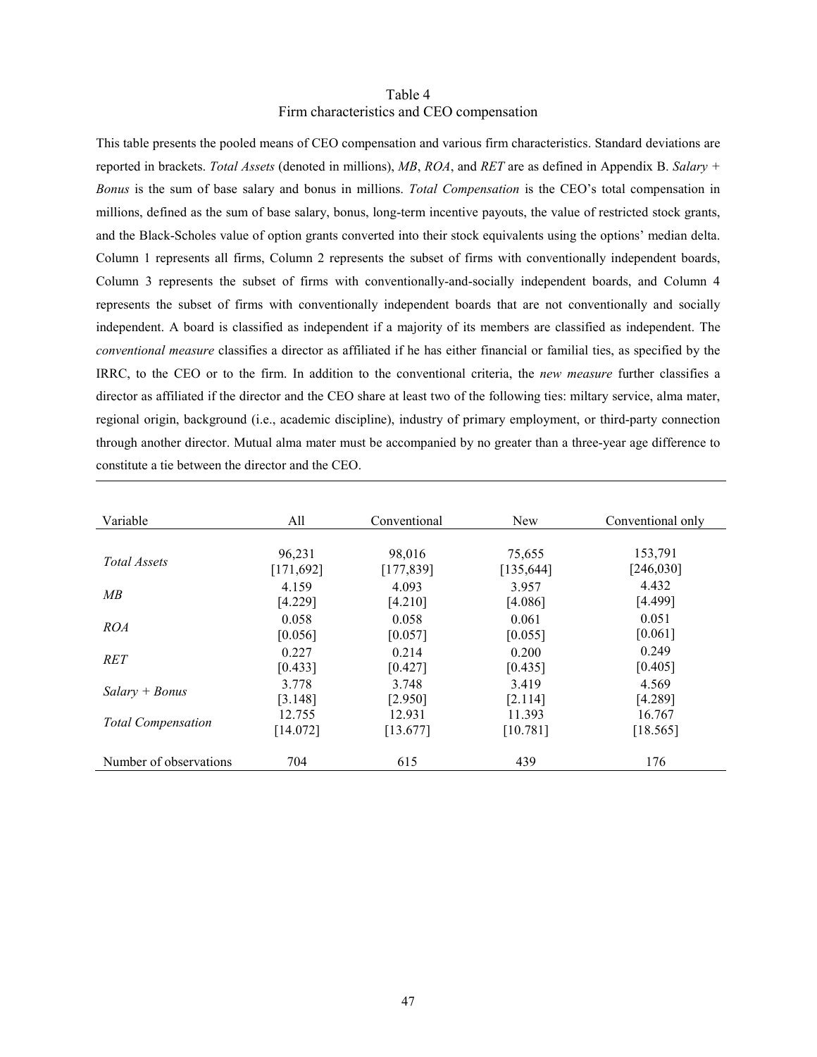# Table 4
## Firm characteristics and CEO compensation

This table presents the pooled means of CEO compensation and various firm characteristics. Standard deviations are reported in brackets. *Total Assets* (denoted in millions), *MB*, *ROA*, and *RET* are as defined in Appendix B. *Salary + Bonus* is the sum of base salary and bonus in millions. *Total Compensation* is the CEO's total compensation in millions, defined as the sum of base salary, bonus, long-term incentive payouts, the value of restricted stock grants, and the Black-Scholes value of option grants converted into their stock equivalents using the options' median delta. Column 1 represents all firms, Column 2 represents the subset of firms with conventionally independent boards, Column 3 represents the subset of firms with conventionally-and-socially independent boards, and Column 4 represents the subset of firms with conventionally independent boards that are not conventionally and socially independent. A board is classified as independent if a majority of its members are classified as independent. The *conventional measure* classifies a director as affiliated if he has either financial or familial ties, as specified by the IRRC, to the CEO or to the firm. In addition to the conventional criteria, the *new measure* further classifies a director as affiliated if the director and the CEO share at least two of the following ties: miltary service, alma mater, regional origin, background (i.e., academic discipline), industry of primary employment, or third-party connection through another director. Mutual alma mater must be accompanied by no greater than a three-year age difference to constitute a tie between the director and the CEO.

| Variable | All | Conventional | New | Conventional only |
|---|---|---|---|---|
| *Total Assets* | 96,231 | 98,016 | 75,655 | 153,791 |
| | [171,692] | [177,839] | [135,644] | [246,030] |
| *MB* | 4.159 | 4.093 | 3.957 | 4.432 |
| | [4.229] | [4.210] | [4.086] | [4.499] |
| *ROA* | 0.058 | 0.058 | 0.061 | 0.051 |
| | [0.056] | [0.057] | [0.055] | [0.061] |
| *RET* | 0.227 | 0.214 | 0.200 | 0.249 |
| | [0.433] | [0.427] | [0.435] | [0.405] |
| *Salary + Bonus* | 3.778 | 3.748 | 3.419 | 4.569 |
| | [3.148] | [2.950] | [2.114] | [4.289] |
| *Total Compensation* | 12.755 | 12.931 | 11.393 | 16.767 |
| | [14.072] | [13.677] | [10.781] | [18.565] |
| Number of observations | 704 | 615 | 439 | 176 |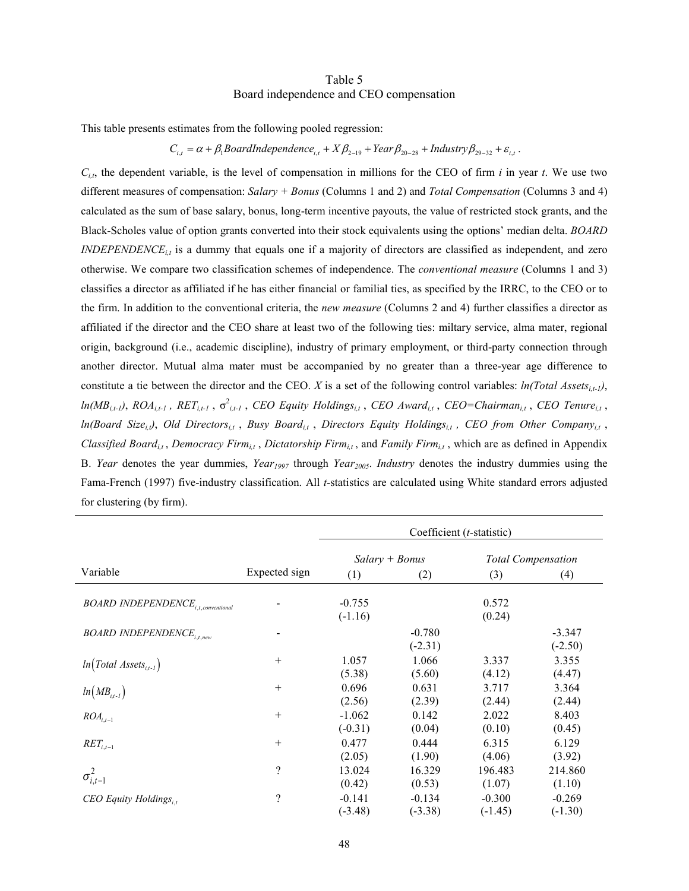# Table 5
## Board independence and CEO compensation

This table presents estimates from the following pooled regression:

$$C_{i,t} = \alpha + \beta_1 BoardIndependence_{i,t} + X\beta_{2-19} + Year\beta_{20-28} + Industry\beta_{29-32} + \varepsilon_{i,t}.$$

$C_{i,t}$, the dependent variable, is the level of compensation in millions for the CEO of firm *i* in year *t*. We use two different measures of compensation: *Salary + Bonus* (Columns 1 and 2) and *Total Compensation* (Columns 3 and 4) calculated as the sum of base salary, bonus, long-term incentive payouts, the value of restricted stock grants, and the Black-Scholes value of option grants converted into their stock equivalents using the options' median delta. $BOARD\ INDEPENDENCE_{i,t}$ is a dummy that equals one if a majority of directors are classified as independent, and zero otherwise. We compare two classification schemes of independence. The *conventional measure* (Columns 1 and 3) classifies a director as affiliated if he has either financial or familial ties, as specified by the IRRC, to the CEO or to the firm. In addition to the conventional criteria, the *new measure* (Columns 2 and 4) further classifies a director as affiliated if the director and the CEO share at least two of the following ties: miltary service, alma mater, regional origin, background (i.e., academic discipline), industry of primary employment, or third-party connection through another director. Mutual alma mater must be accompanied by no greater than a three-year age difference to constitute a tie between the director and the CEO. *X* is a set of the following control variables: $ln(Total\ Assets_{i,t-1})$, $ln(MB_{i,t-1})$, $ROA_{i,t-1}$, $RET_{i,t-1}$, $\sigma^2_{i,t-1}$, $CEO\ Equity\ Holdings_{i,t}$, $CEO\ Award_{i,t}$, $CEO{=}Chairman_{i,t}$, $CEO\ Tenure_{i,t}$, $ln(Board\ Size_{i,t})$, $Old\ Directors_{i,t}$, $Busy\ Board_{i,t}$, $Directors\ Equity\ Holdings_{i,t}$, $CEO\ from\ Other\ Company_{i,t}$, $Classified\ Board_{i,t}$, $Democracy\ Firm_{i,t}$, $Dictatorship\ Firm_{i,t}$, and $Family\ Firm_{i,t}$, which are as defined in Appendix B. *Year* denotes the year dummies, $Year_{1997}$ through $Year_{2005}$. *Industry* denotes the industry dummies using the Fama-French (1997) five-industry classification. All *t*-statistics are calculated using White standard errors adjusted for clustering (by firm).

| | | Coefficient (*t*-statistic) | | | |
|---|---|---|---|---|---|
| | | *Salary + Bonus* | | *Total Compensation* | |
| Variable | Expected sign | (1) | (2) | (3) | (4) |
| $BOARD\ INDEPENDENCE_{i,t,conventional}$ | - | -0.755 | | 0.572 | |
| | | (-1.16) | | (0.24) | |
| $BOARD\ INDEPENDENCE_{i,t,new}$ | - | | -0.780 | | -3.347 |
| | | | (-2.31) | | (-2.50) |
| $ln(Total\ Assets_{i,t-1})$ | + | 1.057 | 1.066 | 3.337 | 3.355 |
| | | (5.38) | (5.60) | (4.12) | (4.47) |
| $ln(MB_{i,t-1})$ | + | 0.696 | 0.631 | 3.717 | 3.364 |
| | | (2.56) | (2.39) | (2.44) | (2.44) |
| $ROA_{i,t-1}$ | + | -1.062 | 0.142 | 2.022 | 8.403 |
| | | (-0.31) | (0.04) | (0.10) | (0.45) |
| $RET_{i,t-1}$ | + | 0.477 | 0.444 | 6.315 | 6.129 |
| | | (2.05) | (1.90) | (4.06) | (3.92) |
| $\sigma^2_{i,t-1}$ | ? | 13.024 | 16.329 | 196.483 | 214.860 |
| | | (0.42) | (0.53) | (1.07) | (1.10) |
| $CEO\ Equity\ Holdings_{i,t}$ | ? | -0.141 | -0.134 | -0.300 | -0.269 |
| | | (-3.48) | (-3.38) | (-1.45) | (-1.30) |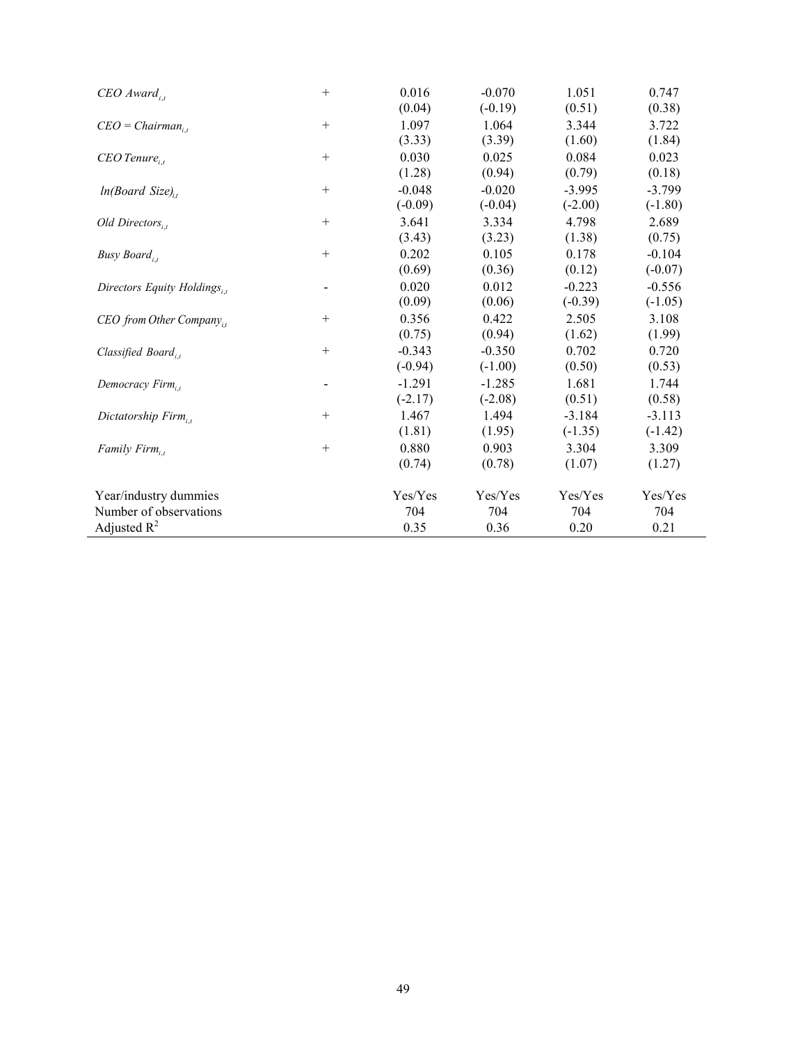| | | | | | |
|---|---|---|---|---|---|
| $CEO\ Award_{i,t}$ | + | 0.016 | -0.070 | 1.051 | 0.747 |
| | | (0.04) | (-0.19) | (0.51) | (0.38) |
| $CEO = Chairman_{i,t}$ | + | 1.097 | 1.064 | 3.344 | 3.722 |
| | | (3.33) | (3.39) | (1.60) | (1.84) |
| $CEO\ Tenure_{i,t}$ | + | 0.030 | 0.025 | 0.084 | 0.023 |
| | | (1.28) | (0.94) | (0.79) | (0.18) |
| $ln(Board\ Size)_{i,t}$ | + | -0.048 | -0.020 | -3.995 | -3.799 |
| | | (-0.09) | (-0.04) | (-2.00) | (-1.80) |
| $Old\ Directors_{i,t}$ | + | 3.641 | 3.334 | 4.798 | 2.689 |
| | | (3.43) | (3.23) | (1.38) | (0.75) |
| $Busy\ Board_{i,t}$ | + | 0.202 | 0.105 | 0.178 | -0.104 |
| | | (0.69) | (0.36) | (0.12) | (-0.07) |
| $Directors\ Equity\ Holdings_{i,t}$ | - | 0.020 | 0.012 | -0.223 | -0.556 |
| | | (0.09) | (0.06) | (-0.39) | (-1.05) |
| $CEO\ from\ Other\ Company_{i,t}$ | + | 0.356 | 0.422 | 2.505 | 3.108 |
| | | (0.75) | (0.94) | (1.62) | (1.99) |
| $Classified\ Board_{i,t}$ | + | -0.343 | -0.350 | 0.702 | 0.720 |
| | | (-0.94) | (-1.00) | (0.50) | (0.53) |
| $Democracy\ Firm_{i,t}$ | - | -1.291 | -1.285 | 1.681 | 1.744 |
| | | (-2.17) | (-2.08) | (0.51) | (0.58) |
| $Dictatorship\ Firm_{i,t}$ | + | 1.467 | 1.494 | -3.184 | -3.113 |
| | | (1.81) | (1.95) | (-1.35) | (-1.42) |
| $Family\ Firm_{i,t}$ | + | 0.880 | 0.903 | 3.304 | 3.309 |
| | | (0.74) | (0.78) | (1.07) | (1.27) |
| Year/industry dummies | | Yes/Yes | Yes/Yes | Yes/Yes | Yes/Yes |
| Number of observations | | 704 | 704 | 704 | 704 |
| Adjusted $R^2$ | | 0.35 | 0.36 | 0.20 | 0.21 |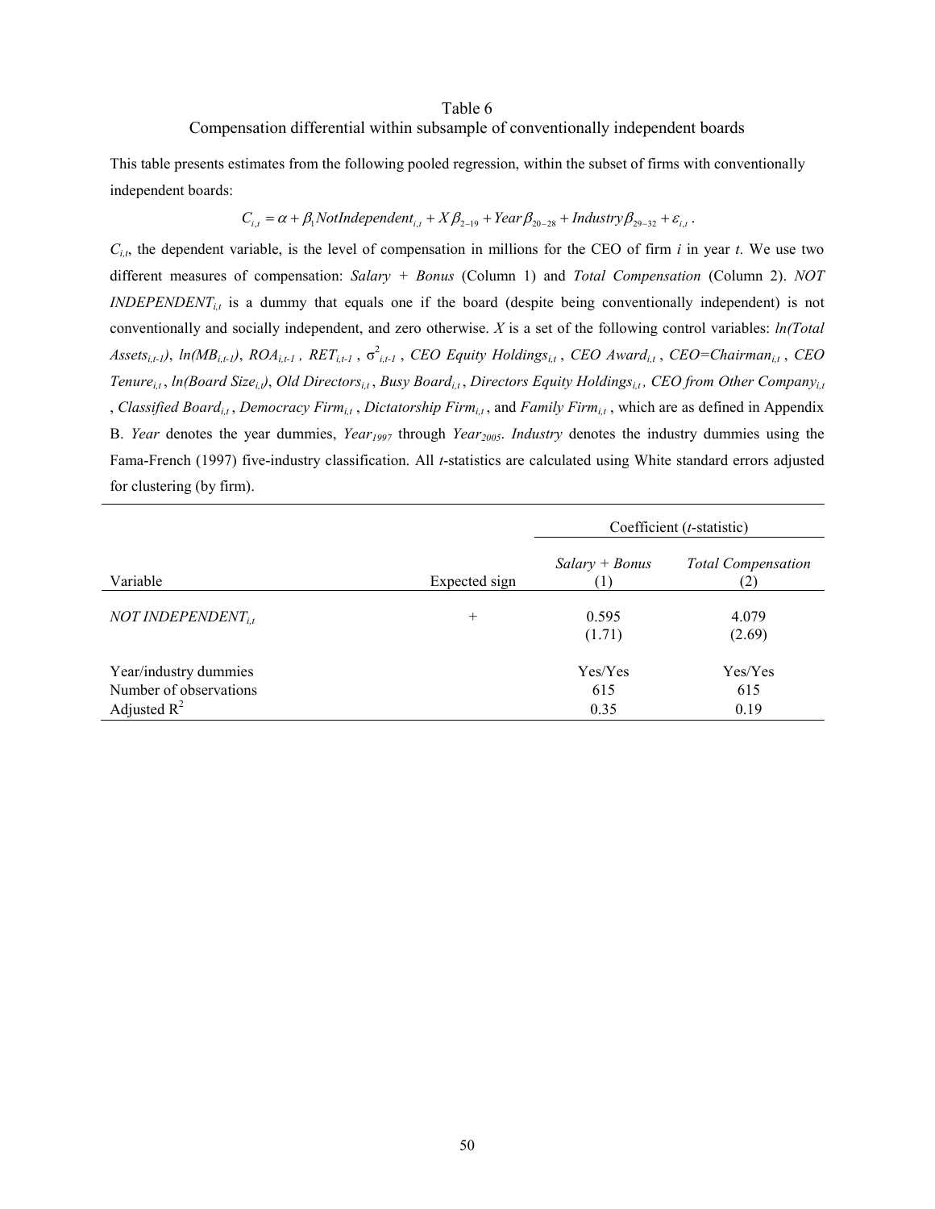## Table 6

### Compensation differential within subsample of conventionally independent boards

This table presents estimates from the following pooled regression, within the subset of firms with conventionally independent boards:

$$C_{i,t} = \alpha + \beta_1 NotIndependent_{i,t} + X\beta_{2-19} + Year\beta_{20-28} + Industry\beta_{29-32} + \varepsilon_{i,t}.$$

$C_{i,t}$, the dependent variable, is the level of compensation in millions for the CEO of firm *i* in year *t*. We use two different measures of compensation: *Salary + Bonus* (Column 1) and *Total Compensation* (Column 2). $NOT\ INDEPENDENT_{i,t}$ is a dummy that equals one if the board (despite being conventionally independent) is not conventionally and socially independent, and zero otherwise. *X* is a set of the following control variables: $ln(Total\ Assets_{i,t-1})$, $ln(MB_{i,t-1})$, $ROA_{i,t-1}$, $RET_{i,t-1}$, $\sigma^2_{i,t-1}$, $CEO\ Equity\ Holdings_{i,t}$, $CEO\ Award_{i,t}$, $CEO{=}Chairman_{i,t}$, $CEO\ Tenure_{i,t}$, $ln(Board\ Size_{i,t})$, $Old\ Directors_{i,t}$, $Busy\ Board_{i,t}$, $Directors\ Equity\ Holdings_{i,t}$, $CEO\ from\ Other\ Company_{i,t}$, $Classified\ Board_{i,t}$, $Democracy\ Firm_{i,t}$, $Dictatorship\ Firm_{i,t}$, and $Family\ Firm_{i,t}$, which are as defined in Appendix B. *Year* denotes the year dummies, $Year_{1997}$ through $Year_{2005}$. *Industry* denotes the industry dummies using the Fama-French (1997) five-industry classification. All *t*-statistics are calculated using White standard errors adjusted for clustering (by firm).

| | | Coefficient (*t*-statistic) | |
|---|---|---|---|
| Variable | Expected sign | *Salary + Bonus* (1) | *Total Compensation* (2) |
| $NOT\ INDEPENDENT_{i,t}$ | + | 0.595 (1.71) | 4.079 (2.69) |
| Year/industry dummies | | Yes/Yes | Yes/Yes |
| Number of observations | | 615 | 615 |
| Adjusted $R^2$ | | 0.35 | 0.19 |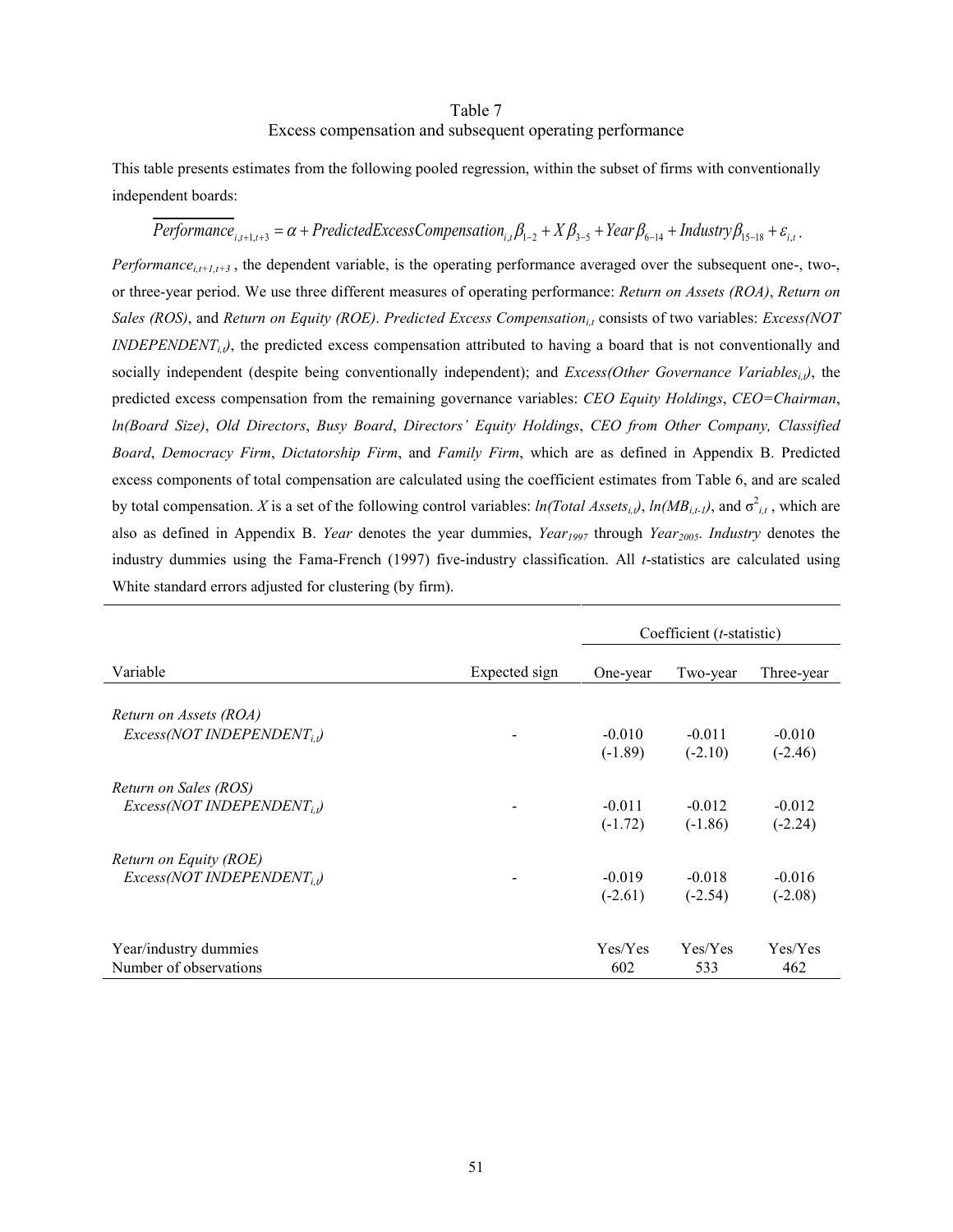Table 7
Excess compensation and subsequent operating performance

This table presents estimates from the following pooled regression, within the subset of firms with conventionally independent boards:

$$\overline{Performance}_{i,t+1,t+3} = \alpha + PredictedExcessCompensation_{i,t}\beta_{1-2} + X\beta_{3-5} + Year\beta_{6-14} + Industry\beta_{15-18} + \varepsilon_{i,t}.$$

$Performance_{i,t+1,t+3}$, the dependent variable, is the operating performance averaged over the subsequent one-, two-, or three-year period. We use three different measures of operating performance: *Return on Assets (ROA)*, *Return on Sales (ROS)*, and *Return on Equity (ROE)*. *Predicted Excess Compensation*$_{i,t}$ consists of two variables: *Excess(NOT INDEPENDENT*$_{i,t}$*)*, the predicted excess compensation attributed to having a board that is not conventionally and socially independent (despite being conventionally independent); and *Excess(Other Governance Variables*$_{i,t}$*)*, the predicted excess compensation from the remaining governance variables: *CEO Equity Holdings*, *CEO=Chairman*, *ln(Board Size)*, *Old Directors*, *Busy Board*, *Directors' Equity Holdings*, *CEO from Other Company, Classified Board*, *Democracy Firm*, *Dictatorship Firm*, and *Family Firm*, which are as defined in Appendix B. Predicted excess components of total compensation are calculated using the coefficient estimates from Table 6, and are scaled by total compensation. $X$ is a set of the following control variables: $ln(Total\ Assets_{i,t})$, $ln(MB_{i,t-1})$, and $\sigma^2_{i,t}$, which are also as defined in Appendix B. *Year* denotes the year dummies, $Year_{1997}$ through $Year_{2005}$. *Industry* denotes the industry dummies using the Fama-French (1997) five-industry classification. All *t*-statistics are calculated using White standard errors adjusted for clustering (by firm).

| | | Coefficient (*t*-statistic) | | |
|---|---|---|---|---|
| Variable | Expected sign | One-year | Two-year | Three-year |
| *Return on Assets (ROA)* | | | | |
| *Excess(NOT INDEPENDENT*$_{i,t}$*)* | - | -0.010 | -0.011 | -0.010 |
| | | (-1.89) | (-2.10) | (-2.46) |
| *Return on Sales (ROS)* | | | | |
| *Excess(NOT INDEPENDENT*$_{i,t}$*)* | - | -0.011 | -0.012 | -0.012 |
| | | (-1.72) | (-1.86) | (-2.24) |
| *Return on Equity (ROE)* | | | | |
| *Excess(NOT INDEPENDENT*$_{i,t}$*)* | - | -0.019 | -0.018 | -0.016 |
| | | (-2.61) | (-2.54) | (-2.08) |
| Year/industry dummies | | Yes/Yes | Yes/Yes | Yes/Yes |
| Number of observations | | 602 | 533 | 462 |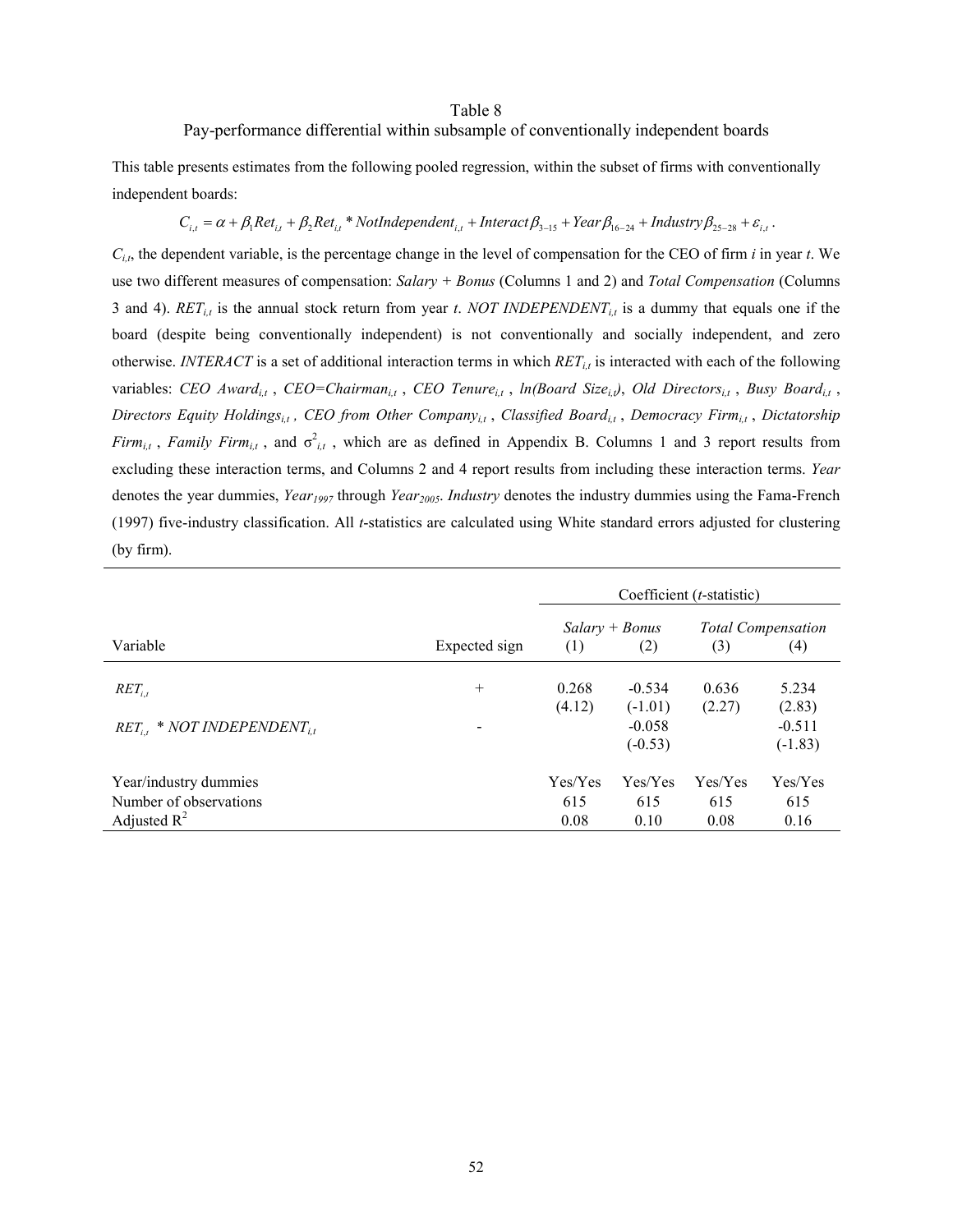Table 8

Pay-performance differential within subsample of conventionally independent boards

This table presents estimates from the following pooled regression, within the subset of firms with conventionally independent boards:

$$C_{i,t} = \alpha + \beta_1 Ret_{i,t} + \beta_2 Ret_{i,t} * NotIndependent_{i,t} + Interact\,\beta_{3-15} + Year\,\beta_{16-24} + Industry\,\beta_{25-28} + \varepsilon_{i,t}.$$

$C_{i,t}$, the dependent variable, is the percentage change in the level of compensation for the CEO of firm *i* in year *t*. We use two different measures of compensation: *Salary + Bonus* (Columns 1 and 2) and *Total Compensation* (Columns 3 and 4). $RET_{i,t}$ is the annual stock return from year *t*. $NOT\ INDEPENDENT_{i,t}$ is a dummy that equals one if the board (despite being conventionally independent) is not conventionally and socially independent, and zero otherwise. *INTERACT* is a set of additional interaction terms in which $RET_{i,t}$ is interacted with each of the following variables: $CEO\ Award_{i,t}$, $CEO{=}Chairman_{i,t}$, $CEO\ Tenure_{i,t}$, $ln(Board\ Size_{i,t})$, $Old\ Directors_{i,t}$, $Busy\ Board_{i,t}$, $Directors\ Equity\ Holdings_{i,t}$, $CEO\ from\ Other\ Company_{i,t}$, $Classified\ Board_{i,t}$, $Democracy\ Firm_{i,t}$, $Dictatorship\ Firm_{i,t}$, $Family\ Firm_{i,t}$, and $\sigma^2_{i,t}$, which are as defined in Appendix B. Columns 1 and 3 report results from excluding these interaction terms, and Columns 2 and 4 report results from including these interaction terms. *Year* denotes the year dummies, $Year_{1997}$ through $Year_{2005}$. *Industry* denotes the industry dummies using the Fama-French (1997) five-industry classification. All *t*-statistics are calculated using White standard errors adjusted for clustering (by firm).

| | | Coefficient (*t*-statistic) | | | |
|---|---|---|---|---|---|
| | | *Salary + Bonus* | | *Total Compensation* | |
| Variable | Expected sign | (1) | (2) | (3) | (4) |
| $RET_{i,t}$ | + | 0.268 | -0.534 | 0.636 | 5.234 |
| | | (4.12) | (-1.01) | (2.27) | (2.83) |
| $RET_{i,t}$ * $NOT\ INDEPENDENT_{i,t}$ | - | | -0.058 | | -0.511 |
| | | | (-0.53) | | (-1.83) |
| Year/industry dummies | | Yes/Yes | Yes/Yes | Yes/Yes | Yes/Yes |
| Number of observations | | 615 | 615 | 615 | 615 |
| Adjusted $R^2$ | | 0.08 | 0.10 | 0.08 | 0.16 |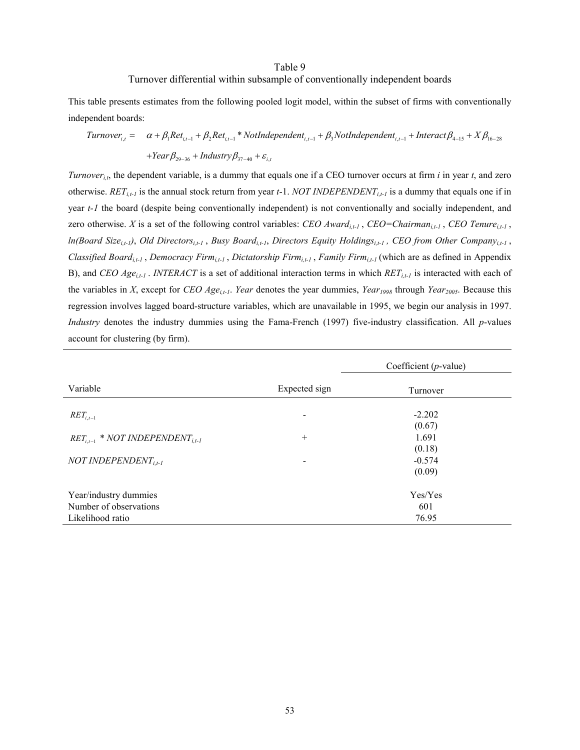# Table 9

## Turnover differential within subsample of conventionally independent boards

This table presents estimates from the following pooled logit model, within the subset of firms with conventionally independent boards:

$$Turnover_{i,t} = \alpha + \beta_1 Ret_{i,t-1} + \beta_2 Ret_{i,t-1} * NotIndependent_{i,t-1} + \beta_3 NotIndependent_{i,t-1} + Interact\,\beta_{4-15} + X\,\beta_{16-28}$$
$$+ Year\,\beta_{29-36} + Industry\,\beta_{37-40} + \varepsilon_{i,t}$$

$Turnover_{i,t}$, the dependent variable, is a dummy that equals one if a CEO turnover occurs at firm *i* in year *t*, and zero otherwise. $RET_{i,t-1}$ is the annual stock return from year *t*-1. $NOT\ INDEPENDENT_{i,t-1}$ is a dummy that equals one if in year *t-1* the board (despite being conventionally independent) is not conventionally and socially independent, and zero otherwise. *X* is a set of the following control variables: $CEO\ Award_{i,t-1}$, $CEO{=}Chairman_{i,t-1}$, $CEO\ Tenure_{i,t-1}$, $ln(Board\ Size_{i,t-1})$, $Old\ Directors_{i,t-1}$, $Busy\ Board_{i,t-1}$, $Directors\ Equity\ Holdings_{i,t-1}$, $CEO\ from\ Other\ Company_{i,t-1}$, $Classified\ Board_{i,t-1}$, $Democracy\ Firm_{i,t-1}$, $Dictatorship\ Firm_{i,t-1}$, $Family\ Firm_{i,t-1}$ (which are as defined in Appendix B), and $CEO\ Age_{i,t-1}$. *INTERACT* is a set of additional interaction terms in which $RET_{i,t-1}$ is interacted with each of the variables in *X*, except for $CEO\ Age_{i,t-1}$. *Year* denotes the year dummies, $Year_{1998}$ through $Year_{2005}$. Because this regression involves lagged board-structure variables, which are unavailable in 1995, we begin our analysis in 1997. *Industry* denotes the industry dummies using the Fama-French (1997) five-industry classification. All *p*-values account for clustering (by firm).

| | | Coefficient (*p*-value) |
|---|---|---|
| Variable | Expected sign | Turnover |
| $RET_{i,t-1}$ | - | -2.202<br>(0.67) |
| $RET_{i,t-1}$ * $NOT\ INDEPENDENT_{i,t-1}$ | + | 1.691<br>(0.18) |
| $NOT\ INDEPENDENT_{i,t-1}$ | - | -0.574<br>(0.09) |
| Year/industry dummies | | Yes/Yes |
| Number of observations | | 601 |
| Likelihood ratio | | 76.95 |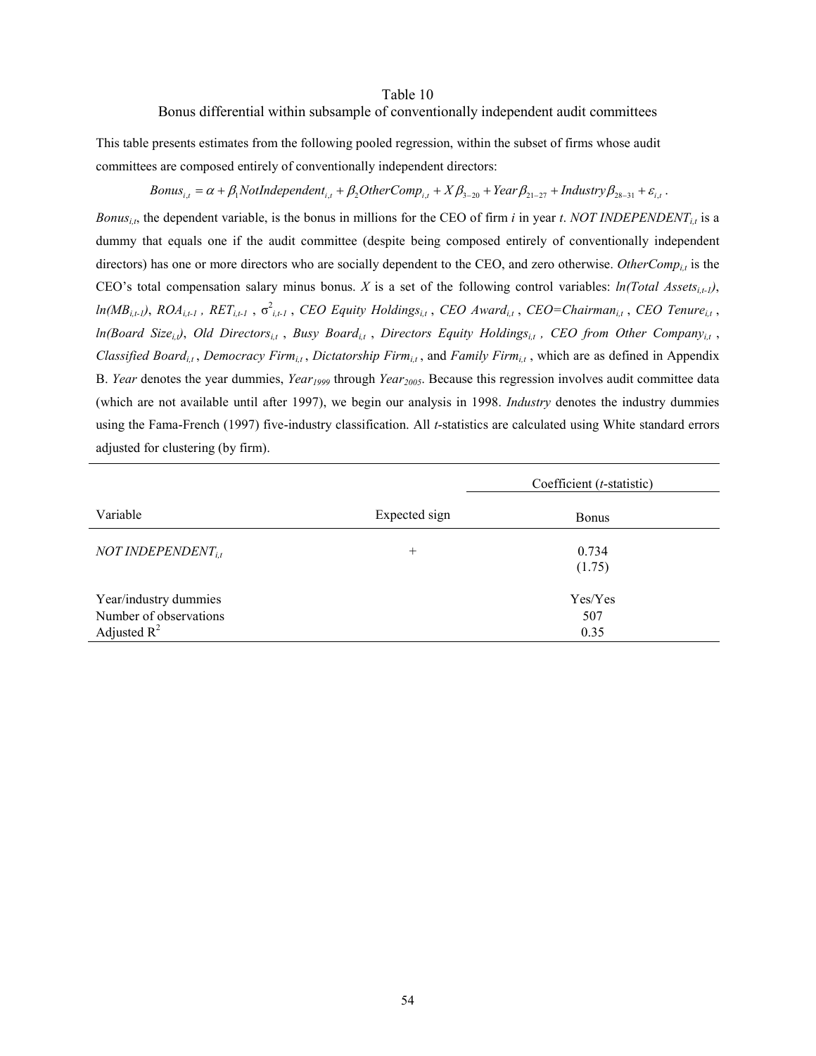# Table 10

## Bonus differential within subsample of conventionally independent audit committees

This table presents estimates from the following pooled regression, within the subset of firms whose audit committees are composed entirely of conventionally independent directors:

$$Bonus_{i,t} = \alpha + \beta_1 NotIndependent_{i,t} + \beta_2 OtherComp_{i,t} + X\beta_{3-20} + Year\beta_{21-27} + Industry\beta_{28-31} + \varepsilon_{i,t}.$$

$Bonus_{i,t}$, the dependent variable, is the bonus in millions for the CEO of firm $i$ in year $t$. $NOT\ INDEPENDENT_{i,t}$ is a dummy that equals one if the audit committee (despite being composed entirely of conventionally independent directors) has one or more directors who are socially dependent to the CEO, and zero otherwise. $OtherComp_{i,t}$ is the CEO's total compensation salary minus bonus. $X$ is a set of the following control variables: $ln(Total\ Assets_{i,t-1})$, $ln(MB_{i,t-1})$, $ROA_{i,t-1}$, $RET_{i,t-1}$, $\sigma^2_{i,t-1}$, $CEO\ Equity\ Holdings_{i,t}$, $CEO\ Award_{i,t}$, $CEO{=}Chairman_{i,t}$, $CEO\ Tenure_{i,t}$, $ln(Board\ Size_{i,t})$, $Old\ Directors_{i,t}$, $Busy\ Board_{i,t}$, $Directors\ Equity\ Holdings_{i,t}$, $CEO\ from\ Other\ Company_{i,t}$, $Classified\ Board_{i,t}$, $Democracy\ Firm_{i,t}$, $Dictatorship\ Firm_{i,t}$, and $Family\ Firm_{i,t}$, which are as defined in Appendix B. *Year* denotes the year dummies, $Year_{1999}$ through $Year_{2005}$. Because this regression involves audit committee data (which are not available until after 1997), we begin our analysis in 1998. *Industry* denotes the industry dummies using the Fama-French (1997) five-industry classification. All *t*-statistics are calculated using White standard errors adjusted for clustering (by firm).

| | | Coefficient (*t*-statistic) |
|---|---|---|
| Variable | Expected sign | Bonus |
| $NOT\ INDEPENDENT_{i,t}$ | + | 0.734<br>(1.75) |
| Year/industry dummies | | Yes/Yes |
| Number of observations | | 507 |
| Adjusted $R^2$ | | 0.35 |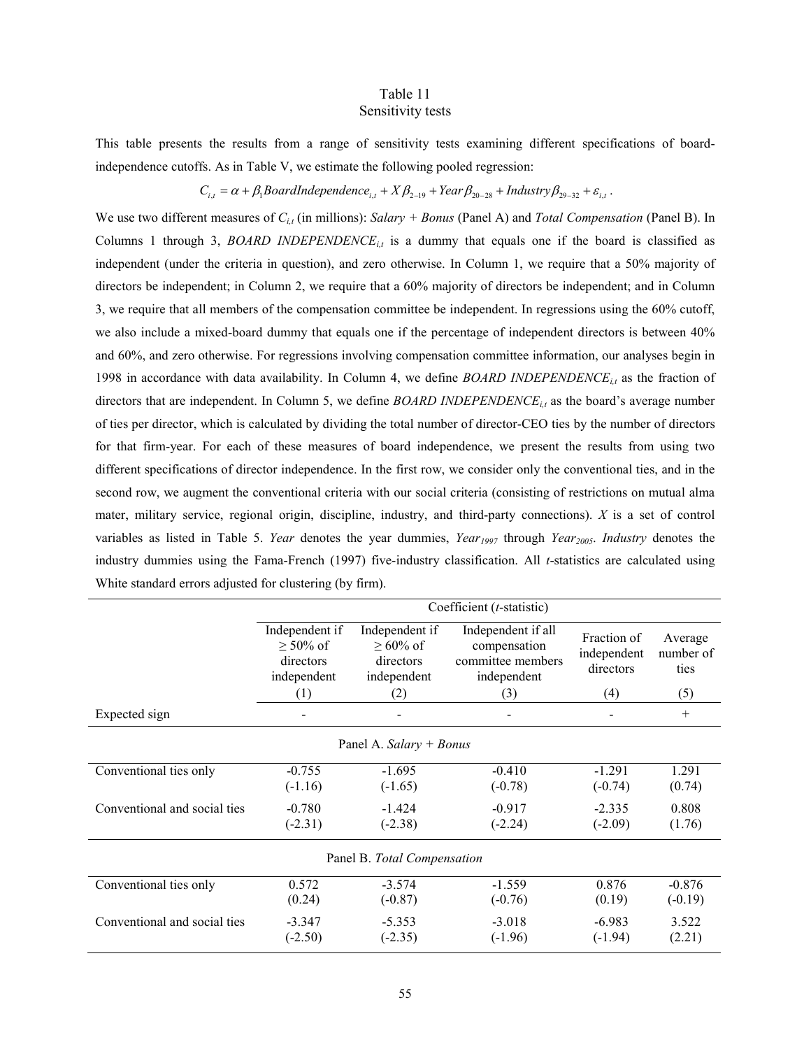# Table 11
## Sensitivity tests

This table presents the results from a range of sensitivity tests examining different specifications of board-independence cutoffs. As in Table V, we estimate the following pooled regression:

$$C_{i,t} = \alpha + \beta_1 BoardIndependence_{i,t} + X\beta_{2-19} + Year\beta_{20-28} + Industry\beta_{29-32} + \varepsilon_{i,t}.$$

We use two different measures of $C_{i,t}$ (in millions): *Salary + Bonus* (Panel A) and *Total Compensation* (Panel B). In Columns 1 through 3, *BOARD INDEPENDENCE*$_{i,t}$ is a dummy that equals one if the board is classified as independent (under the criteria in question), and zero otherwise. In Column 1, we require that a 50% majority of directors be independent; in Column 2, we require that a 60% majority of directors be independent; and in Column 3, we require that all members of the compensation committee be independent. In regressions using the 60% cutoff, we also include a mixed-board dummy that equals one if the percentage of independent directors is between 40% and 60%, and zero otherwise. For regressions involving compensation committee information, our analyses begin in 1998 in accordance with data availability. In Column 4, we define *BOARD INDEPENDENCE*$_{i,t}$ as the fraction of directors that are independent. In Column 5, we define *BOARD INDEPENDENCE*$_{i,t}$ as the board's average number of ties per director, which is calculated by dividing the total number of director-CEO ties by the number of directors for that firm-year. For each of these measures of board independence, we present the results from using two different specifications of director independence. In the first row, we consider only the conventional ties, and in the second row, we augment the conventional criteria with our social criteria (consisting of restrictions on mutual alma mater, military service, regional origin, discipline, industry, and third-party connections). *X* is a set of control variables as listed in Table 5. *Year* denotes the year dummies, *Year*$_{1997}$ through *Year*$_{2005}$. *Industry* denotes the industry dummies using the Fama-French (1997) five-industry classification. All *t*-statistics are calculated using White standard errors adjusted for clustering (by firm).

| | Coefficient (*t*-statistic) | | | | |
|---|---|---|---|---|---|
| | Independent if ≥ 50% of directors independent | Independent if ≥ 60% of directors independent | Independent if all compensation committee members independent | Fraction of independent directors | Average number of ties |
| | (1) | (2) | (3) | (4) | (5) |
| Expected sign | - | - | - | - | + |
| **Panel A. *Salary + Bonus*** | | | | | |
| Conventional ties only | -0.755 | -1.695 | -0.410 | -1.291 | 1.291 |
| | (-1.16) | (-1.65) | (-0.78) | (-0.74) | (0.74) |
| Conventional and social ties | -0.780 | -1.424 | -0.917 | -2.335 | 0.808 |
| | (-2.31) | (-2.38) | (-2.24) | (-2.09) | (1.76) |
| **Panel B. *Total Compensation*** | | | | | |
| Conventional ties only | 0.572 | -3.574 | -1.559 | 0.876 | -0.876 |
| | (0.24) | (-0.87) | (-0.76) | (0.19) | (-0.19) |
| Conventional and social ties | -3.347 | -5.353 | -3.018 | -6.983 | 3.522 |
| | (-2.50) | (-2.35) | (-1.96) | (-1.94) | (2.21) |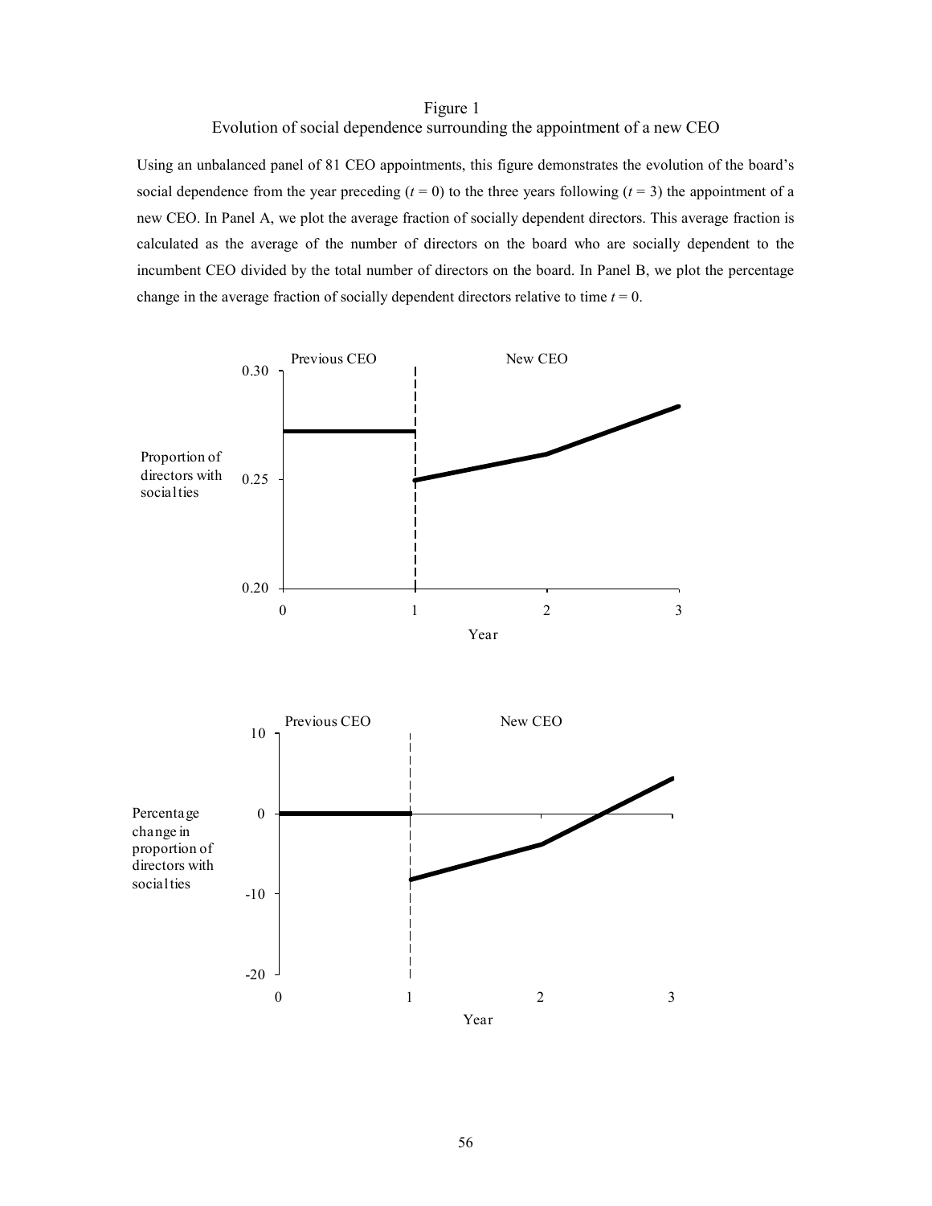Figure 1
Evolution of social dependence surrounding the appointment of a new CEO

Using an unbalanced panel of 81 CEO appointments, this figure demonstrates the evolution of the board's social dependence from the year preceding ($t = 0$) to the three years following ($t = 3$) the appointment of a new CEO. In Panel A, we plot the average fraction of socially dependent directors. This average fraction is calculated as the average of the number of directors on the board who are socially dependent to the incumbent CEO divided by the total number of directors on the board. In Panel B, we plot the percentage change in the average fraction of socially dependent directors relative to time $t = 0$.

Previous CEO
New CEO
0.30
0.25
0.20
Proportion of directors with social ties
0
1
2
3
Year

Previous CEO
New CEO
10
0
-10
-20
Percentage change in proportion of directors with social ties
0
1
2
3
Year